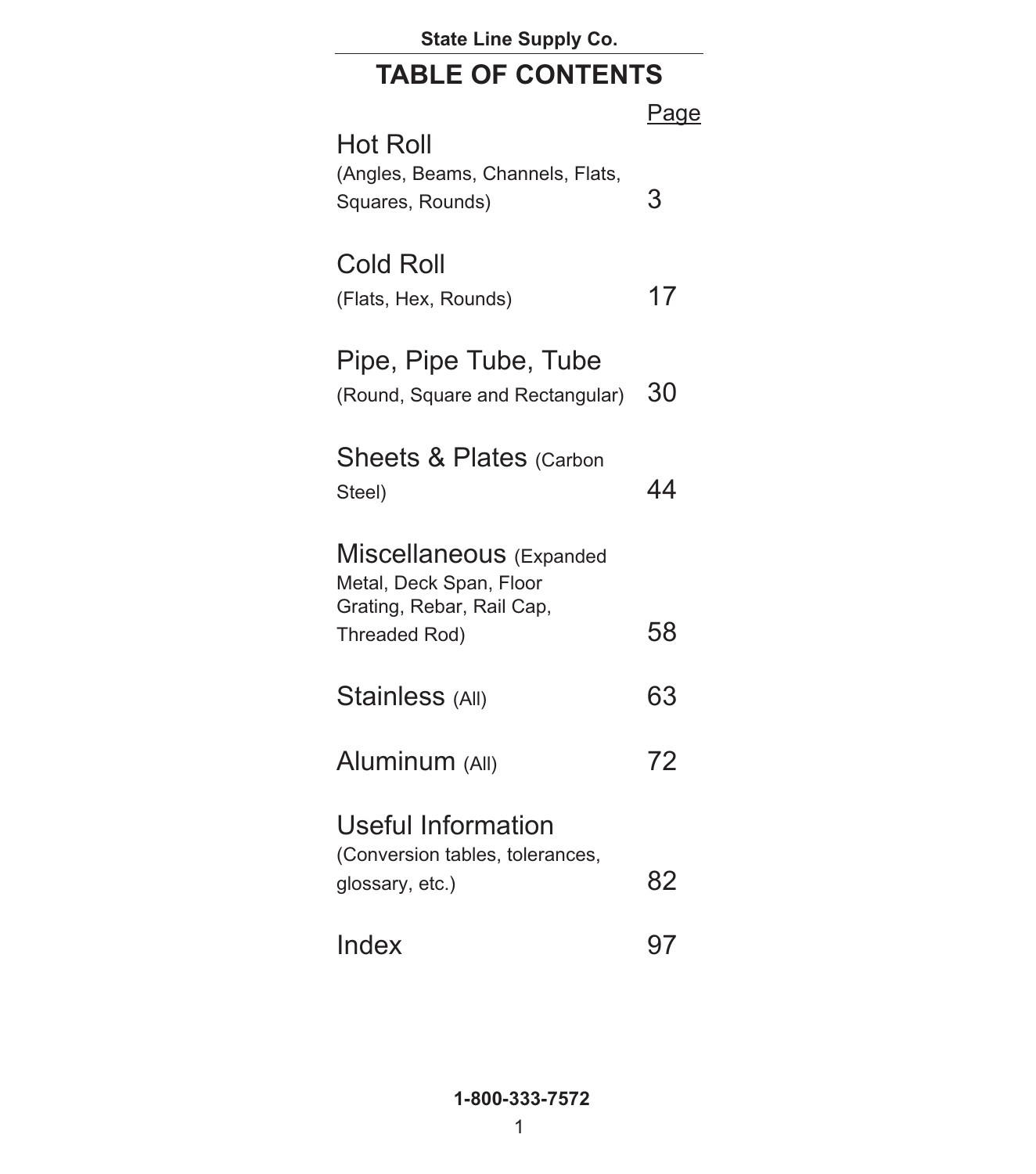State Line Supply Co.

# TABLE OF CONTENTS

| | Page |
|---|---|
| Hot Roll (Angles, Beams, Channels, Flats, Squares, Rounds) | 3 |
| Cold Roll (Flats, Hex, Rounds) | 17 |
| Pipe, Pipe Tube, Tube (Round, Square and Rectangular) | 30 |
| Sheets & Plates (Carbon Steel) | 44 |
| Miscellaneous (Expanded Metal, Deck Span, Floor Grating, Rebar, Rail Cap, Threaded Rod) | 58 |
| Stainless (All) | 63 |
| Aluminum (All) | 72 |
| Useful Information (Conversion tables, tolerances, glossary, etc.) | 82 |
| Index | 97 |

**1-800-333-7572**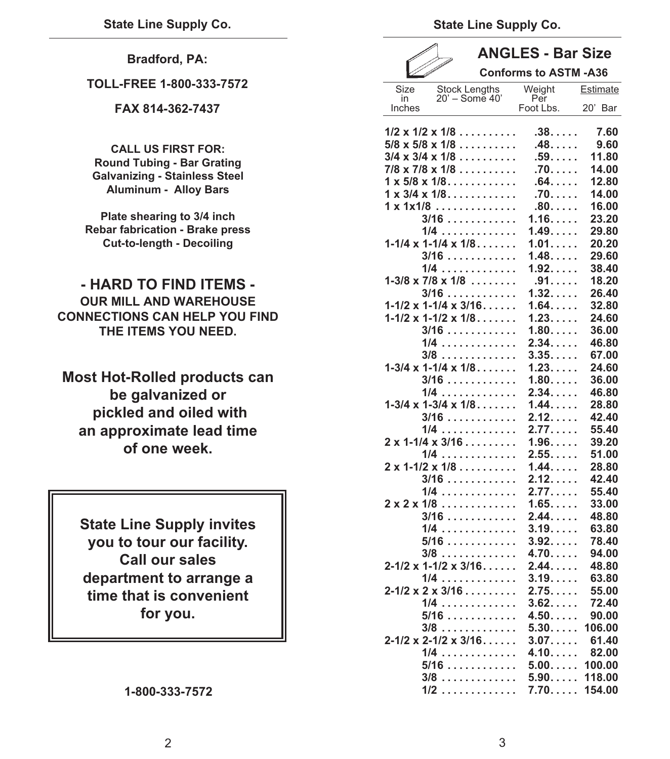**Bradford, PA:**

**TOLL-FREE 1-800-333-7572**

**FAX 814-362-7437**

**CALL US FIRST FOR:**
**Round Tubing - Bar Grating**
**Galvanizing - Stainless Steel**
**Aluminum - Alloy Bars**

**Plate shearing to 3/4 inch**
**Rebar fabrication - Brake press**
**Cut-to-length - Decoiling**

## - HARD TO FIND ITEMS -

**OUR MILL AND WAREHOUSE CONNECTIONS CAN HELP YOU FIND THE ITEMS YOU NEED.**

**Most Hot-Rolled products can be galvanized or pickled and oiled with an approximate lead time of one week.**

**State Line Supply invites you to tour our facility. Call our sales department to arrange a time that is convenient for you.**

**1-800-333-7572**

## ANGLES - Bar Size

**Conforms to ASTM -A36**

| Size in Inches (Stock Lengths 20' – Some 40') | Weight Per Foot Lbs. | Estimate 20' Bar |
|---|---|---|
| 1/2 x 1/2 x 1/8 | .38 | 7.60 |
| 5/8 x 5/8 x 1/8 | .48 | 9.60 |
| 3/4 x 3/4 x 1/8 | .59 | 11.80 |
| 7/8 x 7/8 x 1/8 | .70 | 14.00 |
| 1 x 5/8 x 1/8 | .64 | 12.80 |
| 1 x 3/4 x 1/8 | .70 | 14.00 |
| 1 x 1x1/8 | .80 | 16.00 |
| 3/16 | 1.16 | 23.20 |
| 1/4 | 1.49 | 29.80 |
| 1-1/4 x 1-1/4 x 1/8 | 1.01 | 20.20 |
| 3/16 | 1.48 | 29.60 |
| 1/4 | 1.92 | 38.40 |
| 1-3/8 x 7/8 x 1/8 | .91 | 18.20 |
| 3/16 | 1.32 | 26.40 |
| 1-1/2 x 1-1/4 x 3/16 | 1.64 | 32.80 |
| 1-1/2 x 1-1/2 x 1/8 | 1.23 | 24.60 |
| 3/16 | 1.80 | 36.00 |
| 1/4 | 2.34 | 46.80 |
| 3/8 | 3.35 | 67.00 |
| 1-3/4 x 1-1/4 x 1/8 | 1.23 | 24.60 |
| 3/16 | 1.80 | 36.00 |
| 1/4 | 2.34 | 46.80 |
| 1-3/4 x 1-3/4 x 1/8 | 1.44 | 28.80 |
| 3/16 | 2.12 | 42.40 |
| 1/4 | 2.77 | 55.40 |
| 2 x 1-1/4 x 3/16 | 1.96 | 39.20 |
| 1/4 | 2.55 | 51.00 |
| 2 x 1-1/2 x 1/8 | 1.44 | 28.80 |
| 3/16 | 2.12 | 42.40 |
| 1/4 | 2.77 | 55.40 |
| 2 x 2 x 1/8 | 1.65 | 33.00 |
| 3/16 | 2.44 | 48.80 |
| 1/4 | 3.19 | 63.80 |
| 5/16 | 3.92 | 78.40 |
| 3/8 | 4.70 | 94.00 |
| 2-1/2 x 1-1/2 x 3/16 | 2.44 | 48.80 |
| 1/4 | 3.19 | 63.80 |
| 2-1/2 x 2 x 3/16 | 2.75 | 55.00 |
| 1/4 | 3.62 | 72.40 |
| 5/16 | 4.50 | 90.00 |
| 3/8 | 5.30 | 106.00 |
| 2-1/2 x 2-1/2 x 3/16 | 3.07 | 61.40 |
| 1/4 | 4.10 | 82.00 |
| 5/16 | 5.00 | 100.00 |
| 3/8 | 5.90 | 118.00 |
| 1/2 | 7.70 | 154.00 |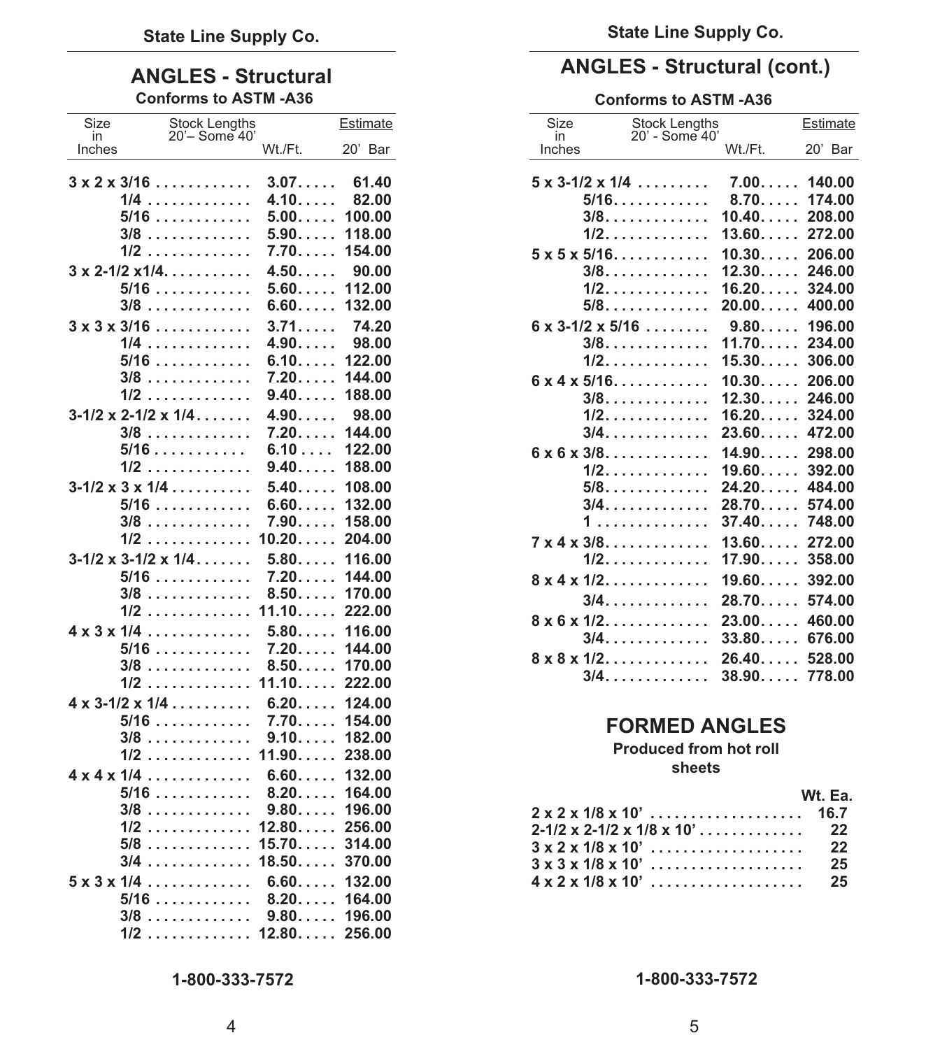## ANGLES - Structural

**Conforms to ASTM -A36**

| Size in Inches | Stock Lengths 20'– Some 40' Wt./Ft. | Estimate 20' Bar |
|---|---|---|
| **3 x 2 x 3/16** | **3.07** | **61.40** |
| **1/4** | **4.10** | **82.00** |
| **5/16** | **5.00** | **100.00** |
| **3/8** | **5.90** | **118.00** |
| **1/2** | **7.70** | **154.00** |
| **3 x 2-1/2 x1/4** | **4.50** | **90.00** |
| **5/16** | **5.60** | **112.00** |
| **3/8** | **6.60** | **132.00** |
| **3 x 3 x 3/16** | **3.71** | **74.20** |
| **1/4** | **4.90** | **98.00** |
| **5/16** | **6.10** | **122.00** |
| **3/8** | **7.20** | **144.00** |
| **1/2** | **9.40** | **188.00** |
| **3-1/2 x 2-1/2 x 1/4** | **4.90** | **98.00** |
| **3/8** | **7.20** | **144.00** |
| **5/16** | **6.10** | **122.00** |
| **1/2** | **9.40** | **188.00** |
| **3-1/2 x 3 x 1/4** | **5.40** | **108.00** |
| **5/16** | **6.60** | **132.00** |
| **3/8** | **7.90** | **158.00** |
| **1/2** | **10.20** | **204.00** |
| **3-1/2 x 3-1/2 x 1/4** | **5.80** | **116.00** |
| **5/16** | **7.20** | **144.00** |
| **3/8** | **8.50** | **170.00** |
| **1/2** | **11.10** | **222.00** |
| **4 x 3 x 1/4** | **5.80** | **116.00** |
| **5/16** | **7.20** | **144.00** |
| **3/8** | **8.50** | **170.00** |
| **1/2** | **11.10** | **222.00** |
| **4 x 3-1/2 x 1/4** | **6.20** | **124.00** |
| **5/16** | **7.70** | **154.00** |
| **3/8** | **9.10** | **182.00** |
| **1/2** | **11.90** | **238.00** |
| **4 x 4 x 1/4** | **6.60** | **132.00** |
| **5/16** | **8.20** | **164.00** |
| **3/8** | **9.80** | **196.00** |
| **1/2** | **12.80** | **256.00** |
| **5/8** | **15.70** | **314.00** |
| **3/4** | **18.50** | **370.00** |
| **5 x 3 x 1/4** | **6.60** | **132.00** |
| **5/16** | **8.20** | **164.00** |
| **3/8** | **9.80** | **196.00** |
| **1/2** | **12.80** | **256.00** |

**1-800-333-7572**

## ANGLES - Structural (cont.)

**Conforms to ASTM -A36**

| Size in Inches | Stock Lengths 20' - Some 40' Wt./Ft. | Estimate 20' Bar |
|---|---|---|
| **5 x 3-1/2 x 1/4** | **7.00** | **140.00** |
| **5/16** | **8.70** | **174.00** |
| **3/8** | **10.40** | **208.00** |
| **1/2** | **13.60** | **272.00** |
| **5 x 5 x 5/16** | **10.30** | **206.00** |
| **3/8** | **12.30** | **246.00** |
| **1/2** | **16.20** | **324.00** |
| **5/8** | **20.00** | **400.00** |
| **6 x 3-1/2 x 5/16** | **9.80** | **196.00** |
| **3/8** | **11.70** | **234.00** |
| **1/2** | **15.30** | **306.00** |
| **6 x 4 x 5/16** | **10.30** | **206.00** |
| **3/8** | **12.30** | **246.00** |
| **1/2** | **16.20** | **324.00** |
| **3/4** | **23.60** | **472.00** |
| **6 x 6 x 3/8** | **14.90** | **298.00** |
| **1/2** | **19.60** | **392.00** |
| **5/8** | **24.20** | **484.00** |
| **3/4** | **28.70** | **574.00** |
| **1** | **37.40** | **748.00** |
| **7 x 4 x 3/8** | **13.60** | **272.00** |
| **1/2** | **17.90** | **358.00** |
| **8 x 4 x 1/2** | **19.60** | **392.00** |
| **3/4** | **28.70** | **574.00** |
| **8 x 6 x 1/2** | **23.00** | **460.00** |
| **3/4** | **33.80** | **676.00** |
| **8 x 8 x 1/2** | **26.40** | **528.00** |
| **3/4** | **38.90** | **778.00** |

## FORMED ANGLES

**Produced from hot roll sheets**

| | Wt. Ea. |
|---|---|
| **2 x 2 x 1/8 x 10'** | **16.7** |
| **2-1/2 x 2-1/2 x 1/8 x 10'** | **22** |
| **3 x 2 x 1/8 x 10'** | **22** |
| **3 x 3 x 1/8 x 10'** | **25** |
| **4 x 2 x 1/8 x 10'** | **25** |

**1-800-333-7572**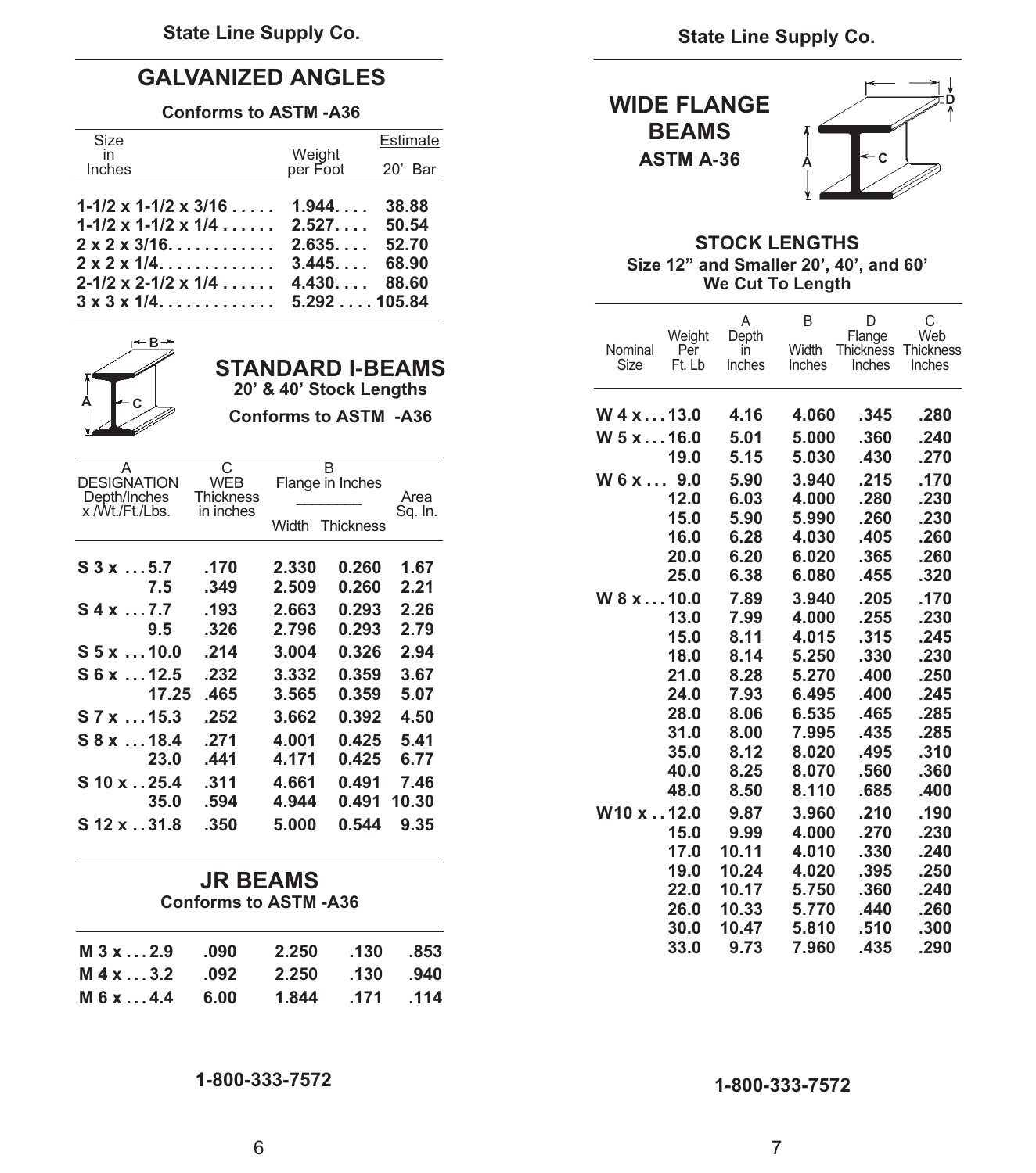## GALVANIZED ANGLES

**Conforms to ASTM -A36**

| Size in Inches | Weight per Foot | Estimate 20' Bar |
|---|---|---|
| 1-1/2 x 1-1/2 x 3/16 | 1.944 | 38.88 |
| 1-1/2 x 1-1/2 x 1/4 | 2.527 | 50.54 |
| 2 x 2 x 3/16 | 2.635 | 52.70 |
| 2 x 2 x 1/4 | 3.445 | 68.90 |
| 2-1/2 x 2-1/2 x 1/4 | 4.430 | 88.60 |
| 3 x 3 x 1/4 | 5.292 | 105.84 |

## STANDARD I-BEAMS

**20' & 40' Stock Lengths**

**Conforms to ASTM -A36**

| A DESIGNATION Depth/Inches x /Wt./Ft./Lbs. | C WEB Thickness in inches | B Flange in Inches Width | Thickness | Area Sq. In. |
|---|---|---|---|---|
| S 3 x 5.7 | .170 | 2.330 | 0.260 | 1.67 |
| 7.5 | .349 | 2.509 | 0.260 | 2.21 |
| S 4 x 7.7 | .193 | 2.663 | 0.293 | 2.26 |
| 9.5 | .326 | 2.796 | 0.293 | 2.79 |
| S 5 x 10.0 | .214 | 3.004 | 0.326 | 2.94 |
| S 6 x 12.5 | .232 | 3.332 | 0.359 | 3.67 |
| 17.25 | .465 | 3.565 | 0.359 | 5.07 |
| S 7 x 15.3 | .252 | 3.662 | 0.392 | 4.50 |
| S 8 x 18.4 | .271 | 4.001 | 0.425 | 5.41 |
| 23.0 | .441 | 4.171 | 0.425 | 6.77 |
| S 10 x 25.4 | .311 | 4.661 | 0.491 | 7.46 |
| 35.0 | .594 | 4.944 | 0.491 | 10.30 |
| S 12 x 31.8 | .350 | 5.000 | 0.544 | 9.35 |

## JR BEAMS

**Conforms to ASTM -A36**

| | | | | |
|---|---|---|---|---|
| M 3 x 2.9 | .090 | 2.250 | .130 | .853 |
| M 4 x 3.2 | .092 | 2.250 | .130 | .940 |
| M 6 x 4.4 | 6.00 | 1.844 | .171 | .114 |

1-800-333-7572

## WIDE FLANGE BEAMS

**ASTM A-36**

### STOCK LENGTHS

**Size 12" and Smaller 20', 40', and 60'**

**We Cut To Length**

| Nominal Size | Weight Per Ft. Lb | A Depth in Inches | B Width Inches | D Flange Thickness Inches | C Web Thickness Inches |
|---|---|---|---|---|---|
| W 4 x | 13.0 | 4.16 | 4.060 | .345 | .280 |
| W 5 x | 16.0 | 5.01 | 5.000 | .360 | .240 |
| | 19.0 | 5.15 | 5.030 | .430 | .270 |
| W 6 x | 9.0 | 5.90 | 3.940 | .215 | .170 |
| | 12.0 | 6.03 | 4.000 | .280 | .230 |
| | 15.0 | 5.90 | 5.990 | .260 | .230 |
| | 16.0 | 6.28 | 4.030 | .405 | .260 |
| | 20.0 | 6.20 | 6.020 | .365 | .260 |
| | 25.0 | 6.38 | 6.080 | .455 | .320 |
| W 8 x | 10.0 | 7.89 | 3.940 | .205 | .170 |
| | 13.0 | 7.99 | 4.000 | .255 | .230 |
| | 15.0 | 8.11 | 4.015 | .315 | .245 |
| | 18.0 | 8.14 | 5.250 | .330 | .230 |
| | 21.0 | 8.28 | 5.270 | .400 | .250 |
| | 24.0 | 7.93 | 6.495 | .400 | .245 |
| | 28.0 | 8.06 | 6.535 | .465 | .285 |
| | 31.0 | 8.00 | 7.995 | .435 | .285 |
| | 35.0 | 8.12 | 8.020 | .495 | .310 |
| | 40.0 | 8.25 | 8.070 | .560 | .360 |
| | 48.0 | 8.50 | 8.110 | .685 | .400 |
| W10 x | 12.0 | 9.87 | 3.960 | .210 | .190 |
| | 15.0 | 9.99 | 4.000 | .270 | .230 |
| | 17.0 | 10.11 | 4.010 | .330 | .240 |
| | 19.0 | 10.24 | 4.020 | .395 | .250 |
| | 22.0 | 10.17 | 5.750 | .360 | .240 |
| | 26.0 | 10.33 | 5.770 | .440 | .260 |
| | 30.0 | 10.47 | 5.810 | .510 | .300 |
| | 33.0 | 9.73 | 7.960 | .435 | .290 |

1-800-333-7572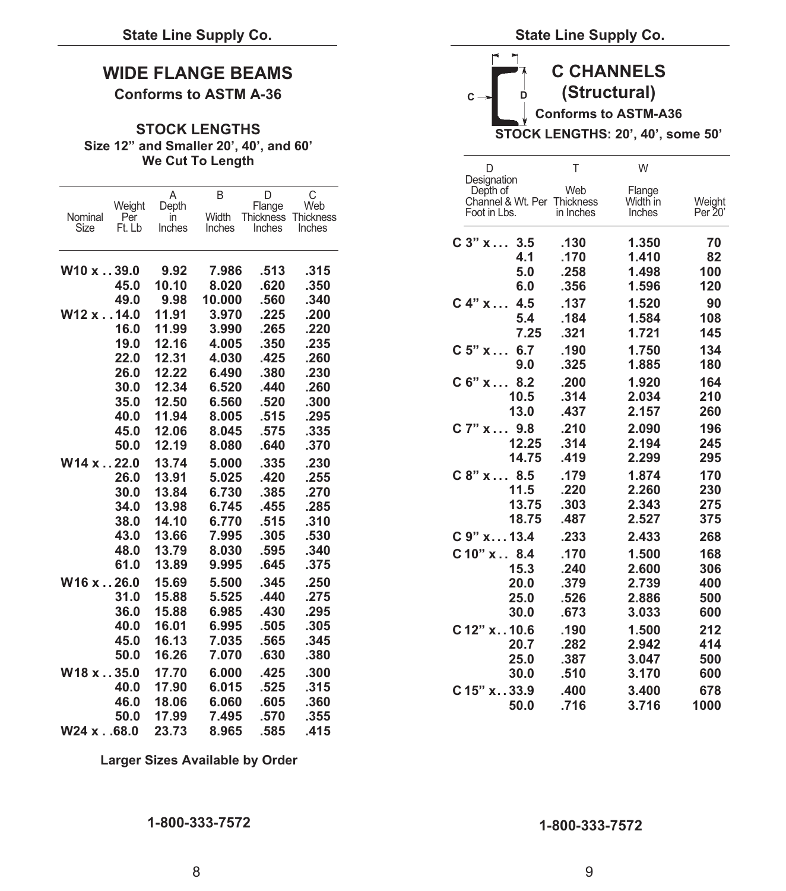# WIDE FLANGE BEAMS

**Conforms to ASTM A-36**

**STOCK LENGTHS**

**Size 12" and Smaller 20', 40', and 60'**

**We Cut To Length**

| Nominal Size | Weight Per Ft. Lb | A Depth in Inches | B Width Inches | D Flange Thickness Inches | C Web Thickness Inches |
|---|---|---|---|---|---|
| W10 x . . | 39.0 | 9.92 | 7.986 | .513 | .315 |
| | 45.0 | 10.10 | 8.020 | .620 | .350 |
| | 49.0 | 9.98 | 10.000 | .560 | .340 |
| W12 x . . | 14.0 | 11.91 | 3.970 | .225 | .200 |
| | 16.0 | 11.99 | 3.990 | .265 | .220 |
| | 19.0 | 12.16 | 4.005 | .350 | .235 |
| | 22.0 | 12.31 | 4.030 | .425 | .260 |
| | 26.0 | 12.22 | 6.490 | .380 | .230 |
| | 30.0 | 12.34 | 6.520 | .440 | .260 |
| | 35.0 | 12.50 | 6.560 | .520 | .300 |
| | 40.0 | 11.94 | 8.005 | .515 | .295 |
| | 45.0 | 12.06 | 8.045 | .575 | .335 |
| | 50.0 | 12.19 | 8.080 | .640 | .370 |
| W14 x . . | 22.0 | 13.74 | 5.000 | .335 | .230 |
| | 26.0 | 13.91 | 5.025 | .420 | .255 |
| | 30.0 | 13.84 | 6.730 | .385 | .270 |
| | 34.0 | 13.98 | 6.745 | .455 | .285 |
| | 38.0 | 14.10 | 6.770 | .515 | .310 |
| | 43.0 | 13.66 | 7.995 | .305 | .530 |
| | 48.0 | 13.79 | 8.030 | .595 | .340 |
| | 61.0 | 13.89 | 9.995 | .645 | .375 |
| W16 x . . | 26.0 | 15.69 | 5.500 | .345 | .250 |
| | 31.0 | 15.88 | 5.525 | .440 | .275 |
| | 36.0 | 15.88 | 6.985 | .430 | .295 |
| | 40.0 | 16.01 | 6.995 | .505 | .305 |
| | 45.0 | 16.13 | 7.035 | .565 | .345 |
| | 50.0 | 16.26 | 7.070 | .630 | .380 |
| W18 x . . | 35.0 | 17.70 | 6.000 | .425 | .300 |
| | 40.0 | 17.90 | 6.015 | .525 | .315 |
| | 46.0 | 18.06 | 6.060 | .605 | .360 |
| | 50.0 | 17.99 | 7.495 | .570 | .355 |
| W24 x . . | 68.0 | 23.73 | 8.965 | .585 | .415 |

**Larger Sizes Available by Order**

**1-800-333-7572**

# C CHANNELS (Structural)

**Conforms to ASTM-A36**

**STOCK LENGTHS: 20', 40', some 50'**

| D Designation Depth of Channel & Wt. Per Foot in Lbs. | | T Web Thickness in Inches | W Flange Width in Inches | Weight Per 20' |
|---|---|---|---|---|
| C 3" x . . . | 3.5 | .130 | 1.350 | 70 |
| | 4.1 | .170 | 1.410 | 82 |
| | 5.0 | .258 | 1.498 | 100 |
| | 6.0 | .356 | 1.596 | 120 |
| C 4" x . . . | 4.5 | .137 | 1.520 | 90 |
| | 5.4 | .184 | 1.584 | 108 |
| | 7.25 | .321 | 1.721 | 145 |
| C 5" x . . . | 6.7 | .190 | 1.750 | 134 |
| | 9.0 | .325 | 1.885 | 180 |
| C 6" x . . . | 8.2 | .200 | 1.920 | 164 |
| | 10.5 | .314 | 2.034 | 210 |
| | 13.0 | .437 | 2.157 | 260 |
| C 7" x . . . | 9.8 | .210 | 2.090 | 196 |
| | 12.25 | .314 | 2.194 | 245 |
| | 14.75 | .419 | 2.299 | 295 |
| C 8" x . . . | 8.5 | .179 | 1.874 | 170 |
| | 11.5 | .220 | 2.260 | 230 |
| | 13.75 | .303 | 2.343 | 275 |
| | 18.75 | .487 | 2.527 | 375 |
| C 9" x . . . | 13.4 | .233 | 2.433 | 268 |
| C 10" x . . | 8.4 | .170 | 1.500 | 168 |
| | 15.3 | .240 | 2.600 | 306 |
| | 20.0 | .379 | 2.739 | 400 |
| | 25.0 | .526 | 2.886 | 500 |
| | 30.0 | .673 | 3.033 | 600 |
| C 12" x . . | 10.6 | .190 | 1.500 | 212 |
| | 20.7 | .282 | 2.942 | 414 |
| | 25.0 | .387 | 3.047 | 500 |
| | 30.0 | .510 | 3.170 | 600 |
| C 15" x . . | 33.9 | .400 | 3.400 | 678 |
| | 50.0 | .716 | 3.716 | 1000 |

**1-800-333-7572**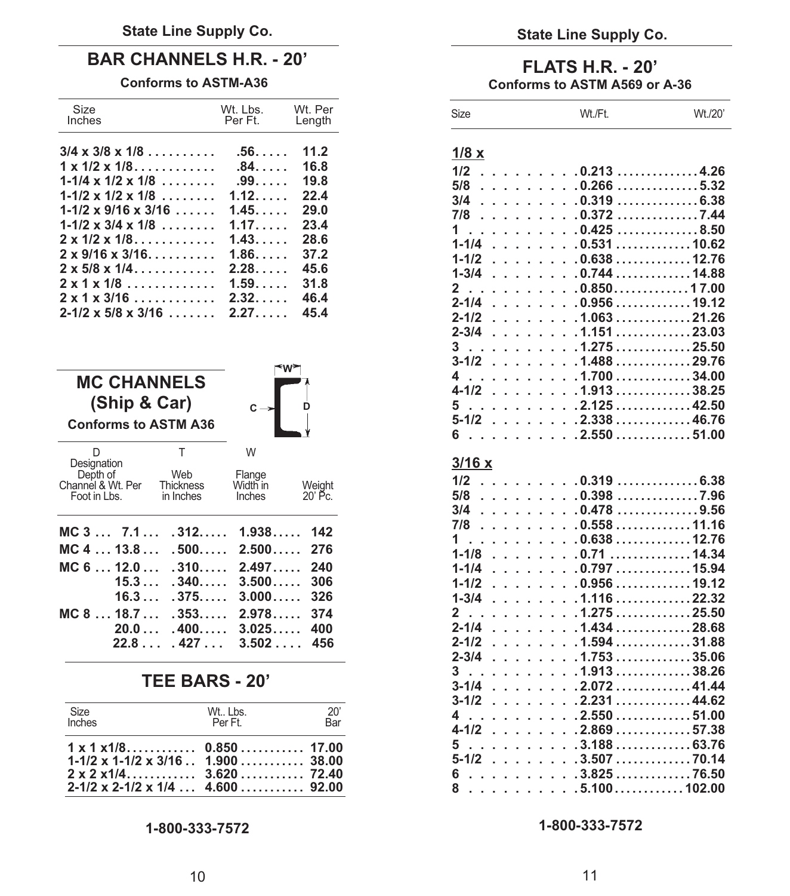## BAR CHANNELS H.R. - 20'

**Conforms to ASTM-A36**

| Size Inches | Wt. Lbs. Per Ft. | Wt. Per Length |
|---|---|---|
| 3/4 x 3/8 x 1/8 | .56 | 11.2 |
| 1 x 1/2 x 1/8 | .84 | 16.8 |
| 1-1/4 x 1/2 x 1/8 | .99 | 19.8 |
| 1-1/2 x 1/2 x 1/8 | 1.12 | 22.4 |
| 1-1/2 x 9/16 x 3/16 | 1.45 | 29.0 |
| 1-1/2 x 3/4 x 1/8 | 1.17 | 23.4 |
| 2 x 1/2 x 1/8 | 1.43 | 28.6 |
| 2 x 9/16 x 3/16 | 1.86 | 37.2 |
| 2 x 5/8 x 1/4 | 2.28 | 45.6 |
| 2 x 1 x 1/8 | 1.59 | 31.8 |
| 2 x 1 x 3/16 | 2.32 | 46.4 |
| 2-1/2 x 5/8 x 3/16 | 2.27 | 45.4 |

## MC CHANNELS (Ship & Car)

**Conforms to ASTM A36**

| D Designation Depth of Channel & Wt. Per Foot in Lbs. | | T Web Thickness in Inches | W Flange Width in Inches | Weight 20' Pc. |
|---|---|---|---|---|
| MC 3 | 7.1 | .312 | 1.938 | 142 |
| MC 4 | 13.8 | .500 | 2.500 | 276 |
| MC 6 | 12.0 | .310 | 2.497 | 240 |
| | 15.3 | .340 | 3.500 | 306 |
| | 16.3 | .375 | 3.000 | 326 |
| MC 8 | 18.7 | .353 | 2.978 | 374 |
| | 20.0 | .400 | 3.025 | 400 |
| | 22.8 | .427 | 3.502 | 456 |

## TEE BARS - 20'

| Size Inches | Wt.. Lbs. Per Ft. | 20' Bar |
|---|---|---|
| 1 x 1 x1/8 | 0.850 | 17.00 |
| 1-1/2 x 1-1/2 x 3/16 | 1.900 | 38.00 |
| 2 x 2 x1/4 | 3.620 | 72.40 |
| 2-1/2 x 2-1/2 x 1/4 | 4.600 | 92.00 |

1-800-333-7572

## FLATS H.R. - 20'

**Conforms to ASTM A569 or A-36**

| Size | Wt./Ft. | Wt./20' |
|---|---|---|
| **1/8 x** | | |
| 1/2 | 0.213 | 4.26 |
| 5/8 | 0.266 | 5.32 |
| 3/4 | 0.319 | 6.38 |
| 7/8 | 0.372 | 7.44 |
| 1 | 0.425 | 8.50 |
| 1-1/4 | 0.531 | 10.62 |
| 1-1/2 | 0.638 | 12.76 |
| 1-3/4 | 0.744 | 14.88 |
| 2 | 0.850 | 17.00 |
| 2-1/4 | 0.956 | 19.12 |
| 2-1/2 | 1.063 | 21.26 |
| 2-3/4 | 1.151 | 23.03 |
| 3 | 1.275 | 25.50 |
| 3-1/2 | 1.488 | 29.76 |
| 4 | 1.700 | 34.00 |
| 4-1/2 | 1.913 | 38.25 |
| 5 | 2.125 | 42.50 |
| 5-1/2 | 2.338 | 46.76 |
| 6 | 2.550 | 51.00 |
| **3/16 x** | | |
| 1/2 | 0.319 | 6.38 |
| 5/8 | 0.398 | 7.96 |
| 3/4 | 0.478 | 9.56 |
| 7/8 | 0.558 | 11.16 |
| 1 | 0.638 | 12.76 |
| 1-1/8 | 0.71 | 14.34 |
| 1-1/4 | 0.797 | 15.94 |
| 1-1/2 | 0.956 | 19.12 |
| 1-3/4 | 1.116 | 22.32 |
| 2 | 1.275 | 25.50 |
| 2-1/4 | 1.434 | 28.68 |
| 2-1/2 | 1.594 | 31.88 |
| 2-3/4 | 1.753 | 35.06 |
| 3 | 1.913 | 38.26 |
| 3-1/4 | 2.072 | 41.44 |
| 3-1/2 | 2.231 | 44.62 |
| 4 | 2.550 | 51.00 |
| 4-1/2 | 2.869 | 57.38 |
| 5 | 3.188 | 63.76 |
| 5-1/2 | 3.507 | 70.14 |
| 6 | 3.825 | 76.50 |
| 8 | 5.100 | 102.00 |

1-800-333-7572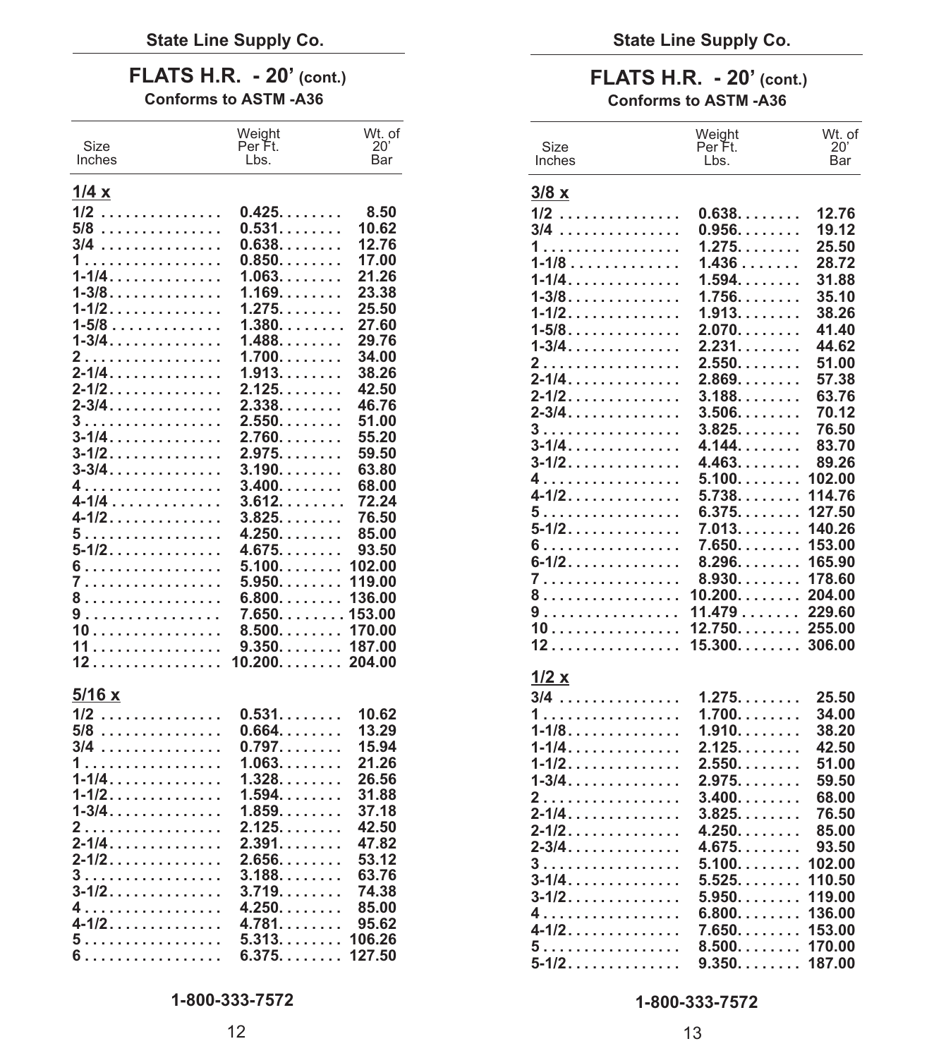## State Line Supply Co.

### FLATS H.R. - 20' (cont.)

**Conforms to ASTM -A36**

| Size Inches | Weight Per Ft. Lbs. | Wt. of 20' Bar |
|---|---|---|
| **1/4 x** | | |
| 1/2 | 0.425 | 8.50 |
| 5/8 | 0.531 | 10.62 |
| 3/4 | 0.638 | 12.76 |
| 1 | 0.850 | 17.00 |
| 1-1/4 | 1.063 | 21.26 |
| 1-3/8 | 1.169 | 23.38 |
| 1-1/2 | 1.275 | 25.50 |
| 1-5/8 | 1.380 | 27.60 |
| 1-3/4 | 1.488 | 29.76 |
| 2 | 1.700 | 34.00 |
| 2-1/4 | 1.913 | 38.26 |
| 2-1/2 | 2.125 | 42.50 |
| 2-3/4 | 2.338 | 46.76 |
| 3 | 2.550 | 51.00 |
| 3-1/4 | 2.760 | 55.20 |
| 3-1/2 | 2.975 | 59.50 |
| 3-3/4 | 3.190 | 63.80 |
| 4 | 3.400 | 68.00 |
| 4-1/4 | 3.612 | 72.24 |
| 4-1/2 | 3.825 | 76.50 |
| 5 | 4.250 | 85.00 |
| 5-1/2 | 4.675 | 93.50 |
| 6 | 5.100 | 102.00 |
| 7 | 5.950 | 119.00 |
| 8 | 6.800 | 136.00 |
| 9 | 7.650 | 153.00 |
| 10 | 8.500 | 170.00 |
| 11 | 9.350 | 187.00 |
| 12 | 10.200 | 204.00 |
| **5/16 x** | | |
| 1/2 | 0.531 | 10.62 |
| 5/8 | 0.664 | 13.29 |
| 3/4 | 0.797 | 15.94 |
| 1 | 1.063 | 21.26 |
| 1-1/4 | 1.328 | 26.56 |
| 1-1/2 | 1.594 | 31.88 |
| 1-3/4 | 1.859 | 37.18 |
| 2 | 2.125 | 42.50 |
| 2-1/4 | 2.391 | 47.82 |
| 2-1/2 | 2.656 | 53.12 |
| 3 | 3.188 | 63.76 |
| 3-1/2 | 3.719 | 74.38 |
| 4 | 4.250 | 85.00 |
| 4-1/2 | 4.781 | 95.62 |
| 5 | 5.313 | 106.26 |
| 6 | 6.375 | 127.50 |

1-800-333-7572

## State Line Supply Co.

### FLATS H.R. - 20' (cont.)

**Conforms to ASTM -A36**

| Size Inches | Weight Per Ft. Lbs. | Wt. of 20' Bar |
|---|---|---|
| **3/8 x** | | |
| 1/2 | 0.638 | 12.76 |
| 3/4 | 0.956 | 19.12 |
| 1 | 1.275 | 25.50 |
| 1-1/8 | 1.436 | 28.72 |
| 1-1/4 | 1.594 | 31.88 |
| 1-3/8 | 1.756 | 35.10 |
| 1-1/2 | 1.913 | 38.26 |
| 1-5/8 | 2.070 | 41.40 |
| 1-3/4 | 2.231 | 44.62 |
| 2 | 2.550 | 51.00 |
| 2-1/4 | 2.869 | 57.38 |
| 2-1/2 | 3.188 | 63.76 |
| 2-3/4 | 3.506 | 70.12 |
| 3 | 3.825 | 76.50 |
| 3-1/4 | 4.144 | 83.70 |
| 3-1/2 | 4.463 | 89.26 |
| 4 | 5.100 | 102.00 |
| 4-1/2 | 5.738 | 114.76 |
| 5 | 6.375 | 127.50 |
| 5-1/2 | 7.013 | 140.26 |
| 6 | 7.650 | 153.00 |
| 6-1/2 | 8.296 | 165.90 |
| 7 | 8.930 | 178.60 |
| 8 | 10.200 | 204.00 |
| 9 | 11.479 | 229.60 |
| 10 | 12.750 | 255.00 |
| 12 | 15.300 | 306.00 |
| **1/2 x** | | |
| 3/4 | 1.275 | 25.50 |
| 1 | 1.700 | 34.00 |
| 1-1/8 | 1.910 | 38.20 |
| 1-1/4 | 2.125 | 42.50 |
| 1-1/2 | 2.550 | 51.00 |
| 1-3/4 | 2.975 | 59.50 |
| 2 | 3.400 | 68.00 |
| 2-1/4 | 3.825 | 76.50 |
| 2-1/2 | 4.250 | 85.00 |
| 2-3/4 | 4.675 | 93.50 |
| 3 | 5.100 | 102.00 |
| 3-1/4 | 5.525 | 110.50 |
| 3-1/2 | 5.950 | 119.00 |
| 4 | 6.800 | 136.00 |
| 4-1/2 | 7.650 | 153.00 |
| 5 | 8.500 | 170.00 |
| 5-1/2 | 9.350 | 187.00 |

1-800-333-7572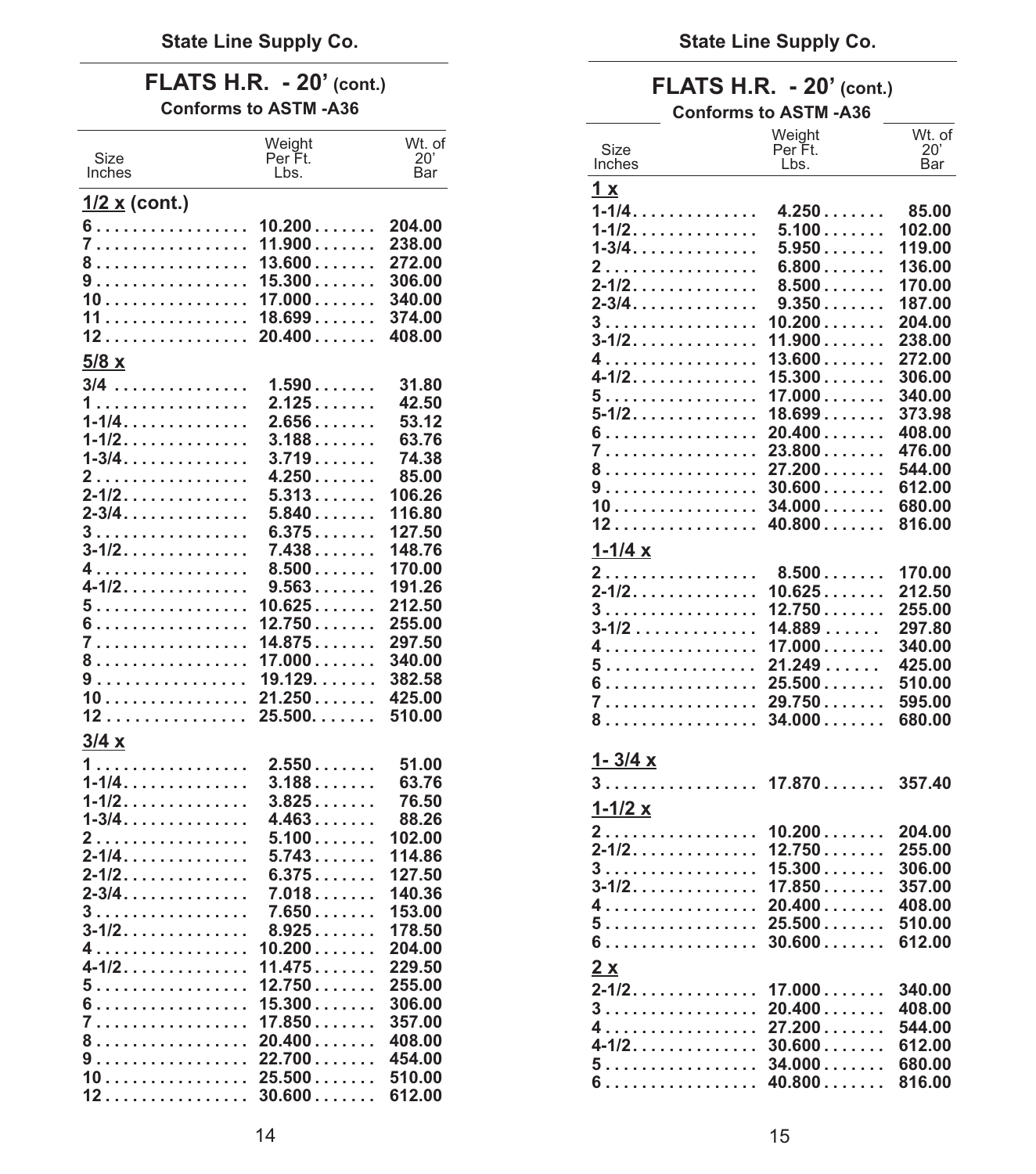## FLATS H.R. - 20' (cont.)

**Conforms to ASTM -A36**

| Size Inches | Weight Per Ft. Lbs. | Wt. of 20' Bar |
|---|---|---|
| **1/2 x (cont.)** | | |
| 6 | 10.200 | 204.00 |
| 7 | 11.900 | 238.00 |
| 8 | 13.600 | 272.00 |
| 9 | 15.300 | 306.00 |
| 10 | 17.000 | 340.00 |
| 11 | 18.699 | 374.00 |
| 12 | 20.400 | 408.00 |
| **5/8 x** | | |
| 3/4 | 1.590 | 31.80 |
| 1 | 2.125 | 42.50 |
| 1-1/4 | 2.656 | 53.12 |
| 1-1/2 | 3.188 | 63.76 |
| 1-3/4 | 3.719 | 74.38 |
| 2 | 4.250 | 85.00 |
| 2-1/2 | 5.313 | 106.26 |
| 2-3/4 | 5.840 | 116.80 |
| 3 | 6.375 | 127.50 |
| 3-1/2 | 7.438 | 148.76 |
| 4 | 8.500 | 170.00 |
| 4-1/2 | 9.563 | 191.26 |
| 5 | 10.625 | 212.50 |
| 6 | 12.750 | 255.00 |
| 7 | 14.875 | 297.50 |
| 8 | 17.000 | 340.00 |
| 9 | 19.129 | 382.58 |
| 10 | 21.250 | 425.00 |
| 12 | 25.500 | 510.00 |
| **3/4 x** | | |
| 1 | 2.550 | 51.00 |
| 1-1/4 | 3.188 | 63.76 |
| 1-1/2 | 3.825 | 76.50 |
| 1-3/4 | 4.463 | 88.26 |
| 2 | 5.100 | 102.00 |
| 2-1/4 | 5.743 | 114.86 |
| 2-1/2 | 6.375 | 127.50 |
| 2-3/4 | 7.018 | 140.36 |
| 3 | 7.650 | 153.00 |
| 3-1/2 | 8.925 | 178.50 |
| 4 | 10.200 | 204.00 |
| 4-1/2 | 11.475 | 229.50 |
| 5 | 12.750 | 255.00 |
| 6 | 15.300 | 306.00 |
| 7 | 17.850 | 357.00 |
| 8 | 20.400 | 408.00 |
| 9 | 22.700 | 454.00 |
| 10 | 25.500 | 510.00 |
| 12 | 30.600 | 612.00 |

## FLATS H.R. - 20' (cont.)

**Conforms to ASTM -A36**

| Size Inches | Weight Per Ft. Lbs. | Wt. of 20' Bar |
|---|---|---|
| **1 x** | | |
| 1-1/4 | 4.250 | 85.00 |
| 1-1/2 | 5.100 | 102.00 |
| 1-3/4 | 5.950 | 119.00 |
| 2 | 6.800 | 136.00 |
| 2-1/2 | 8.500 | 170.00 |
| 2-3/4 | 9.350 | 187.00 |
| 3 | 10.200 | 204.00 |
| 3-1/2 | 11.900 | 238.00 |
| 4 | 13.600 | 272.00 |
| 4-1/2 | 15.300 | 306.00 |
| 5 | 17.000 | 340.00 |
| 5-1/2 | 18.699 | 373.98 |
| 6 | 20.400 | 408.00 |
| 7 | 23.800 | 476.00 |
| 8 | 27.200 | 544.00 |
| 9 | 30.600 | 612.00 |
| 10 | 34.000 | 680.00 |
| 12 | 40.800 | 816.00 |
| **1-1/4 x** | | |
| 2 | 8.500 | 170.00 |
| 2-1/2 | 10.625 | 212.50 |
| 3 | 12.750 | 255.00 |
| 3-1/2 | 14.889 | 297.80 |
| 4 | 17.000 | 340.00 |
| 5 | 21.249 | 425.00 |
| 6 | 25.500 | 510.00 |
| 7 | 29.750 | 595.00 |
| 8 | 34.000 | 680.00 |
| **1- 3/4 x** | | |
| 3 | 17.870 | 357.40 |
| **1-1/2 x** | | |
| 2 | 10.200 | 204.00 |
| 2-1/2 | 12.750 | 255.00 |
| 3 | 15.300 | 306.00 |
| 3-1/2 | 17.850 | 357.00 |
| 4 | 20.400 | 408.00 |
| 5 | 25.500 | 510.00 |
| 6 | 30.600 | 612.00 |
| **2 x** | | |
| 2-1/2 | 17.000 | 340.00 |
| 3 | 20.400 | 408.00 |
| 4 | 27.200 | 544.00 |
| 4-1/2 | 30.600 | 612.00 |
| 5 | 34.000 | 680.00 |
| 6 | 40.800 | 816.00 |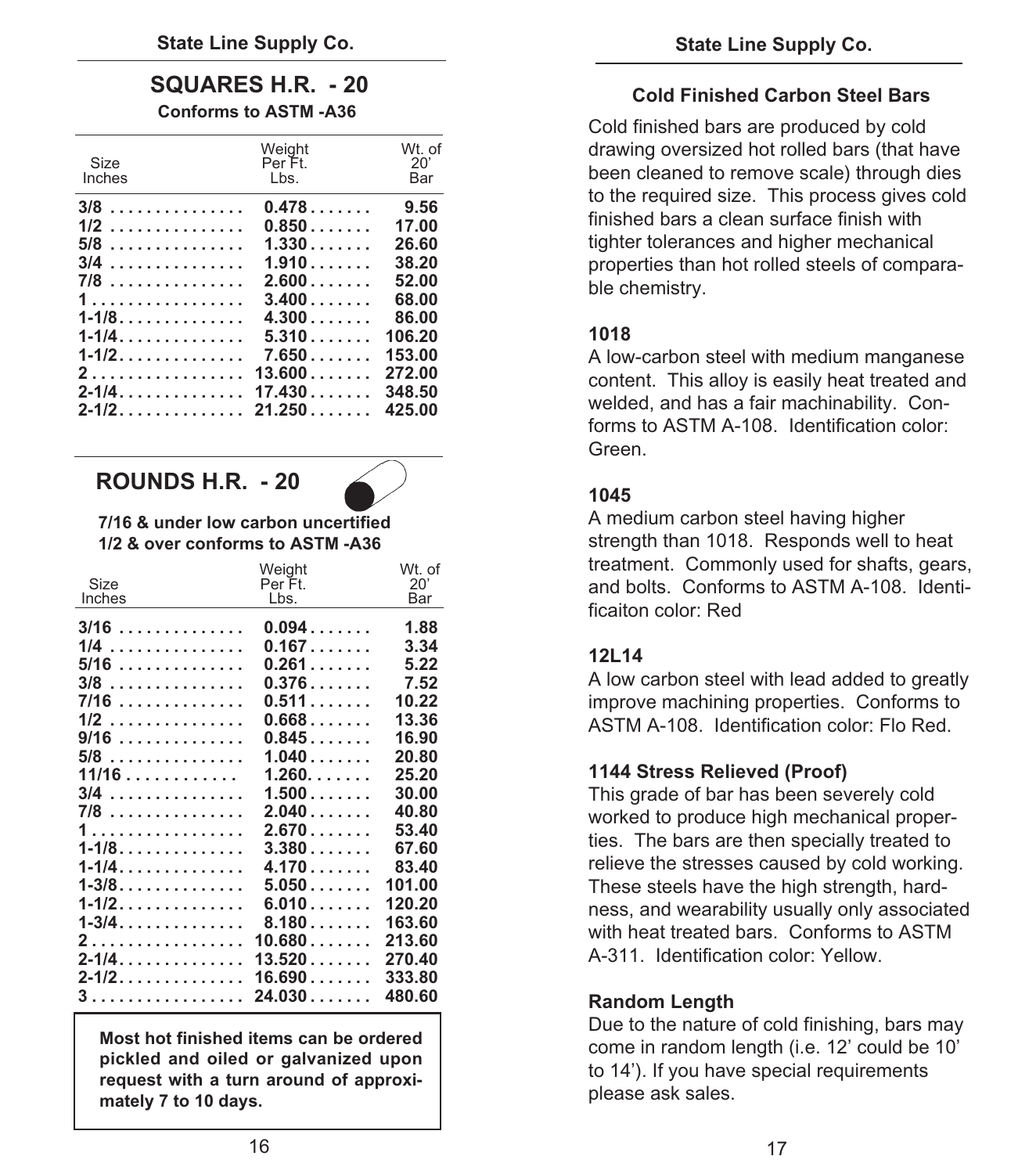## SQUARES H.R. - 20

**Conforms to ASTM -A36**

| Size Inches | Weight Per Ft. Lbs. | Wt. of 20' Bar |
|---|---|---|
| **3/8** | **0.478** | **9.56** |
| **1/2** | **0.850** | **17.00** |
| **5/8** | **1.330** | **26.60** |
| **3/4** | **1.910** | **38.20** |
| **7/8** | **2.600** | **52.00** |
| **1** | **3.400** | **68.00** |
| **1-1/8** | **4.300** | **86.00** |
| **1-1/4** | **5.310** | **106.20** |
| **1-1/2** | **7.650** | **153.00** |
| **2** | **13.600** | **272.00** |
| **2-1/4** | **17.430** | **348.50** |
| **2-1/2** | **21.250** | **425.00** |

## ROUNDS H.R. - 20

**7/16 & under low carbon uncertified**
**1/2 & over conforms to ASTM -A36**

| Size Inches | Weight Per Ft. Lbs. | Wt. of 20' Bar |
|---|---|---|
| **3/16** | **0.094** | **1.88** |
| **1/4** | **0.167** | **3.34** |
| **5/16** | **0.261** | **5.22** |
| **3/8** | **0.376** | **7.52** |
| **7/16** | **0.511** | **10.22** |
| **1/2** | **0.668** | **13.36** |
| **9/16** | **0.845** | **16.90** |
| **5/8** | **1.040** | **20.80** |
| **11/16** | **1.260** | **25.20** |
| **3/4** | **1.500** | **30.00** |
| **7/8** | **2.040** | **40.80** |
| **1** | **2.670** | **53.40** |
| **1-1/8** | **3.380** | **67.60** |
| **1-1/4** | **4.170** | **83.40** |
| **1-3/8** | **5.050** | **101.00** |
| **1-1/2** | **6.010** | **120.20** |
| **1-3/4** | **8.180** | **163.60** |
| **2** | **10.680** | **213.60** |
| **2-1/4** | **13.520** | **270.40** |
| **2-1/2** | **16.690** | **333.80** |
| **3** | **24.030** | **480.60** |

**Most hot finished items can be ordered pickled and oiled or galvanized upon request with a turn around of approximately 7 to 10 days.**

### Cold Finished Carbon Steel Bars

Cold finished bars are produced by cold drawing oversized hot rolled bars (that have been cleaned to remove scale) through dies to the required size. This process gives cold finished bars a clean surface finish with tighter tolerances and higher mechanical properties than hot rolled steels of comparable chemistry.

**1018**

A low-carbon steel with medium manganese content. This alloy is easily heat treated and welded, and has a fair machinability. Conforms to ASTM A-108. Identification color: Green.

**1045**

A medium carbon steel having higher strength than 1018. Responds well to heat treatment. Commonly used for shafts, gears, and bolts. Conforms to ASTM A-108. Identificaiton color: Red

**12L14**

A low carbon steel with lead added to greatly improve machining properties. Conforms to ASTM A-108. Identification color: Flo Red.

**1144 Stress Relieved (Proof)**

This grade of bar has been severely cold worked to produce high mechanical properties. The bars are then specially treated to relieve the stresses caused by cold working. These steels have the high strength, hardness, and wearability usually only associated with heat treated bars. Conforms to ASTM A-311. Identification color: Yellow.

**Random Length**

Due to the nature of cold finishing, bars may come in random length (i.e. 12' could be 10' to 14'). If you have special requirements please ask sales.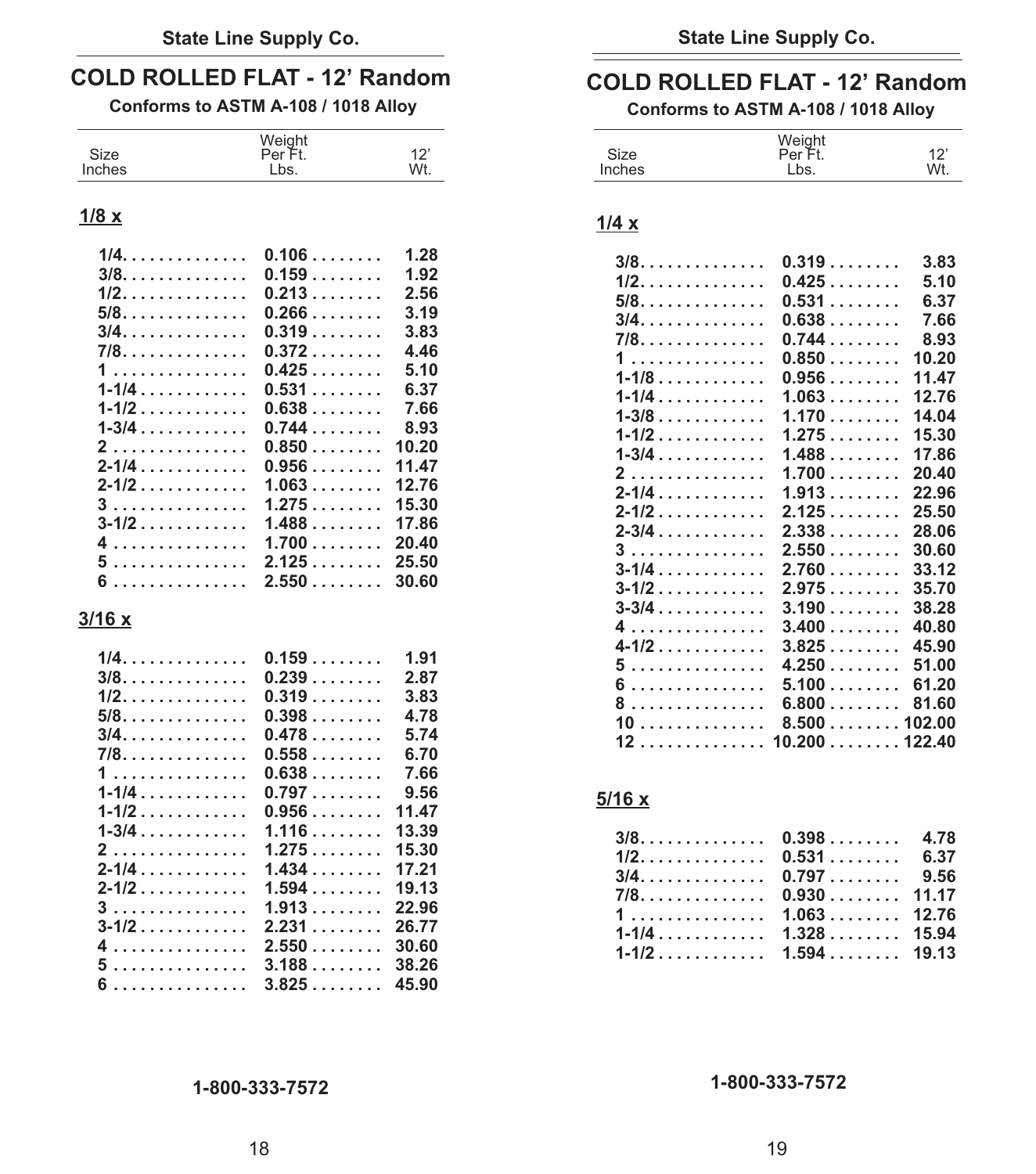## COLD ROLLED FLAT - 12' Random

**Conforms to ASTM A-108 / 1018 Alloy**

| Size Inches | Weight Per Ft. Lbs. | 12' Wt. |
|---|---|---|
| **1/8 x** | | |
| 1/4 | 0.106 | 1.28 |
| 3/8 | 0.159 | 1.92 |
| 1/2 | 0.213 | 2.56 |
| 5/8 | 0.266 | 3.19 |
| 3/4 | 0.319 | 3.83 |
| 7/8 | 0.372 | 4.46 |
| 1 | 0.425 | 5.10 |
| 1-1/4 | 0.531 | 6.37 |
| 1-1/2 | 0.638 | 7.66 |
| 1-3/4 | 0.744 | 8.93 |
| 2 | 0.850 | 10.20 |
| 2-1/4 | 0.956 | 11.47 |
| 2-1/2 | 1.063 | 12.76 |
| 3 | 1.275 | 15.30 |
| 3-1/2 | 1.488 | 17.86 |
| 4 | 1.700 | 20.40 |
| 5 | 2.125 | 25.50 |
| 6 | 2.550 | 30.60 |
| **3/16 x** | | |
| 1/4 | 0.159 | 1.91 |
| 3/8 | 0.239 | 2.87 |
| 1/2 | 0.319 | 3.83 |
| 5/8 | 0.398 | 4.78 |
| 3/4 | 0.478 | 5.74 |
| 7/8 | 0.558 | 6.70 |
| 1 | 0.638 | 7.66 |
| 1-1/4 | 0.797 | 9.56 |
| 1-1/2 | 0.956 | 11.47 |
| 1-3/4 | 1.116 | 13.39 |
| 2 | 1.275 | 15.30 |
| 2-1/4 | 1.434 | 17.21 |
| 2-1/2 | 1.594 | 19.13 |
| 3 | 1.913 | 22.96 |
| 3-1/2 | 2.231 | 26.77 |
| 4 | 2.550 | 30.60 |
| 5 | 3.188 | 38.26 |
| 6 | 3.825 | 45.90 |

1-800-333-7572

## COLD ROLLED FLAT - 12' Random

**Conforms to ASTM A-108 / 1018 Alloy**

| Size Inches | Weight Per Ft. Lbs. | 12' Wt. |
|---|---|---|
| **1/4 x** | | |
| 3/8 | 0.319 | 3.83 |
| 1/2 | 0.425 | 5.10 |
| 5/8 | 0.531 | 6.37 |
| 3/4 | 0.638 | 7.66 |
| 7/8 | 0.744 | 8.93 |
| 1 | 0.850 | 10.20 |
| 1-1/8 | 0.956 | 11.47 |
| 1-1/4 | 1.063 | 12.76 |
| 1-3/8 | 1.170 | 14.04 |
| 1-1/2 | 1.275 | 15.30 |
| 1-3/4 | 1.488 | 17.86 |
| 2 | 1.700 | 20.40 |
| 2-1/4 | 1.913 | 22.96 |
| 2-1/2 | 2.125 | 25.50 |
| 2-3/4 | 2.338 | 28.06 |
| 3 | 2.550 | 30.60 |
| 3-1/4 | 2.760 | 33.12 |
| 3-1/2 | 2.975 | 35.70 |
| 3-3/4 | 3.190 | 38.28 |
| 4 | 3.400 | 40.80 |
| 4-1/2 | 3.825 | 45.90 |
| 5 | 4.250 | 51.00 |
| 6 | 5.100 | 61.20 |
| 8 | 6.800 | 81.60 |
| 10 | 8.500 | 102.00 |
| 12 | 10.200 | 122.40 |
| **5/16 x** | | |
| 3/8 | 0.398 | 4.78 |
| 1/2 | 0.531 | 6.37 |
| 3/4 | 0.797 | 9.56 |
| 7/8 | 0.930 | 11.17 |
| 1 | 1.063 | 12.76 |
| 1-1/4 | 1.328 | 15.94 |
| 1-1/2 | 1.594 | 19.13 |

1-800-333-7572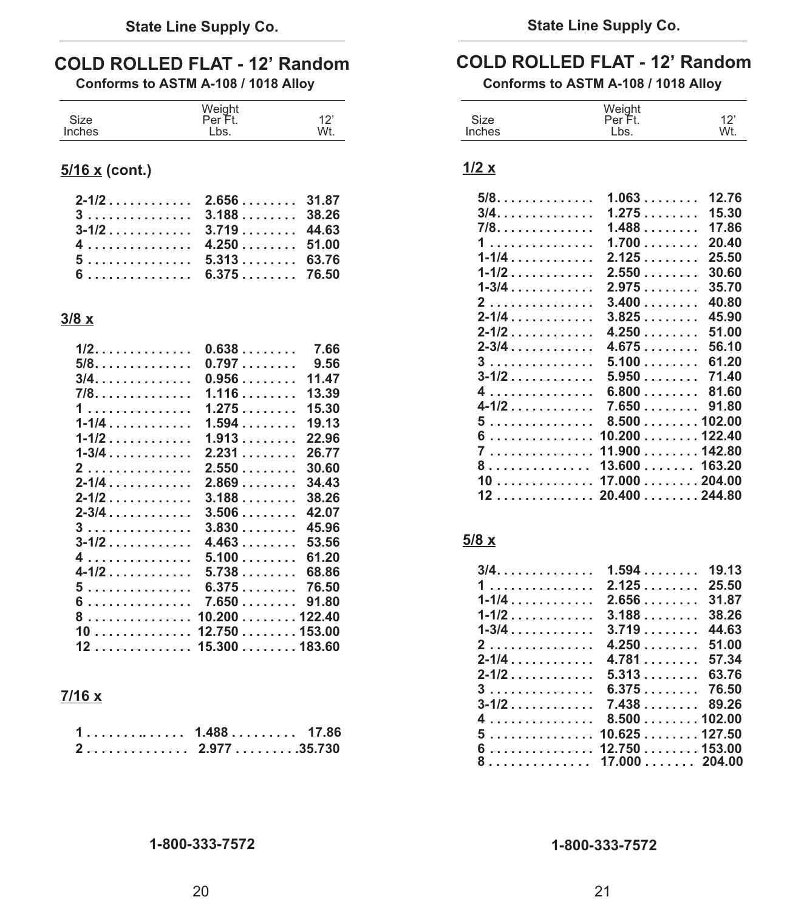## COLD ROLLED FLAT - 12' Random

**Conforms to ASTM A-108 / 1018 Alloy**

| Size Inches | Weight Per Ft. Lbs. | 12' Wt. |
|---|---|---|

**5/16 x (cont.)**

| Size Inches | Weight Per Ft. Lbs. | 12' Wt. |
|---|---|---|
| 2-1/2 | 2.656 | 31.87 |
| 3 | 3.188 | 38.26 |
| 3-1/2 | 3.719 | 44.63 |
| 4 | 4.250 | 51.00 |
| 5 | 5.313 | 63.76 |
| 6 | 6.375 | 76.50 |

**3/8 x**

| Size Inches | Weight Per Ft. Lbs. | 12' Wt. |
|---|---|---|
| 1/2 | 0.638 | 7.66 |
| 5/8 | 0.797 | 9.56 |
| 3/4 | 0.956 | 11.47 |
| 7/8 | 1.116 | 13.39 |
| 1 | 1.275 | 15.30 |
| 1-1/4 | 1.594 | 19.13 |
| 1-1/2 | 1.913 | 22.96 |
| 1-3/4 | 2.231 | 26.77 |
| 2 | 2.550 | 30.60 |
| 2-1/4 | 2.869 | 34.43 |
| 2-1/2 | 3.188 | 38.26 |
| 2-3/4 | 3.506 | 42.07 |
| 3 | 3.830 | 45.96 |
| 3-1/2 | 4.463 | 53.56 |
| 4 | 5.100 | 61.20 |
| 4-1/2 | 5.738 | 68.86 |
| 5 | 6.375 | 76.50 |
| 6 | 7.650 | 91.80 |
| 8 | 10.200 | 122.40 |
| 10 | 12.750 | 153.00 |
| 12 | 15.300 | 183.60 |

**7/16 x**

| Size Inches | Weight Per Ft. Lbs. | 12' Wt. |
|---|---|---|
| 1 | 1.488 | 17.86 |
| 2 | 2.977 | 35.730 |

## COLD ROLLED FLAT - 12' Random

**Conforms to ASTM A-108 / 1018 Alloy**

**1/2 x**

| Size Inches | Weight Per Ft. Lbs. | 12' Wt. |
|---|---|---|
| 5/8 | 1.063 | 12.76 |
| 3/4 | 1.275 | 15.30 |
| 7/8 | 1.488 | 17.86 |
| 1 | 1.700 | 20.40 |
| 1-1/4 | 2.125 | 25.50 |
| 1-1/2 | 2.550 | 30.60 |
| 1-3/4 | 2.975 | 35.70 |
| 2 | 3.400 | 40.80 |
| 2-1/4 | 3.825 | 45.90 |
| 2-1/2 | 4.250 | 51.00 |
| 2-3/4 | 4.675 | 56.10 |
| 3 | 5.100 | 61.20 |
| 3-1/2 | 5.950 | 71.40 |
| 4 | 6.800 | 81.60 |
| 4-1/2 | 7.650 | 91.80 |
| 5 | 8.500 | 102.00 |
| 6 | 10.200 | 122.40 |
| 7 | 11.900 | 142.80 |
| 8 | 13.600 | 163.20 |
| 10 | 17.000 | 204.00 |
| 12 | 20.400 | 244.80 |

**5/8 x**

| Size Inches | Weight Per Ft. Lbs. | 12' Wt. |
|---|---|---|
| 3/4 | 1.594 | 19.13 |
| 1 | 2.125 | 25.50 |
| 1-1/4 | 2.656 | 31.87 |
| 1-1/2 | 3.188 | 38.26 |
| 1-3/4 | 3.719 | 44.63 |
| 2 | 4.250 | 51.00 |
| 2-1/4 | 4.781 | 57.34 |
| 2-1/2 | 5.313 | 63.76 |
| 3 | 6.375 | 76.50 |
| 3-1/2 | 7.438 | 89.26 |
| 4 | 8.500 | 102.00 |
| 5 | 10.625 | 127.50 |
| 6 | 12.750 | 153.00 |
| 8 | 17.000 | 204.00 |

1-800-333-7572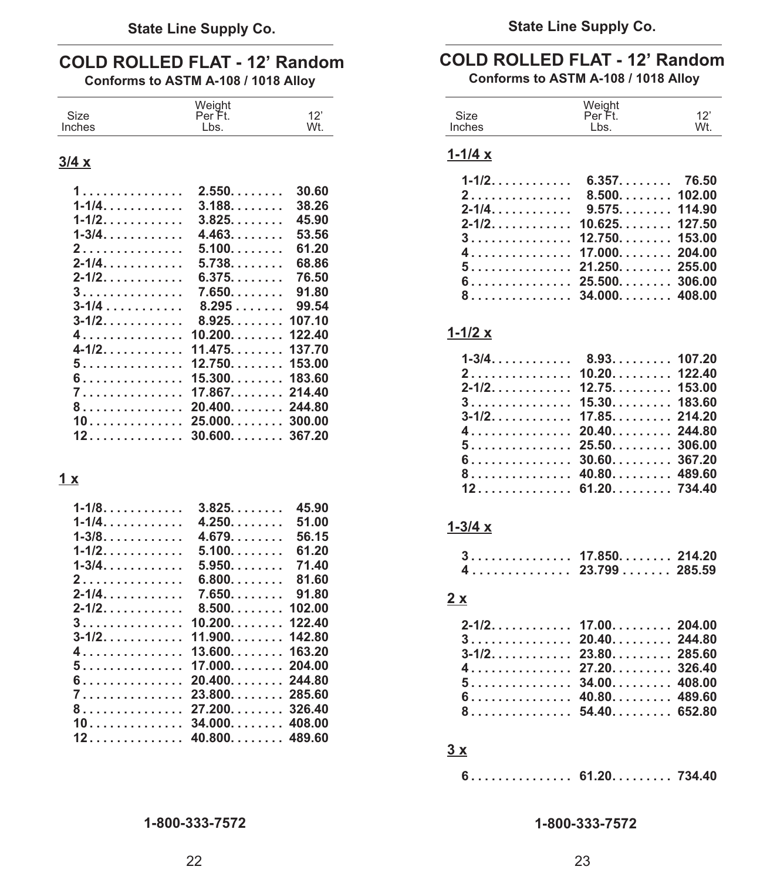## COLD ROLLED FLAT - 12' Random

**Conforms to ASTM A-108 / 1018 Alloy**

| Size Inches | Weight Per Ft. Lbs. | 12' Wt. |
|---|---|---|
| **3/4 x** | | |
| 1 | 2.550 | 30.60 |
| 1-1/4 | 3.188 | 38.26 |
| 1-1/2 | 3.825 | 45.90 |
| 1-3/4 | 4.463 | 53.56 |
| 2 | 5.100 | 61.20 |
| 2-1/4 | 5.738 | 68.86 |
| 2-1/2 | 6.375 | 76.50 |
| 3 | 7.650 | 91.80 |
| 3-1/4 | 8.295 | 99.54 |
| 3-1/2 | 8.925 | 107.10 |
| 4 | 10.200 | 122.40 |
| 4-1/2 | 11.475 | 137.70 |
| 5 | 12.750 | 153.00 |
| 6 | 15.300 | 183.60 |
| 7 | 17.867 | 214.40 |
| 8 | 20.400 | 244.80 |
| 10 | 25.000 | 300.00 |
| 12 | 30.600 | 367.20 |
| **1 x** | | |
| 1-1/8 | 3.825 | 45.90 |
| 1-1/4 | 4.250 | 51.00 |
| 1-3/8 | 4.679 | 56.15 |
| 1-1/2 | 5.100 | 61.20 |
| 1-3/4 | 5.950 | 71.40 |
| 2 | 6.800 | 81.60 |
| 2-1/4 | 7.650 | 91.80 |
| 2-1/2 | 8.500 | 102.00 |
| 3 | 10.200 | 122.40 |
| 3-1/2 | 11.900 | 142.80 |
| 4 | 13.600 | 163.20 |
| 5 | 17.000 | 204.00 |
| 6 | 20.400 | 244.80 |
| 7 | 23.800 | 285.60 |
| 8 | 27.200 | 326.40 |
| 10 | 34.000 | 408.00 |
| 12 | 40.800 | 489.60 |

1-800-333-7572

## COLD ROLLED FLAT - 12' Random

**Conforms to ASTM A-108 / 1018 Alloy**

| Size Inches | Weight Per Ft. Lbs. | 12' Wt. |
|---|---|---|
| **1-1/4 x** | | |
| 1-1/2 | 6.357 | 76.50 |
| 2 | 8.500 | 102.00 |
| 2-1/4 | 9.575 | 114.90 |
| 2-1/2 | 10.625 | 127.50 |
| 3 | 12.750 | 153.00 |
| 4 | 17.000 | 204.00 |
| 5 | 21.250 | 255.00 |
| 6 | 25.500 | 306.00 |
| 8 | 34.000 | 408.00 |
| **1-1/2 x** | | |
| 1-3/4 | 8.93 | 107.20 |
| 2 | 10.20 | 122.40 |
| 2-1/2 | 12.75 | 153.00 |
| 3 | 15.30 | 183.60 |
| 3-1/2 | 17.85 | 214.20 |
| 4 | 20.40 | 244.80 |
| 5 | 25.50 | 306.00 |
| 6 | 30.60 | 367.20 |
| 8 | 40.80 | 489.60 |
| 12 | 61.20 | 734.40 |
| **1-3/4 x** | | |
| 3 | 17.850 | 214.20 |
| 4 | 23.799 | 285.59 |
| **2 x** | | |
| 2-1/2 | 17.00 | 204.00 |
| 3 | 20.40 | 244.80 |
| 3-1/2 | 23.80 | 285.60 |
| 4 | 27.20 | 326.40 |
| 5 | 34.00 | 408.00 |
| 6 | 40.80 | 489.60 |
| 8 | 54.40 | 652.80 |
| **3 x** | | |
| 6 | 61.20 | 734.40 |

1-800-333-7572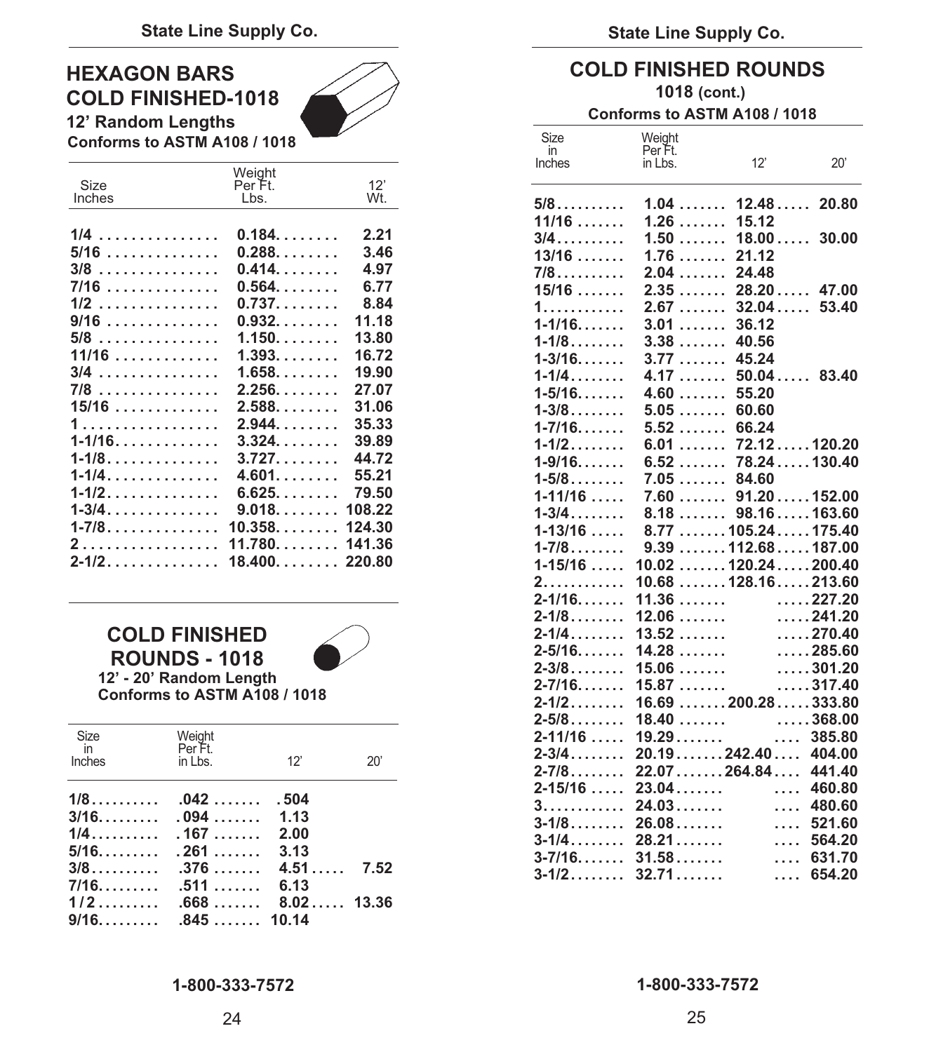## HEXAGON BARS COLD FINISHED-1018

**12' Random Lengths**

**Conforms to ASTM A108 / 1018**

| Size Inches | Weight Per Ft. Lbs. | 12' Wt. |
|---|---|---|
| 1/4 | 0.184 | 2.21 |
| 5/16 | 0.288 | 3.46 |
| 3/8 | 0.414 | 4.97 |
| 7/16 | 0.564 | 6.77 |
| 1/2 | 0.737 | 8.84 |
| 9/16 | 0.932 | 11.18 |
| 5/8 | 1.150 | 13.80 |
| 11/16 | 1.393 | 16.72 |
| 3/4 | 1.658 | 19.90 |
| 7/8 | 2.256 | 27.07 |
| 15/16 | 2.588 | 31.06 |
| 1 | 2.944 | 35.33 |
| 1-1/16 | 3.324 | 39.89 |
| 1-1/8 | 3.727 | 44.72 |
| 1-1/4 | 4.601 | 55.21 |
| 1-1/2 | 6.625 | 79.50 |
| 1-3/4 | 9.018 | 108.22 |
| 1-7/8 | 10.358 | 124.30 |
| 2 | 11.780 | 141.36 |
| 2-1/2 | 18.400 | 220.80 |

## COLD FINISHED ROUNDS - 1018

**12' - 20' Random Length**

**Conforms to ASTM A108 / 1018**

| Size in Inches | Weight Per Ft. in Lbs. | 12' | 20' |
|---|---|---|---|
| 1/8 | .042 | .504 | |
| 3/16 | .094 | 1.13 | |
| 1/4 | .167 | 2.00 | |
| 5/16 | .261 | 3.13 | |
| 3/8 | .376 | 4.51 | 7.52 |
| 7/16 | .511 | 6.13 | |
| 1/2 | .668 | 8.02 | 13.36 |
| 9/16 | .845 | 10.14 | |

## COLD FINISHED ROUNDS

**1018 (cont.)**

**Conforms to ASTM A108 / 1018**

| Size in Inches | Weight Per Ft. in Lbs. | 12' | 20' |
|---|---|---|---|
| 5/8 | 1.04 | 12.48 | 20.80 |
| 11/16 | 1.26 | 15.12 | |
| 3/4 | 1.50 | 18.00 | 30.00 |
| 13/16 | 1.76 | 21.12 | |
| 7/8 | 2.04 | 24.48 | |
| 15/16 | 2.35 | 28.20 | 47.00 |
| 1 | 2.67 | 32.04 | 53.40 |
| 1-1/16 | 3.01 | 36.12 | |
| 1-1/8 | 3.38 | 40.56 | |
| 1-3/16 | 3.77 | 45.24 | |
| 1-1/4 | 4.17 | 50.04 | 83.40 |
| 1-5/16 | 4.60 | 55.20 | |
| 1-3/8 | 5.05 | 60.60 | |
| 1-7/16 | 5.52 | 66.24 | |
| 1-1/2 | 6.01 | 72.12 | 120.20 |
| 1-9/16 | 6.52 | 78.24 | 130.40 |
| 1-5/8 | 7.05 | 84.60 | |
| 1-11/16 | 7.60 | 91.20 | 152.00 |
| 1-3/4 | 8.18 | 98.16 | 163.60 |
| 1-13/16 | 8.77 | 105.24 | 175.40 |
| 1-7/8 | 9.39 | 112.68 | 187.00 |
| 1-15/16 | 10.02 | 120.24 | 200.40 |
| 2 | 10.68 | 128.16 | 213.60 |
| 2-1/16 | 11.36 | | 227.20 |
| 2-1/8 | 12.06 | | 241.20 |
| 2-1/4 | 13.52 | | 270.40 |
| 2-5/16 | 14.28 | | 285.60 |
| 2-3/8 | 15.06 | | 301.20 |
| 2-7/16 | 15.87 | | 317.40 |
| 2-1/2 | 16.69 | 200.28 | 333.80 |
| 2-5/8 | 18.40 | | 368.00 |
| 2-11/16 | 19.29 | | 385.80 |
| 2-3/4 | 20.19 | 242.40 | 404.00 |
| 2-7/8 | 22.07 | 264.84 | 441.40 |
| 2-15/16 | 23.04 | | 460.80 |
| 3 | 24.03 | | 480.60 |
| 3-1/8 | 26.08 | | 521.60 |
| 3-1/4 | 28.21 | | 564.20 |
| 3-7/16 | 31.58 | | 631.70 |
| 3-1/2 | 32.71 | | 654.20 |

1-800-333-7572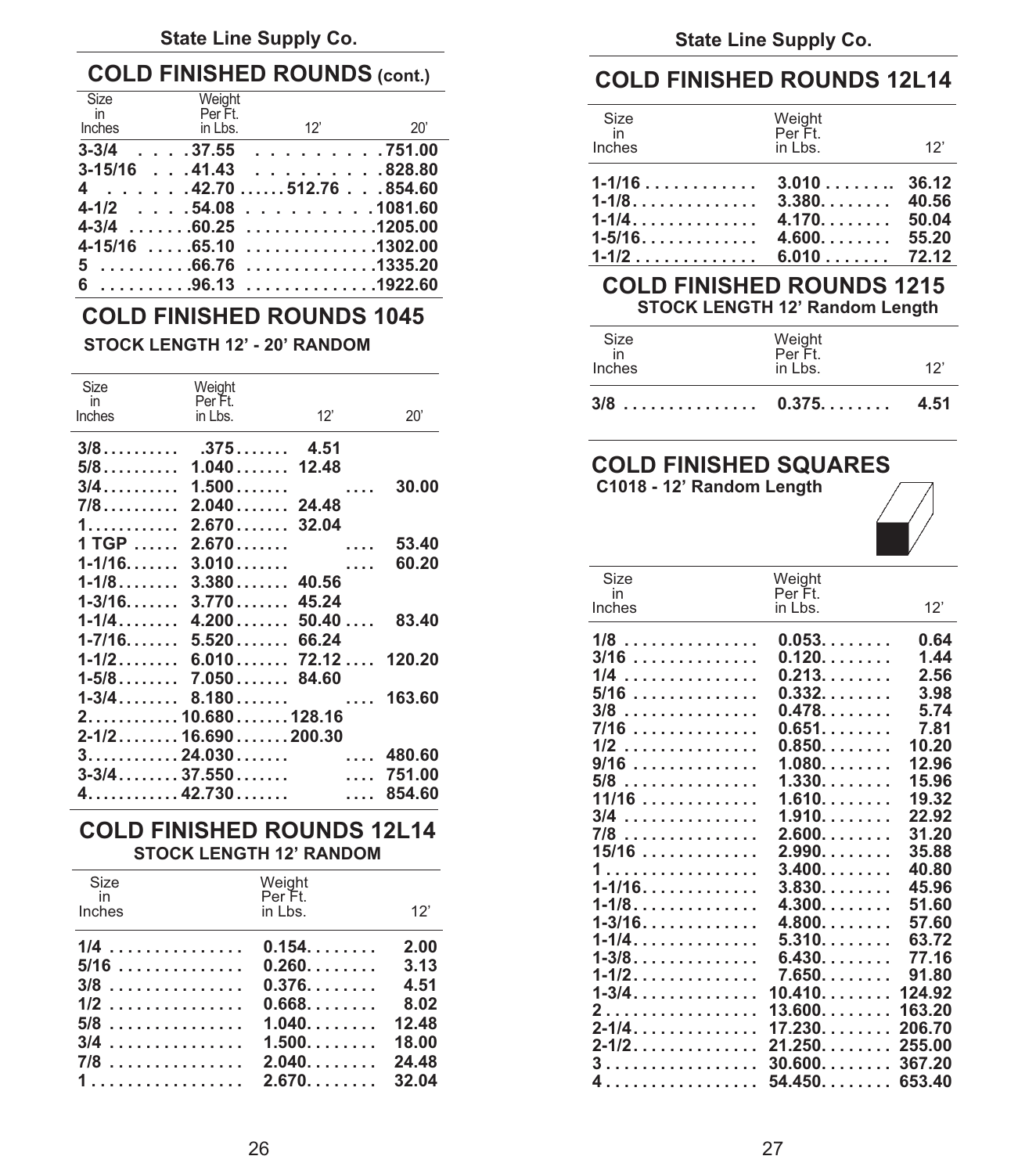## COLD FINISHED ROUNDS (cont.)

| Size in Inches | Weight Per Ft. in Lbs. | 12' | 20' |
|---|---|---|---|
| 3-3/4 | 37.55 | | 751.00 |
| 3-15/16 | 41.43 | | 828.80 |
| 4 | 42.70 | 512.76 | 854.60 |
| 4-1/2 | 54.08 | | 1081.60 |
| 4-3/4 | 60.25 | | 1205.00 |
| 4-15/16 | 65.10 | | 1302.00 |
| 5 | 66.76 | | 1335.20 |
| 6 | 96.13 | | 1922.60 |

## COLD FINISHED ROUNDS 1045

**STOCK LENGTH 12' - 20' RANDOM**

| Size in Inches | Weight Per Ft. in Lbs. | 12' | 20' |
|---|---|---|---|
| 3/8 | .375 | 4.51 | |
| 5/8 | 1.040 | 12.48 | |
| 3/4 | 1.500 | | 30.00 |
| 7/8 | 2.040 | 24.48 | |
| 1 | 2.670 | 32.04 | |
| 1 TGP | 2.670 | | 53.40 |
| 1-1/16 | 3.010 | | 60.20 |
| 1-1/8 | 3.380 | 40.56 | |
| 1-3/16 | 3.770 | 45.24 | |
| 1-1/4 | 4.200 | 50.40 | 83.40 |
| 1-7/16 | 5.520 | 66.24 | |
| 1-1/2 | 6.010 | 72.12 | 120.20 |
| 1-5/8 | 7.050 | 84.60 | |
| 1-3/4 | 8.180 | | 163.60 |
| 2 | 10.680 | 128.16 | |
| 2-1/2 | 16.690 | 200.30 | |
| 3 | 24.030 | | 480.60 |
| 3-3/4 | 37.550 | | 751.00 |
| 4 | 42.730 | | 854.60 |

## COLD FINISHED ROUNDS 12L14

**STOCK LENGTH 12' RANDOM**

| Size in Inches | Weight Per Ft. in Lbs. | 12' |
|---|---|---|
| 1/4 | 0.154 | 2.00 |
| 5/16 | 0.260 | 3.13 |
| 3/8 | 0.376 | 4.51 |
| 1/2 | 0.668 | 8.02 |
| 5/8 | 1.040 | 12.48 |
| 3/4 | 1.500 | 18.00 |
| 7/8 | 2.040 | 24.48 |
| 1 | 2.670 | 32.04 |

## COLD FINISHED ROUNDS 12L14

| Size in Inches | Weight Per Ft. in Lbs. | 12' |
|---|---|---|
| 1-1/16 | 3.010 | 36.12 |
| 1-1/8 | 3.380 | 40.56 |
| 1-1/4 | 4.170 | 50.04 |
| 1-5/16 | 4.600 | 55.20 |
| 1-1/2 | 6.010 | 72.12 |

## COLD FINISHED ROUNDS 1215

**STOCK LENGTH 12' Random Length**

| Size in Inches | Weight Per Ft. in Lbs. | 12' |
|---|---|---|
| 3/8 | 0.375 | 4.51 |

## COLD FINISHED SQUARES

**C1018 - 12' Random Length**

| Size in Inches | Weight Per Ft. in Lbs. | 12' |
|---|---|---|
| 1/8 | 0.053 | 0.64 |
| 3/16 | 0.120 | 1.44 |
| 1/4 | 0.213 | 2.56 |
| 5/16 | 0.332 | 3.98 |
| 3/8 | 0.478 | 5.74 |
| 7/16 | 0.651 | 7.81 |
| 1/2 | 0.850 | 10.20 |
| 9/16 | 1.080 | 12.96 |
| 5/8 | 1.330 | 15.96 |
| 11/16 | 1.610 | 19.32 |
| 3/4 | 1.910 | 22.92 |
| 7/8 | 2.600 | 31.20 |
| 15/16 | 2.990 | 35.88 |
| 1 | 3.400 | 40.80 |
| 1-1/16 | 3.830 | 45.96 |
| 1-1/8 | 4.300 | 51.60 |
| 1-3/16 | 4.800 | 57.60 |
| 1-1/4 | 5.310 | 63.72 |
| 1-3/8 | 6.430 | 77.16 |
| 1-1/2 | 7.650 | 91.80 |
| 1-3/4 | 10.410 | 124.92 |
| 2 | 13.600 | 163.20 |
| 2-1/4 | 17.230 | 206.70 |
| 2-1/2 | 21.250 | 255.00 |
| 3 | 30.600 | 367.20 |
| 4 | 54.450 | 653.40 |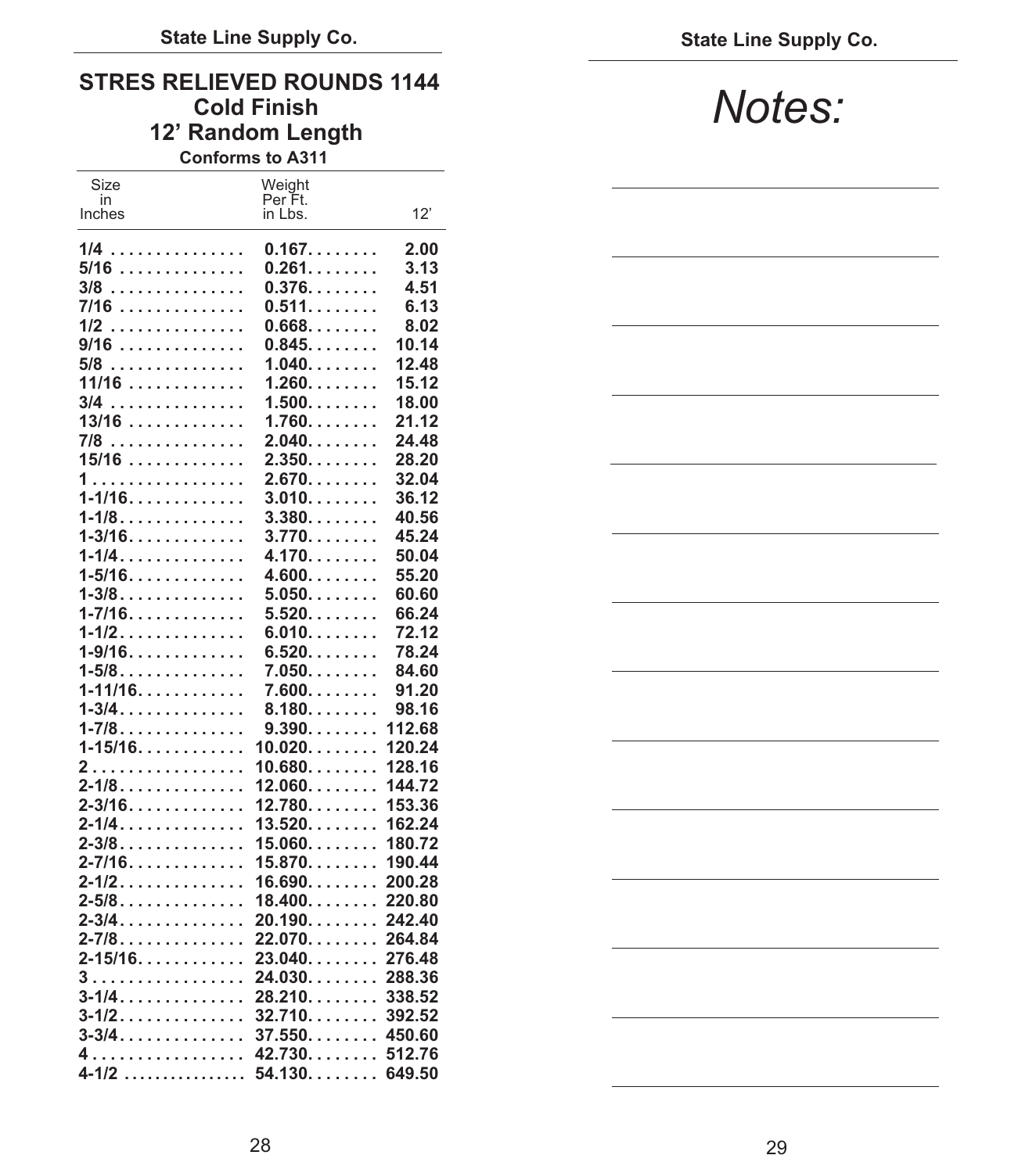## STRES RELIEVED ROUNDS 1144
## Cold Finish
## 12' Random Length

**Conforms to A311**

| Size in Inches | Weight Per Ft. in Lbs. | 12' |
|---|---|---|
| 1/4 | 0.167 | 2.00 |
| 5/16 | 0.261 | 3.13 |
| 3/8 | 0.376 | 4.51 |
| 7/16 | 0.511 | 6.13 |
| 1/2 | 0.668 | 8.02 |
| 9/16 | 0.845 | 10.14 |
| 5/8 | 1.040 | 12.48 |
| 11/16 | 1.260 | 15.12 |
| 3/4 | 1.500 | 18.00 |
| 13/16 | 1.760 | 21.12 |
| 7/8 | 2.040 | 24.48 |
| 15/16 | 2.350 | 28.20 |
| 1 | 2.670 | 32.04 |
| 1-1/16 | 3.010 | 36.12 |
| 1-1/8 | 3.380 | 40.56 |
| 1-3/16 | 3.770 | 45.24 |
| 1-1/4 | 4.170 | 50.04 |
| 1-5/16 | 4.600 | 55.20 |
| 1-3/8 | 5.050 | 60.60 |
| 1-7/16 | 5.520 | 66.24 |
| 1-1/2 | 6.010 | 72.12 |
| 1-9/16 | 6.520 | 78.24 |
| 1-5/8 | 7.050 | 84.60 |
| 1-11/16 | 7.600 | 91.20 |
| 1-3/4 | 8.180 | 98.16 |
| 1-7/8 | 9.390 | 112.68 |
| 1-15/16 | 10.020 | 120.24 |
| 2 | 10.680 | 128.16 |
| 2-1/8 | 12.060 | 144.72 |
| 2-3/16 | 12.780 | 153.36 |
| 2-1/4 | 13.520 | 162.24 |
| 2-3/8 | 15.060 | 180.72 |
| 2-7/16 | 15.870 | 190.44 |
| 2-1/2 | 16.690 | 200.28 |
| 2-5/8 | 18.400 | 220.80 |
| 2-3/4 | 20.190 | 242.40 |
| 2-7/8 | 22.070 | 264.84 |
| 2-15/16 | 23.040 | 276.48 |
| 3 | 24.030 | 288.36 |
| 3-1/4 | 28.210 | 338.52 |
| 3-1/2 | 32.710 | 392.52 |
| 3-3/4 | 37.550 | 450.60 |
| 4 | 42.730 | 512.76 |
| 4-1/2 | 54.130 | 649.50 |

*Notes:*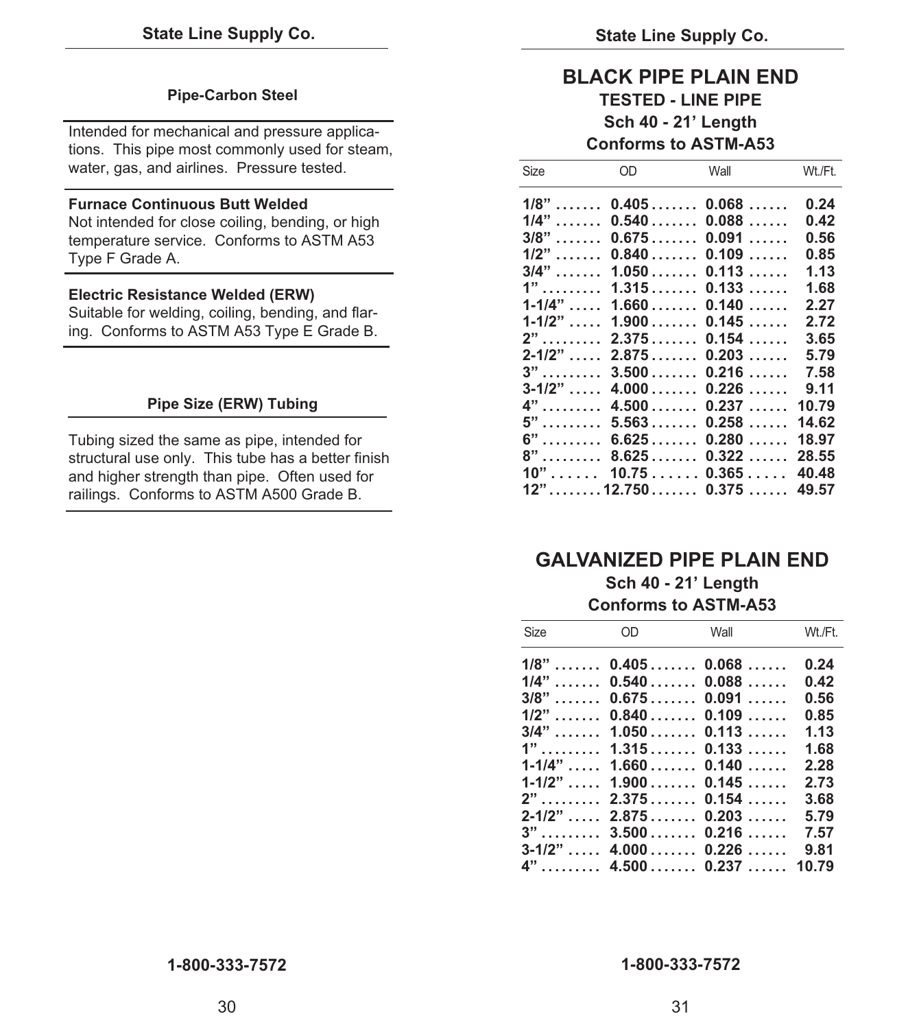## Pipe-Carbon Steel

Intended for mechanical and pressure applications. This pipe most commonly used for steam, water, gas, and airlines. Pressure tested.

**Furnace Continuous Butt Welded**
Not intended for close coiling, bending, or high temperature service. Conforms to ASTM A53 Type F Grade A.

**Electric Resistance Welded (ERW)**
Suitable for welding, coiling, bending, and flaring. Conforms to ASTM A53 Type E Grade B.

## Pipe Size (ERW) Tubing

Tubing sized the same as pipe, intended for structural use only. This tube has a better finish and higher strength than pipe. Often used for railings. Conforms to ASTM A500 Grade B.

1-800-333-7572

# BLACK PIPE PLAIN END

### TESTED - LINE PIPE
### Sch 40 - 21' Length
### Conforms to ASTM-A53

| Size | OD | Wall | Wt./Ft. |
|---|---|---|---|
| 1/8" | 0.405 | 0.068 | 0.24 |
| 1/4" | 0.540 | 0.088 | 0.42 |
| 3/8" | 0.675 | 0.091 | 0.56 |
| 1/2" | 0.840 | 0.109 | 0.85 |
| 3/4" | 1.050 | 0.113 | 1.13 |
| 1" | 1.315 | 0.133 | 1.68 |
| 1-1/4" | 1.660 | 0.140 | 2.27 |
| 1-1/2" | 1.900 | 0.145 | 2.72 |
| 2" | 2.375 | 0.154 | 3.65 |
| 2-1/2" | 2.875 | 0.203 | 5.79 |
| 3" | 3.500 | 0.216 | 7.58 |
| 3-1/2" | 4.000 | 0.226 | 9.11 |
| 4" | 4.500 | 0.237 | 10.79 |
| 5" | 5.563 | 0.258 | 14.62 |
| 6" | 6.625 | 0.280 | 18.97 |
| 8" | 8.625 | 0.322 | 28.55 |
| 10" | 10.75 | 0.365 | 40.48 |
| 12" | 12.750 | 0.375 | 49.57 |

# GALVANIZED PIPE PLAIN END

### Sch 40 - 21' Length
### Conforms to ASTM-A53

| Size | OD | Wall | Wt./Ft. |
|---|---|---|---|
| 1/8" | 0.405 | 0.068 | 0.24 |
| 1/4" | 0.540 | 0.088 | 0.42 |
| 3/8" | 0.675 | 0.091 | 0.56 |
| 1/2" | 0.840 | 0.109 | 0.85 |
| 3/4" | 1.050 | 0.113 | 1.13 |
| 1" | 1.315 | 0.133 | 1.68 |
| 1-1/4" | 1.660 | 0.140 | 2.28 |
| 1-1/2" | 1.900 | 0.145 | 2.73 |
| 2" | 2.375 | 0.154 | 3.68 |
| 2-1/2" | 2.875 | 0.203 | 5.79 |
| 3" | 3.500 | 0.216 | 7.57 |
| 3-1/2" | 4.000 | 0.226 | 9.81 |
| 4" | 4.500 | 0.237 | 10.79 |

1-800-333-7572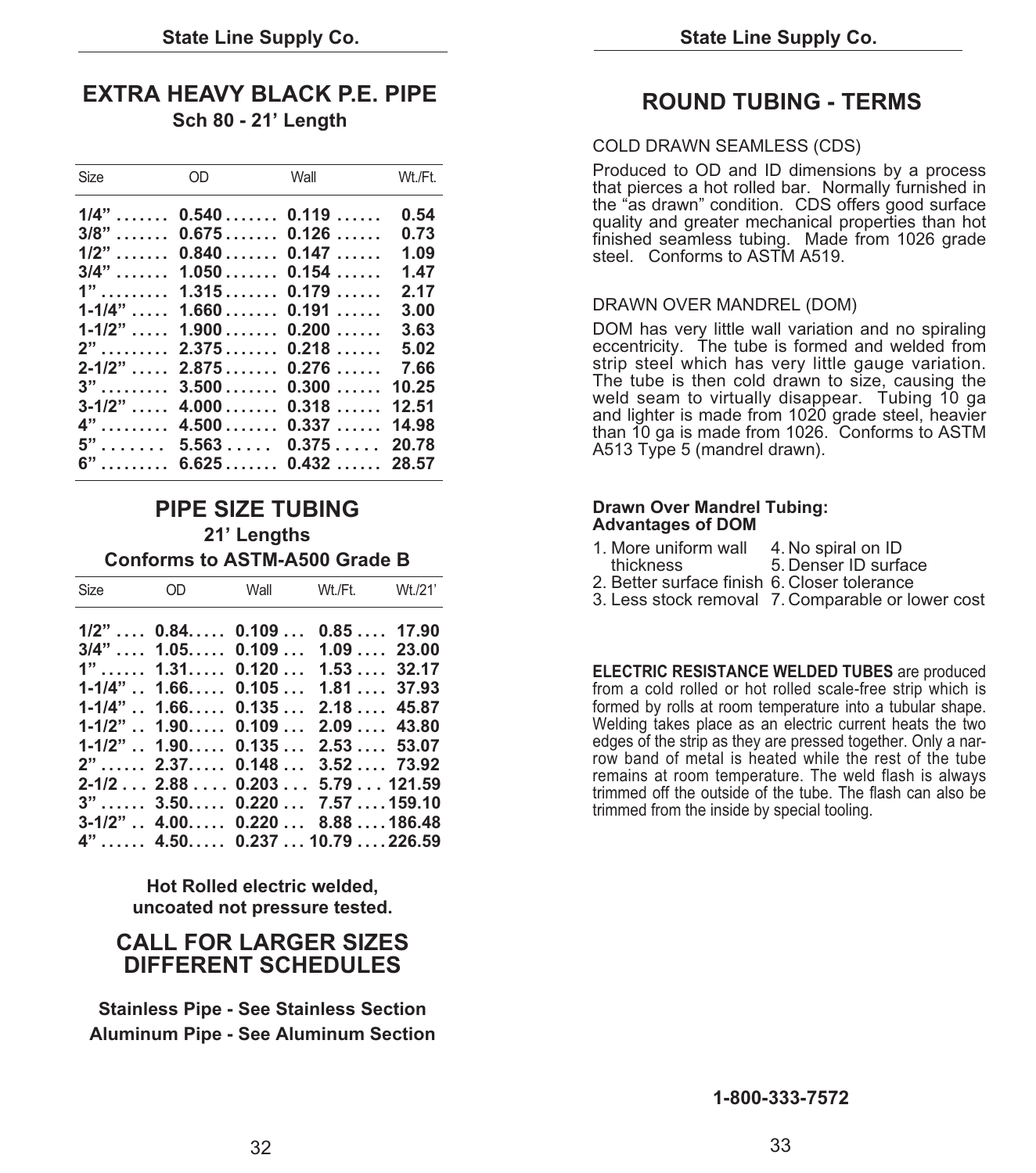# EXTRA HEAVY BLACK P.E. PIPE

**Sch 80 - 21' Length**

| Size | OD | Wall | Wt./Ft. |
|---|---|---|---|
| 1/4" | 0.540 | 0.119 | 0.54 |
| 3/8" | 0.675 | 0.126 | 0.73 |
| 1/2" | 0.840 | 0.147 | 1.09 |
| 3/4" | 1.050 | 0.154 | 1.47 |
| 1" | 1.315 | 0.179 | 2.17 |
| 1-1/4" | 1.660 | 0.191 | 3.00 |
| 1-1/2" | 1.900 | 0.200 | 3.63 |
| 2" | 2.375 | 0.218 | 5.02 |
| 2-1/2" | 2.875 | 0.276 | 7.66 |
| 3" | 3.500 | 0.300 | 10.25 |
| 3-1/2" | 4.000 | 0.318 | 12.51 |
| 4" | 4.500 | 0.337 | 14.98 |
| 5" | 5.563 | 0.375 | 20.78 |
| 6" | 6.625 | 0.432 | 28.57 |

# PIPE SIZE TUBING

**21' Lengths**

**Conforms to ASTM-A500 Grade B**

| Size | OD | Wall | Wt./Ft. | Wt./21' |
|---|---|---|---|---|
| 1/2" | 0.84 | 0.109 | 0.85 | 17.90 |
| 3/4" | 1.05 | 0.109 | 1.09 | 23.00 |
| 1" | 1.31 | 0.120 | 1.53 | 32.17 |
| 1-1/4" | 1.66 | 0.105 | 1.81 | 37.93 |
| 1-1/4" | 1.66 | 0.135 | 2.18 | 45.87 |
| 1-1/2" | 1.90 | 0.109 | 2.09 | 43.80 |
| 1-1/2" | 1.90 | 0.135 | 2.53 | 53.07 |
| 2" | 2.37 | 0.148 | 3.52 | 73.92 |
| 2-1/2 | 2.88 | 0.203 | 5.79 | 121.59 |
| 3" | 3.50 | 0.220 | 7.57 | 159.10 |
| 3-1/2" | 4.00 | 0.220 | 8.88 | 186.48 |
| 4" | 4.50 | 0.237 | 10.79 | 226.59 |

**Hot Rolled electric welded, uncoated not pressure tested.**

## CALL FOR LARGER SIZES DIFFERENT SCHEDULES

**Stainless Pipe - See Stainless Section**

**Aluminum Pipe - See Aluminum Section**

# ROUND TUBING - TERMS

COLD DRAWN SEAMLESS (CDS)

Produced to OD and ID dimensions by a process that pierces a hot rolled bar. Normally furnished in the "as drawn" condition. CDS offers good surface quality and greater mechanical properties than hot finished seamless tubing. Made from 1026 grade steel. Conforms to ASTM A519.

DRAWN OVER MANDREL (DOM)

DOM has very little wall variation and no spiraling eccentricity. The tube is formed and welded from strip steel which has very little gauge variation. The tube is then cold drawn to size, causing the weld seam to virtually disappear. Tubing 10 ga and lighter is made from 1020 grade steel, heavier than 10 ga is made from 1026. Conforms to ASTM A513 Type 5 (mandrel drawn).

**Drawn Over Mandrel Tubing:**
**Advantages of DOM**

1. More uniform wall thickness
2. Better surface finish
3. Less stock removal
4. No spiral on ID
5. Denser ID surface
6. Closer tolerance
7. Comparable or lower cost

**ELECTRIC RESISTANCE WELDED TUBES** are produced from a cold rolled or hot rolled scale-free strip which is formed by rolls at room temperature into a tubular shape. Welding takes place as an electric current heats the two edges of the strip as they are pressed together. Only a narrow band of metal is heated while the rest of the tube remains at room temperature. The weld flash is always trimmed off the outside of the tube. The flash can also be trimmed from the inside by special tooling.

**1-800-333-7572**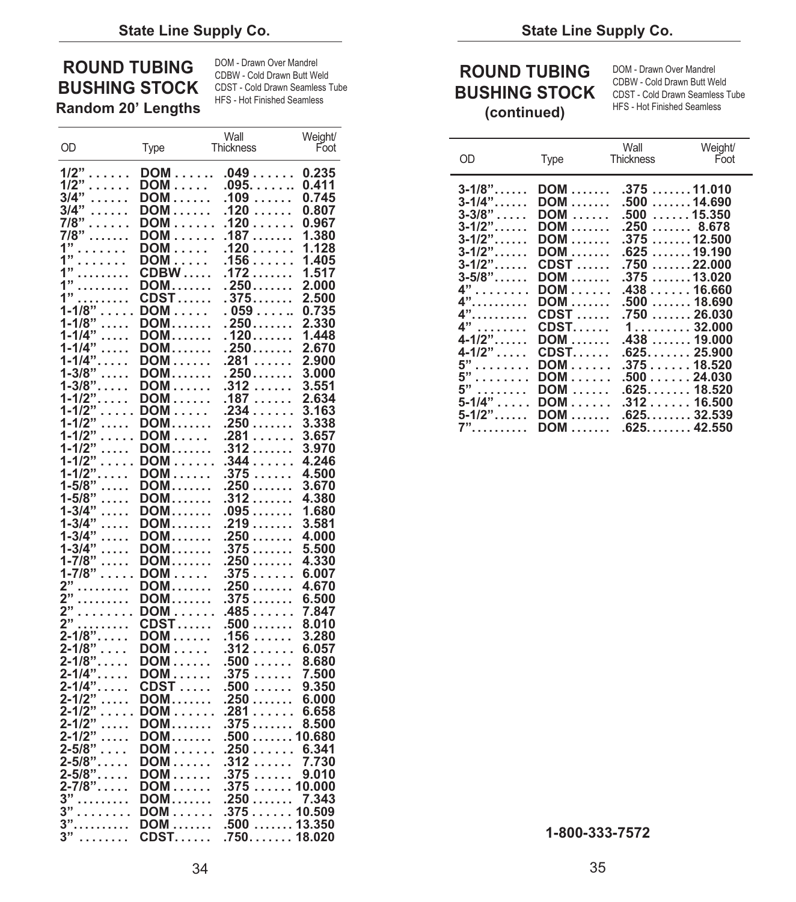## ROUND TUBING BUSHING STOCK

### Random 20' Lengths

DOM - Drawn Over Mandrel
CDBW - Cold Drawn Butt Weld
CDST - Cold Drawn Seamless Tube
HFS - Hot Finished Seamless

| OD | Type | Wall Thickness | Weight/ Foot |
|---|---|---|---|
| 1/2" | DOM | .049 | 0.235 |
| 1/2" | DOM | .095 | 0.411 |
| 3/4" | DOM | .109 | 0.745 |
| 3/4" | DOM | .120 | 0.807 |
| 7/8" | DOM | .120 | 0.967 |
| 7/8" | DOM | .187 | 1.380 |
| 1" | DOM | .120 | 1.128 |
| 1" | DOM | .156 | 1.405 |
| 1" | CDBW | .172 | 1.517 |
| 1" | DOM | .250 | 2.000 |
| 1" | CDST | .375 | 2.500 |
| 1-1/8" | DOM | .059 | 0.735 |
| 1-1/8" | DOM | .250 | 2.330 |
| 1-1/4" | DOM | .120 | 1.448 |
| 1-1/4" | DOM | .250 | 2.670 |
| 1-1/4" | DOM | .281 | 2.900 |
| 1-3/8" | DOM | .250 | 3.000 |
| 1-3/8" | DOM | .312 | 3.551 |
| 1-1/2" | DOM | .187 | 2.634 |
| 1-1/2" | DOM | .234 | 3.163 |
| 1-1/2" | DOM | .250 | 3.338 |
| 1-1/2" | DOM | .281 | 3.657 |
| 1-1/2" | DOM | .312 | 3.970 |
| 1-1/2" | DOM | .344 | 4.246 |
| 1-1/2" | DOM | .375 | 4.500 |
| 1-5/8" | DOM | .250 | 3.670 |
| 1-5/8" | DOM | .312 | 4.380 |
| 1-3/4" | DOM | .095 | 1.680 |
| 1-3/4" | DOM | .219 | 3.581 |
| 1-3/4" | DOM | .250 | 4.000 |
| 1-3/4" | DOM | .375 | 5.500 |
| 1-7/8" | DOM | .250 | 4.330 |
| 1-7/8" | DOM | .375 | 6.007 |
| 2" | DOM | .250 | 4.670 |
| 2" | DOM | .375 | 6.500 |
| 2" | DOM | .485 | 7.847 |
| 2" | CDST | .500 | 8.010 |
| 2-1/8" | DOM | .156 | 3.280 |
| 2-1/8" | DOM | .312 | 6.057 |
| 2-1/8" | DOM | .500 | 8.680 |
| 2-1/4" | DOM | .375 | 7.500 |
| 2-1/4" | CDST | .500 | 9.350 |
| 2-1/2" | DOM | .250 | 6.000 |
| 2-1/2" | DOM | .281 | 6.658 |
| 2-1/2" | DOM | .375 | 8.500 |
| 2-1/2" | DOM | .500 | 10.680 |
| 2-5/8" | DOM | .250 | 6.341 |
| 2-5/8" | DOM | .312 | 7.730 |
| 2-5/8" | DOM | .375 | 9.010 |
| 2-7/8" | DOM | .375 | 10.000 |
| 3" | DOM | .250 | 7.343 |
| 3" | DOM | .375 | 10.509 |
| 3" | DOM | .500 | 13.350 |
| 3" | CDST | .750 | 18.020 |

## ROUND TUBING BUSHING STOCK (continued)

DOM - Drawn Over Mandrel
CDBW - Cold Drawn Butt Weld
CDST - Cold Drawn Seamless Tube
HFS - Hot Finished Seamless

| OD | Type | Wall Thickness | Weight/ Foot |
|---|---|---|---|
| 3-1/8" | DOM | .375 | 11.010 |
| 3-1/4" | DOM | .500 | 14.690 |
| 3-3/8" | DOM | .500 | 15.350 |
| 3-1/2" | DOM | .250 | 8.678 |
| 3-1/2" | DOM | .375 | 12.500 |
| 3-1/2" | DOM | .625 | 19.190 |
| 3-1/2" | CDST | .750 | 22.000 |
| 3-5/8" | DOM | .375 | 13.020 |
| 4" | DOM | .438 | 16.660 |
| 4" | DOM | .500 | 18.690 |
| 4" | CDST | .750 | 26.030 |
| 4" | CDST | 1 | 32.000 |
| 4-1/2" | DOM | .438 | 19.000 |
| 4-1/2" | CDST | .625 | 25.900 |
| 5" | DOM | .375 | 18.520 |
| 5" | DOM | .500 | 24.030 |
| 5" | DOM | .625 | 18.520 |
| 5-1/4" | DOM | .312 | 16.500 |
| 5-1/2" | DOM | .625 | 32.539 |
| 7" | DOM | .625 | 42.550 |

**1-800-333-7572**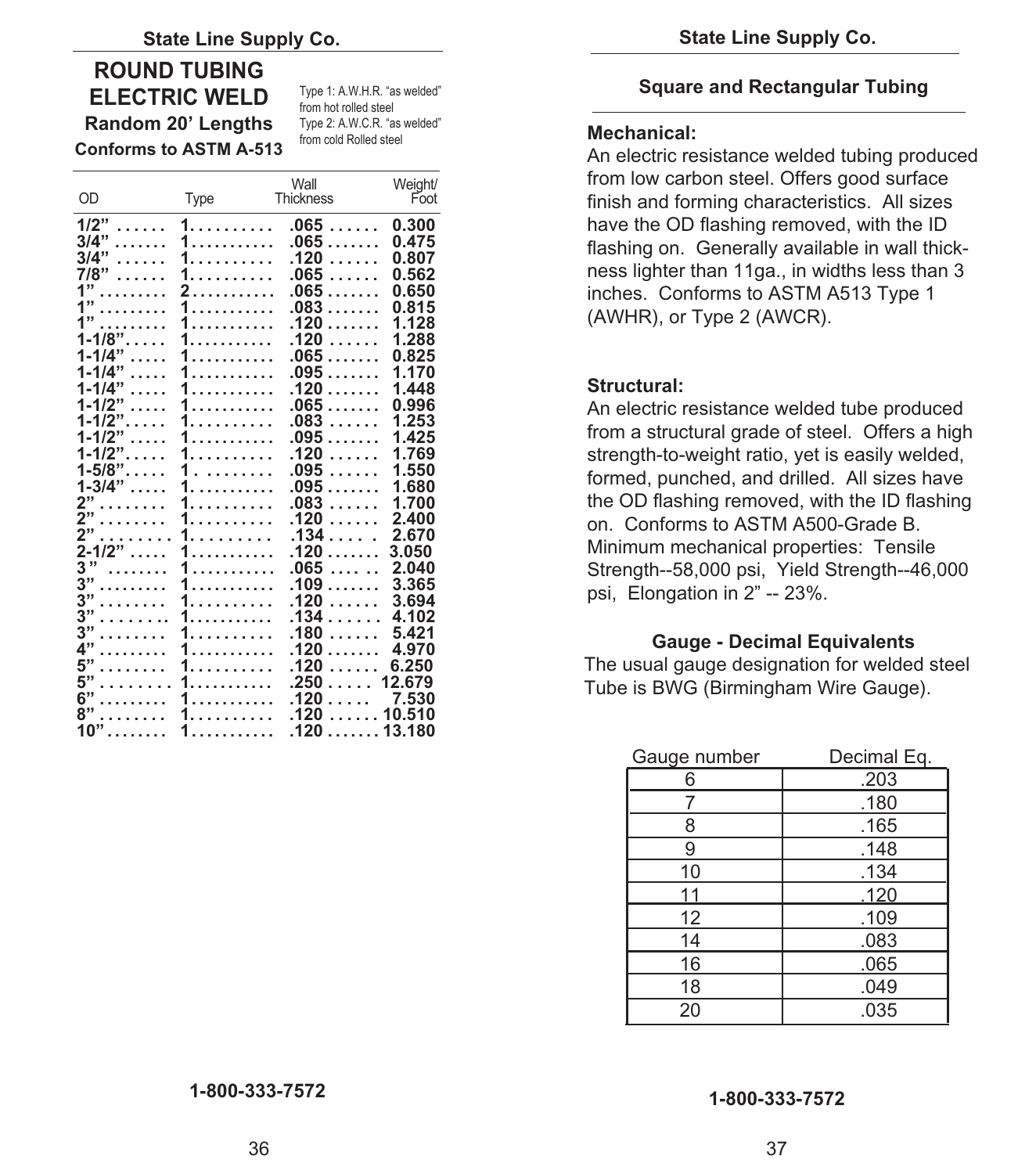## ROUND TUBING ELECTRIC WELD

**Random 20' Lengths**

**Conforms to ASTM A-513**

Type 1: A.W.H.R. "as welded" from hot rolled steel
Type 2: A.W.C.R. "as welded" from cold Rolled steel

| OD | Type | Wall Thickness | Weight/Foot |
|---|---|---|---|
| 1/2" | 1 | .065 | 0.300 |
| 3/4" | 1 | .065 | 0.475 |
| 3/4" | 1 | .120 | 0.807 |
| 7/8" | 1 | .065 | 0.562 |
| 1" | 2 | .065 | 0.650 |
| 1" | 1 | .083 | 0.815 |
| 1" | 1 | .120 | 1.128 |
| 1-1/8" | 1 | .120 | 1.288 |
| 1-1/4" | 1 | .065 | 0.825 |
| 1-1/4" | 1 | .095 | 1.170 |
| 1-1/4" | 1 | .120 | 1.448 |
| 1-1/2" | 1 | .065 | 0.996 |
| 1-1/2" | 1 | .083 | 1.253 |
| 1-1/2" | 1 | .095 | 1.425 |
| 1-1/2" | 1 | .120 | 1.769 |
| 1-5/8" | 1 | .095 | 1.550 |
| 1-3/4" | 1 | .095 | 1.680 |
| 2" | 1 | .083 | 1.700 |
| 2" | 1 | .120 | 2.400 |
| 2" | 1 | .134 | 2.670 |
| 2-1/2" | 1 | .120 | 3.050 |
| 3" | 1 | .065 | 2.040 |
| 3" | 1 | .109 | 3.365 |
| 3" | 1 | .120 | 3.694 |
| 3" | 1 | .134 | 4.102 |
| 3" | 1 | .180 | 5.421 |
| 4" | 1 | .120 | 4.970 |
| 5" | 1 | .120 | 6.250 |
| 5" | 1 | .250 | 12.679 |
| 6" | 1 | .120 | 7.530 |
| 8" | 1 | .120 | 10.510 |
| 10" | 1 | .120 | 13.180 |

## Square and Rectangular Tubing

**Mechanical:**
An electric resistance welded tubing produced from low carbon steel. Offers good surface finish and forming characteristics. All sizes have the OD flashing removed, with the ID flashing on. Generally available in wall thickness lighter than 11ga., in widths less than 3 inches. Conforms to ASTM A513 Type 1 (AWHR), or Type 2 (AWCR).

**Structural:**
An electric resistance welded tube produced from a structural grade of steel. Offers a high strength-to-weight ratio, yet is easily welded, formed, punched, and drilled. All sizes have the OD flashing removed, with the ID flashing on. Conforms to ASTM A500-Grade B. Minimum mechanical properties: Tensile Strength--58,000 psi, Yield Strength--46,000 psi, Elongation in 2" -- 23%.

### Gauge - Decimal Equivalents

The usual gauge designation for welded steel Tube is BWG (Birmingham Wire Gauge).

| Gauge number | Decimal Eq. |
|---|---|
| 6 | .203 |
| 7 | .180 |
| 8 | .165 |
| 9 | .148 |
| 10 | .134 |
| 11 | .120 |
| 12 | .109 |
| 14 | .083 |
| 16 | .065 |
| 18 | .049 |
| 20 | .035 |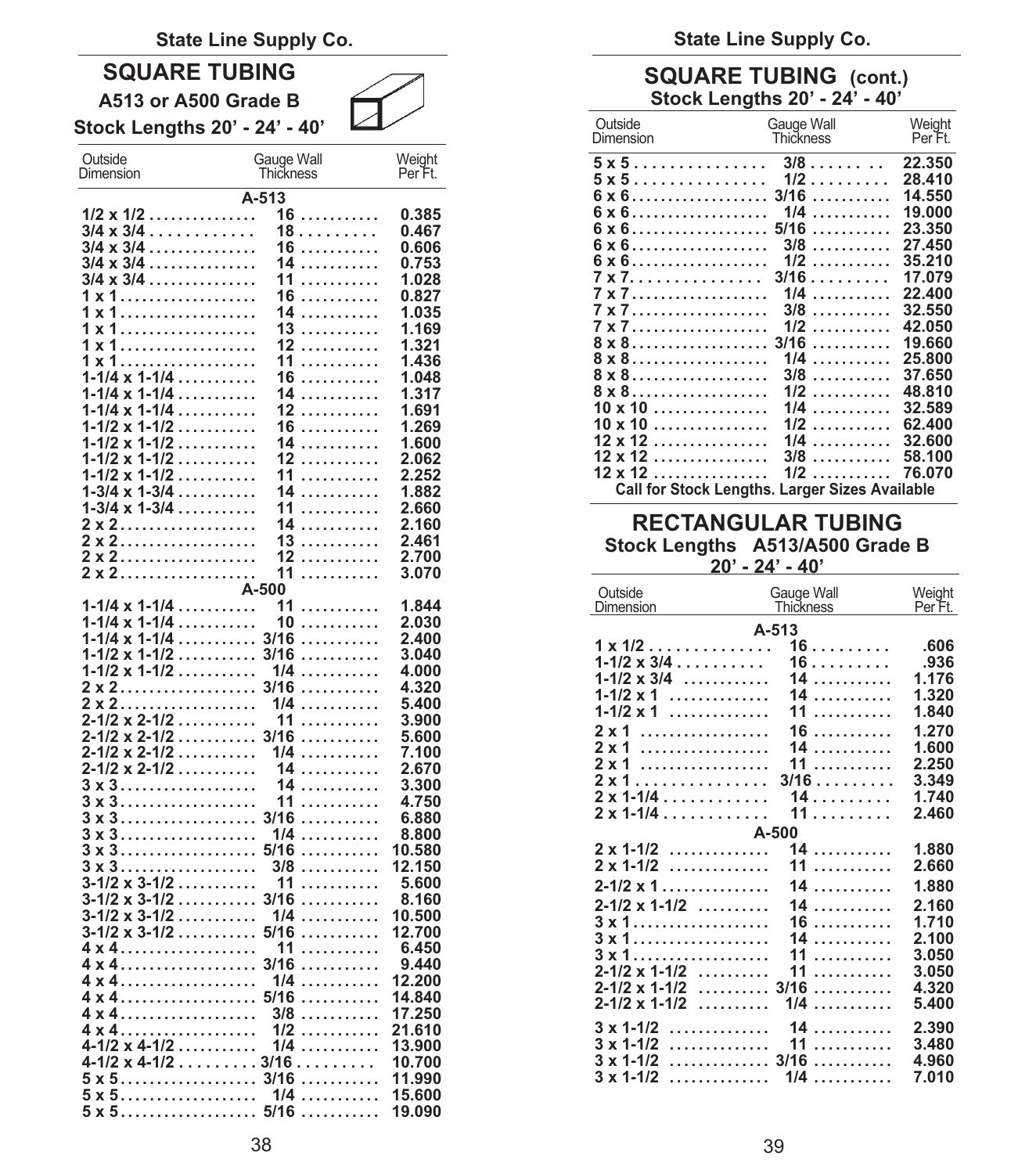## SQUARE TUBING

### A513 or A500 Grade B

**Stock Lengths 20' - 24' - 40'**

| Outside Dimension | Gauge Wall Thickness | Weight Per Ft. |
|---|---|---|
| **A-513** | | |
| 1/2 x 1/2 | 16 | 0.385 |
| 3/4 x 3/4 | 18 | 0.467 |
| 3/4 x 3/4 | 16 | 0.606 |
| 3/4 x 3/4 | 14 | 0.753 |
| 3/4 x 3/4 | 11 | 1.028 |
| 1 x 1 | 16 | 0.827 |
| 1 x 1 | 14 | 1.035 |
| 1 x 1 | 13 | 1.169 |
| 1 x 1 | 12 | 1.321 |
| 1 x 1 | 11 | 1.436 |
| 1-1/4 x 1-1/4 | 16 | 1.048 |
| 1-1/4 x 1-1/4 | 14 | 1.317 |
| 1-1/4 x 1-1/4 | 12 | 1.691 |
| 1-1/2 x 1-1/2 | 16 | 1.269 |
| 1-1/2 x 1-1/2 | 14 | 1.600 |
| 1-1/2 x 1-1/2 | 12 | 2.062 |
| 1-1/2 x 1-1/2 | 11 | 2.252 |
| 1-3/4 x 1-3/4 | 14 | 1.882 |
| 1-3/4 x 1-3/4 | 11 | 2.660 |
| 2 x 2 | 14 | 2.160 |
| 2 x 2 | 13 | 2.461 |
| 2 x 2 | 12 | 2.700 |
| 2 x 2 | 11 | 3.070 |
| **A-500** | | |
| 1-1/4 x 1-1/4 | 11 | 1.844 |
| 1-1/4 x 1-1/4 | 10 | 2.030 |
| 1-1/4 x 1-1/4 | 3/16 | 2.400 |
| 1-1/2 x 1-1/2 | 3/16 | 3.040 |
| 1-1/2 x 1-1/2 | 1/4 | 4.000 |
| 2 x 2 | 3/16 | 4.320 |
| 2 x 2 | 1/4 | 5.400 |
| 2-1/2 x 2-1/2 | 11 | 3.900 |
| 2-1/2 x 2-1/2 | 3/16 | 5.600 |
| 2-1/2 x 2-1/2 | 1/4 | 7.100 |
| 2-1/2 x 2-1/2 | 14 | 2.670 |
| 3 x 3 | 14 | 3.300 |
| 3 x 3 | 11 | 4.750 |
| 3 x 3 | 3/16 | 6.880 |
| 3 x 3 | 1/4 | 8.800 |
| 3 x 3 | 5/16 | 10.580 |
| 3 x 3 | 3/8 | 12.150 |
| 3-1/2 x 3-1/2 | 11 | 5.600 |
| 3-1/2 x 3-1/2 | 3/16 | 8.160 |
| 3-1/2 x 3-1/2 | 1/4 | 10.500 |
| 3-1/2 x 3-1/2 | 5/16 | 12.700 |
| 4 x 4 | 11 | 6.450 |
| 4 x 4 | 3/16 | 9.440 |
| 4 x 4 | 1/4 | 12.200 |
| 4 x 4 | 5/16 | 14.840 |
| 4 x 4 | 3/8 | 17.250 |
| 4 x 4 | 1/2 | 21.610 |
| 4-1/2 x 4-1/2 | 1/4 | 13.900 |
| 4-1/2 x 4-1/2 | 3/16 | 10.700 |
| 5 x 5 | 3/16 | 11.990 |
| 5 x 5 | 1/4 | 15.600 |
| 5 x 5 | 5/16 | 19.090 |

## SQUARE TUBING (cont.)

**Stock Lengths 20' - 24' - 40'**

| Outside Dimension | Gauge Wall Thickness | Weight Per Ft. |
|---|---|---|
| 5 x 5 | 3/8 | 22.350 |
| 5 x 5 | 1/2 | 28.410 |
| 6 x 6 | 3/16 | 14.550 |
| 6 x 6 | 1/4 | 19.000 |
| 6 x 6 | 5/16 | 23.350 |
| 6 x 6 | 3/8 | 27.450 |
| 6 x 6 | 1/2 | 35.210 |
| 7 x 7 | 3/16 | 17.079 |
| 7 x 7 | 1/4 | 22.400 |
| 7 x 7 | 3/8 | 32.550 |
| 7 x 7 | 1/2 | 42.050 |
| 8 x 8 | 3/16 | 19.660 |
| 8 x 8 | 1/4 | 25.800 |
| 8 x 8 | 3/8 | 37.650 |
| 8 x 8 | 1/2 | 48.810 |
| 10 x 10 | 1/4 | 32.589 |
| 10 x 10 | 1/2 | 62.400 |
| 12 x 12 | 1/4 | 32.600 |
| 12 x 12 | 3/8 | 58.100 |
| 12 x 12 | 1/2 | 76.070 |

**Call for Stock Lengths. Larger Sizes Available**

## RECTANGULAR TUBING

**Stock Lengths A513/A500 Grade B**
**20' - 24' - 40'**

| Outside Dimension | Gauge Wall Thickness | Weight Per Ft. |
|---|---|---|
| **A-513** | | |
| 1 x 1/2 | 16 | .606 |
| 1-1/2 x 3/4 | 16 | .936 |
| 1-1/2 x 3/4 | 14 | 1.176 |
| 1-1/2 x 1 | 14 | 1.320 |
| 1-1/2 x 1 | 11 | 1.840 |
| 2 x 1 | 16 | 1.270 |
| 2 x 1 | 14 | 1.600 |
| 2 x 1 | 11 | 2.250 |
| 2 x 1 | 3/16 | 3.349 |
| 2 x 1-1/4 | 14 | 1.740 |
| 2 x 1-1/4 | 11 | 2.460 |
| **A-500** | | |
| 2 x 1-1/2 | 14 | 1.880 |
| 2 x 1-1/2 | 11 | 2.660 |
| 2-1/2 x 1 | 14 | 1.880 |
| 2-1/2 x 1-1/2 | 14 | 2.160 |
| 3 x 1 | 16 | 1.710 |
| 3 x 1 | 14 | 2.100 |
| 3 x 1 | 11 | 3.050 |
| 2-1/2 x 1-1/2 | 11 | 3.050 |
| 2-1/2 x 1-1/2 | 3/16 | 4.320 |
| 2-1/2 x 1-1/2 | 1/4 | 5.400 |
| 3 x 1-1/2 | 14 | 2.390 |
| 3 x 1-1/2 | 11 | 3.480 |
| 3 x 1-1/2 | 3/16 | 4.960 |
| 3 x 1-1/2 | 1/4 | 7.010 |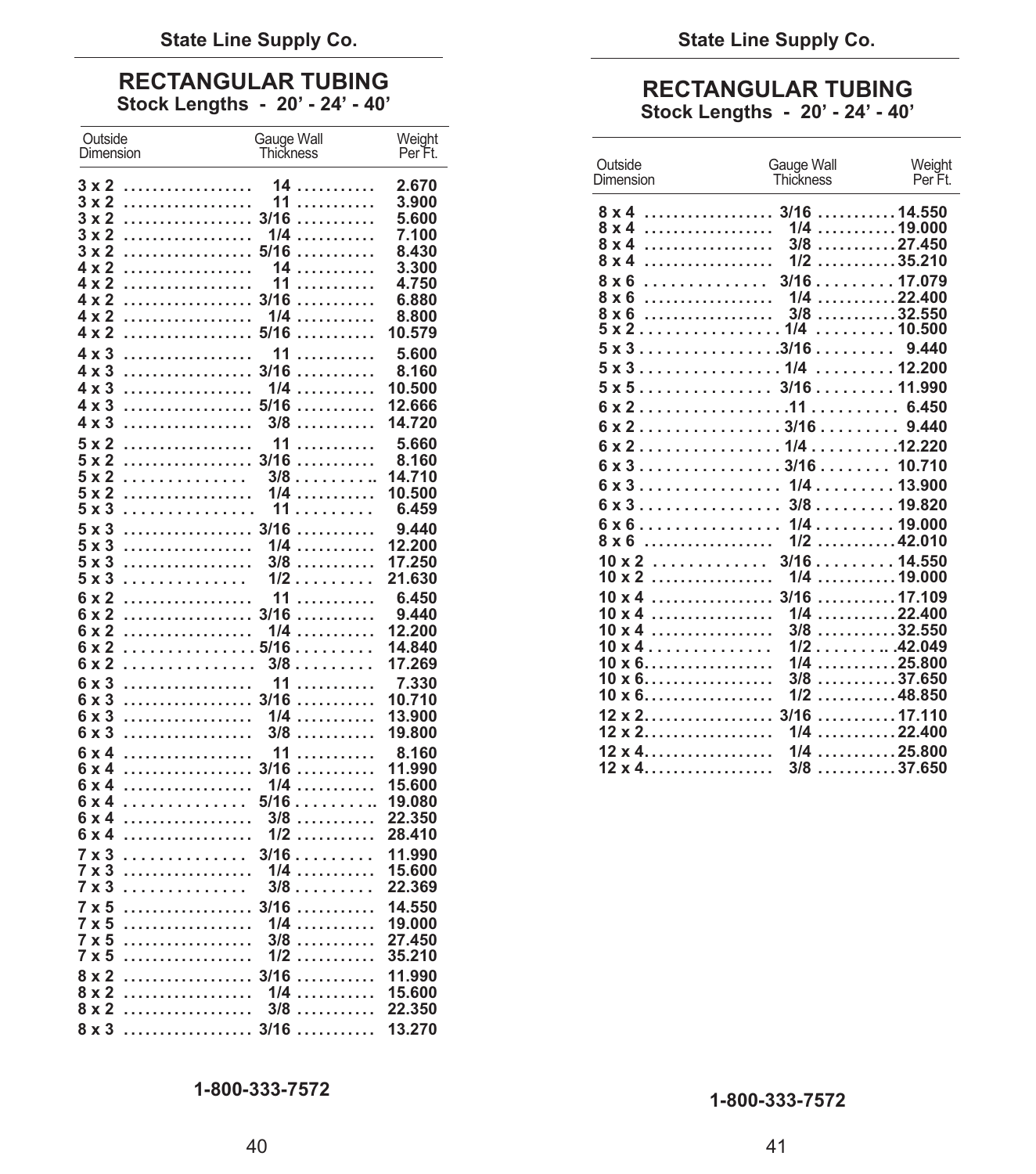## RECTANGULAR TUBING

**Stock Lengths - 20' - 24' - 40'**

| Outside Dimension | Gauge Wall Thickness | Weight Per Ft. |
|---|---|---|
| 3 x 2 | 14 | 2.670 |
| 3 x 2 | 11 | 3.900 |
| 3 x 2 | 3/16 | 5.600 |
| 3 x 2 | 1/4 | 7.100 |
| 3 x 2 | 5/16 | 8.430 |
| 4 x 2 | 14 | 3.300 |
| 4 x 2 | 11 | 4.750 |
| 4 x 2 | 3/16 | 6.880 |
| 4 x 2 | 1/4 | 8.800 |
| 4 x 2 | 5/16 | 10.579 |
| 4 x 3 | 11 | 5.600 |
| 4 x 3 | 3/16 | 8.160 |
| 4 x 3 | 1/4 | 10.500 |
| 4 x 3 | 5/16 | 12.666 |
| 4 x 3 | 3/8 | 14.720 |
| 5 x 2 | 11 | 5.660 |
| 5 x 2 | 3/16 | 8.160 |
| 5 x 2 | 3/8 | 14.710 |
| 5 x 2 | 1/4 | 10.500 |
| 5 x 3 | 11 | 6.459 |
| 5 x 3 | 3/16 | 9.440 |
| 5 x 3 | 1/4 | 12.200 |
| 5 x 3 | 3/8 | 17.250 |
| 5 x 3 | 1/2 | 21.630 |
| 6 x 2 | 11 | 6.450 |
| 6 x 2 | 3/16 | 9.440 |
| 6 x 2 | 1/4 | 12.200 |
| 6 x 2 | 5/16 | 14.840 |
| 6 x 2 | 3/8 | 17.269 |
| 6 x 3 | 11 | 7.330 |
| 6 x 3 | 3/16 | 10.710 |
| 6 x 3 | 1/4 | 13.900 |
| 6 x 3 | 3/8 | 19.800 |
| 6 x 4 | 11 | 8.160 |
| 6 x 4 | 3/16 | 11.990 |
| 6 x 4 | 1/4 | 15.600 |
| 6 x 4 | 5/16 | 19.080 |
| 6 x 4 | 3/8 | 22.350 |
| 6 x 4 | 1/2 | 28.410 |
| 7 x 3 | 3/16 | 11.990 |
| 7 x 3 | 1/4 | 15.600 |
| 7 x 3 | 3/8 | 22.369 |
| 7 x 5 | 3/16 | 14.550 |
| 7 x 5 | 1/4 | 19.000 |
| 7 x 5 | 3/8 | 27.450 |
| 7 x 5 | 1/2 | 35.210 |
| 8 x 2 | 3/16 | 11.990 |
| 8 x 2 | 1/4 | 15.600 |
| 8 x 2 | 3/8 | 22.350 |
| 8 x 3 | 3/16 | 13.270 |

1-800-333-7572

## RECTANGULAR TUBING

**Stock Lengths - 20' - 24' - 40'**

| Outside Dimension | Gauge Wall Thickness | Weight Per Ft. |
|---|---|---|
| 8 x 4 | 3/16 | 14.550 |
| 8 x 4 | 1/4 | 19.000 |
| 8 x 4 | 3/8 | 27.450 |
| 8 x 4 | 1/2 | 35.210 |
| 8 x 6 | 3/16 | 17.079 |
| 8 x 6 | 1/4 | 22.400 |
| 8 x 6 | 3/8 | 32.550 |
| 5 x 2 | 1/4 | 10.500 |
| 5 x 3 | 3/16 | 9.440 |
| 5 x 3 | 1/4 | 12.200 |
| 5 x 5 | 3/16 | 11.990 |
| 6 x 2 | 11 | 6.450 |
| 6 x 2 | 3/16 | 9.440 |
| 6 x 2 | 1/4 | 12.220 |
| 6 x 3 | 3/16 | 10.710 |
| 6 x 3 | 1/4 | 13.900 |
| 6 x 3 | 3/8 | 19.820 |
| 6 x 6 | 1/4 | 19.000 |
| 8 x 6 | 1/2 | 42.010 |
| 10 x 2 | 3/16 | 14.550 |
| 10 x 2 | 1/4 | 19.000 |
| 10 x 4 | 3/16 | 17.109 |
| 10 x 4 | 1/4 | 22.400 |
| 10 x 4 | 3/8 | 32.550 |
| 10 x 4 | 1/2 | 42.049 |
| 10 x 6 | 1/4 | 25.800 |
| 10 x 6 | 3/8 | 37.650 |
| 10 x 6 | 1/2 | 48.850 |
| 12 x 2 | 3/16 | 17.110 |
| 12 x 2 | 1/4 | 22.400 |
| 12 x 4 | 1/4 | 25.800 |
| 12 x 4 | 3/8 | 37.650 |

1-800-333-7572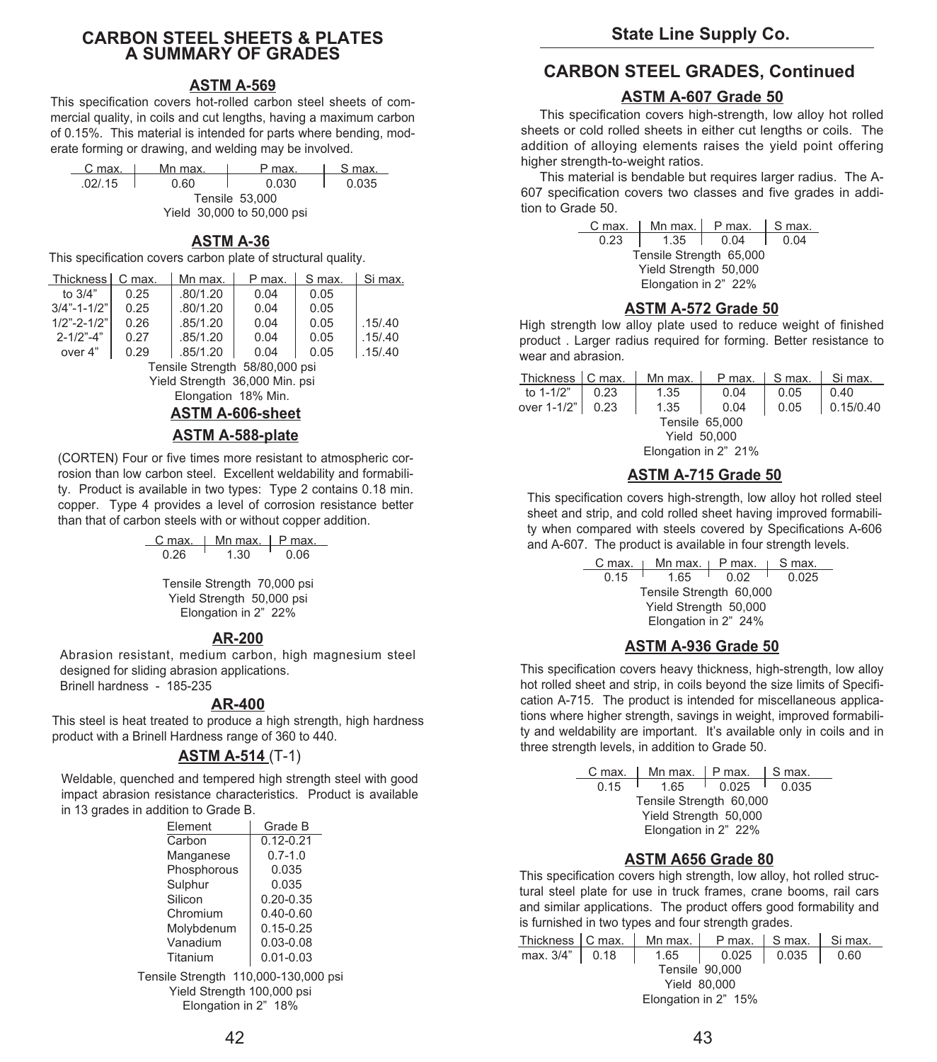# CARBON STEEL SHEETS & PLATES A SUMMARY OF GRADES

## ASTM A-569

This specification covers hot-rolled carbon steel sheets of commercial quality, in coils and cut lengths, having a maximum carbon of 0.15%. This material is intended for parts where bending, moderate forming or drawing, and welding may be involved.

| C max. | Mn max. | P max. | S max. |
|---|---|---|---|
| .02/.15 | 0.60 | 0.030 | 0.035 |

Tensile 53,000
Yield 30,000 to 50,000 psi

## ASTM A-36

This specification covers carbon plate of structural quality.

| Thickness | C max. | Mn max. | P max. | S max. | Si max. |
|---|---|---|---|---|---|
| to 3/4" | 0.25 | .80/1.20 | 0.04 | 0.05 | |
| 3/4"-1-1/2" | 0.25 | .80/1.20 | 0.04 | 0.05 | |
| 1/2"-2-1/2" | 0.26 | .85/1.20 | 0.04 | 0.05 | .15/.40 |
| 2-1/2"-4" | 0.27 | .85/1.20 | 0.04 | 0.05 | .15/.40 |
| over 4" | 0.29 | .85/1.20 | 0.04 | 0.05 | .15/.40 |

Tensile Strength 58/80,000 psi
Yield Strength 36,000 Min. psi
Elongation 18% Min.

## ASTM A-606-sheet

## ASTM A-588-plate

(CORTEN) Four or five times more resistant to atmospheric corrosion than low carbon steel. Excellent weldability and formability. Product is available in two types: Type 2 contains 0.18 min. copper. Type 4 provides a level of corrosion resistance better than that of carbon steels with or without copper addition.

| C max. | Mn max. | P max. |
|---|---|---|
| 0.26 | 1.30 | 0.06 |

Tensile Strength 70,000 psi
Yield Strength 50,000 psi
Elongation in 2" 22%

## AR-200

Abrasion resistant, medium carbon, high magnesium steel designed for sliding abrasion applications.
Brinell hardness - 185-235

## AR-400

This steel is heat treated to produce a high strength, high hardness product with a Brinell Hardness range of 360 to 440.

## ASTM A-514 (T-1)

Weldable, quenched and tempered high strength steel with good impact abrasion resistance characteristics. Product is available in 13 grades in addition to Grade B.

| Element | Grade B |
|---|---|
| Carbon | 0.12-0.21 |
| Manganese | 0.7-1.0 |
| Phosphorous | 0.035 |
| Sulphur | 0.035 |
| Silicon | 0.20-0.35 |
| Chromium | 0.40-0.60 |
| Molybdenum | 0.15-0.25 |
| Vanadium | 0.03-0.08 |
| Titanium | 0.01-0.03 |

Tensile Strength 110,000-130,000 psi
Yield Strength 100,000 psi
Elongation in 2" 18%

# CARBON STEEL GRADES, Continued

## ASTM A-607 Grade 50

This specification covers high-strength, low alloy hot rolled sheets or cold rolled sheets in either cut lengths or coils. The addition of alloying elements raises the yield point offering higher strength-to-weight ratios.

This material is bendable but requires larger radius. The A-607 specification covers two classes and five grades in addition to Grade 50.

| C max. | Mn max. | P max. | S max. |
|---|---|---|---|
| 0.23 | 1.35 | 0.04 | 0.04 |

Tensile Strength 65,000
Yield Strength 50,000
Elongation in 2" 22%

## ASTM A-572 Grade 50

High strength low alloy plate used to reduce weight of finished product . Larger radius required for forming. Better resistance to wear and abrasion.

| Thickness | C max. | Mn max. | P max. | S max. | Si max. |
|---|---|---|---|---|---|
| to 1-1/2" | 0.23 | 1.35 | 0.04 | 0.05 | 0.40 |
| over 1-1/2" | 0.23 | 1.35 | 0.04 | 0.05 | 0.15/0.40 |

Tensile 65,000
Yield 50,000
Elongation in 2" 21%

## ASTM A-715 Grade 50

This specification covers high-strength, low alloy hot rolled steel sheet and strip, and cold rolled sheet having improved formability when compared with steels covered by Specifications A-606 and A-607. The product is available in four strength levels.

| C max. | Mn max. | P max. | S max. |
|---|---|---|---|
| 0.15 | 1.65 | 0.02 | 0.025 |

Tensile Strength 60,000
Yield Strength 50,000
Elongation in 2" 24%

## ASTM A-936 Grade 50

This specification covers heavy thickness, high-strength, low alloy hot rolled sheet and strip, in coils beyond the size limits of Specification A-715. The product is intended for miscellaneous applications where higher strength, savings in weight, improved formability and weldability are important. It's available only in coils and in three strength levels, in addition to Grade 50.

| C max. | Mn max. | P max. | S max. |
|---|---|---|---|
| 0.15 | 1.65 | 0.025 | 0.035 |

Tensile Strength 60,000
Yield Strength 50,000
Elongation in 2" 22%

## ASTM A656 Grade 80

This specification covers high strength, low alloy, hot rolled structural steel plate for use in truck frames, crane booms, rail cars and similar applications. The product offers good formability and is furnished in two types and four strength grades.

| Thickness | C max. | Mn max. | P max. | S max. | Si max. |
|---|---|---|---|---|---|
| max. 3/4" | 0.18 | 1.65 | 0.025 | 0.035 | 0.60 |

Tensile 90,000
Yield 80,000
Elongation in 2" 15%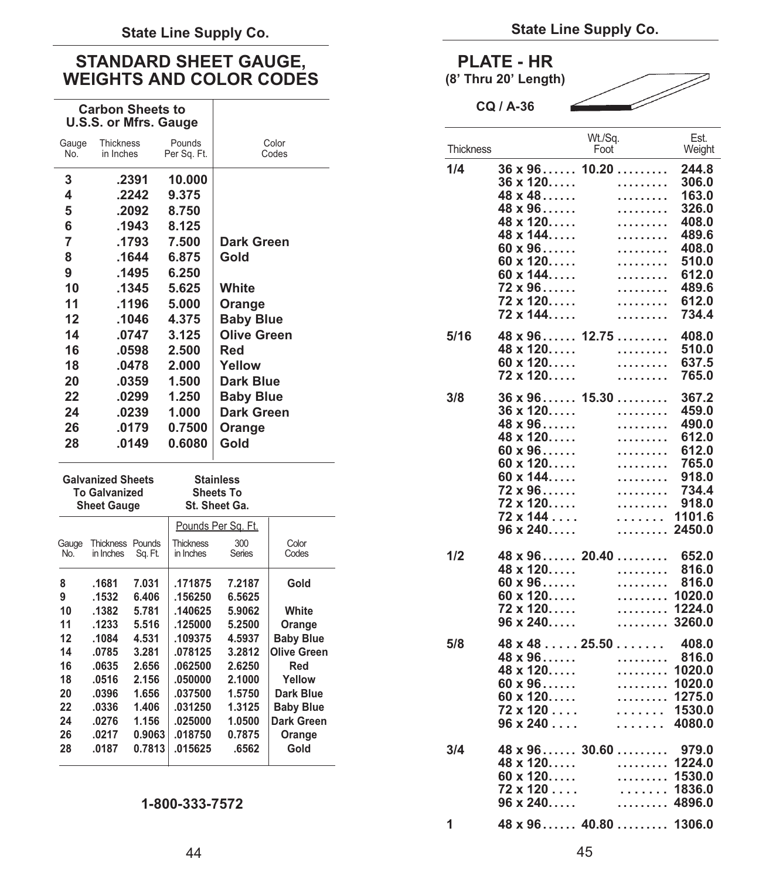# STANDARD SHEET GAUGE, WEIGHTS AND COLOR CODES

| Carbon Sheets to U.S.S. or Mfrs. Gauge | | | |
|---|---|---|---|
| Gauge No. | Thickness in Inches | Pounds Per Sq. Ft. | Color Codes |
| 3 | .2391 | 10.000 | |
| 4 | .2242 | 9.375 | |
| 5 | .2092 | 8.750 | |
| 6 | .1943 | 8.125 | |
| 7 | .1793 | 7.500 | Dark Green |
| 8 | .1644 | 6.875 | Gold |
| 9 | .1495 | 6.250 | |
| 10 | .1345 | 5.625 | White |
| 11 | .1196 | 5.000 | Orange |
| 12 | .1046 | 4.375 | Baby Blue |
| 14 | .0747 | 3.125 | Olive Green |
| 16 | .0598 | 2.500 | Red |
| 18 | .0478 | 2.000 | Yellow |
| 20 | .0359 | 1.500 | Dark Blue |
| 22 | .0299 | 1.250 | Baby Blue |
| 24 | .0239 | 1.000 | Dark Green |
| 26 | .0179 | 0.7500 | Orange |
| 28 | .0149 | 0.6080 | Gold |

| Galvanized Sheets To Galvanized Sheet Gauge | | | Stainless Sheets To St. Sheet Ga. | | |
|---|---|---|---|---|---|
| | | | Pounds Per Sq. Ft. | | |
| Gauge No. | Thickness in Inches | Pounds Sq. Ft. | Thickness in Inches | 300 Series | Color Codes |
| 8 | .1681 | 7.031 | .171875 | 7.2187 | Gold |
| 9 | .1532 | 6.406 | .156250 | 6.5625 | |
| 10 | .1382 | 5.781 | .140625 | 5.9062 | White |
| 11 | .1233 | 5.516 | .125000 | 5.2500 | Orange |
| 12 | .1084 | 4.531 | .109375 | 4.5937 | Baby Blue |
| 14 | .0785 | 3.281 | .078125 | 3.2812 | Olive Green |
| 16 | .0635 | 2.656 | .062500 | 2.6250 | Red |
| 18 | .0516 | 2.156 | .050000 | 2.1000 | Yellow |
| 20 | .0396 | 1.656 | .037500 | 1.5750 | Dark Blue |
| 22 | .0336 | 1.406 | .031250 | 1.3125 | Baby Blue |
| 24 | .0276 | 1.156 | .025000 | 1.0500 | Dark Green |
| 26 | .0217 | 0.9063 | .018750 | 0.7875 | Orange |
| 28 | .0187 | 0.7813 | .015625 | .6562 | Gold |

1-800-333-7572

# PLATE - HR

**(8' Thru 20' Length)**

**CQ / A-36**

| Thickness | Size | Wt./Sq. Foot | Est. Weight |
|---|---|---|---|
| 1/4 | 36 x 96 | 10.20 | 244.8 |
| | 36 x 120 | | 306.0 |
| | 48 x 48 | | 163.0 |
| | 48 x 96 | | 326.0 |
| | 48 x 120 | | 408.0 |
| | 48 x 144 | | 489.6 |
| | 60 x 96 | | 408.0 |
| | 60 x 120 | | 510.0 |
| | 60 x 144 | | 612.0 |
| | 72 x 96 | | 489.6 |
| | 72 x 120 | | 612.0 |
| | 72 x 144 | | 734.4 |
| 5/16 | 48 x 96 | 12.75 | 408.0 |
| | 48 x 120 | | 510.0 |
| | 60 x 120 | | 637.5 |
| | 72 x 120 | | 765.0 |
| 3/8 | 36 x 96 | 15.30 | 367.2 |
| | 36 x 120 | | 459.0 |
| | 48 x 96 | | 490.0 |
| | 48 x 120 | | 612.0 |
| | 60 x 96 | | 612.0 |
| | 60 x 120 | | 765.0 |
| | 60 x 144 | | 918.0 |
| | 72 x 96 | | 734.4 |
| | 72 x 120 | | 918.0 |
| | 72 x 144 | | 1101.6 |
| | 96 x 240 | | 2450.0 |
| 1/2 | 48 x 96 | 20.40 | 652.0 |
| | 48 x 120 | | 816.0 |
| | 60 x 96 | | 816.0 |
| | 60 x 120 | | 1020.0 |
| | 72 x 120 | | 1224.0 |
| | 96 x 240 | | 3260.0 |
| 5/8 | 48 x 48 | 25.50 | 408.0 |
| | 48 x 96 | | 816.0 |
| | 48 x 120 | | 1020.0 |
| | 60 x 96 | | 1020.0 |
| | 60 x 120 | | 1275.0 |
| | 72 x 120 | | 1530.0 |
| | 96 x 240 | | 4080.0 |
| 3/4 | 48 x 96 | 30.60 | 979.0 |
| | 48 x 120 | | 1224.0 |
| | 60 x 120 | | 1530.0 |
| | 72 x 120 | | 1836.0 |
| | 96 x 240 | | 4896.0 |
| 1 | 48 x 96 | 40.80 | 1306.0 |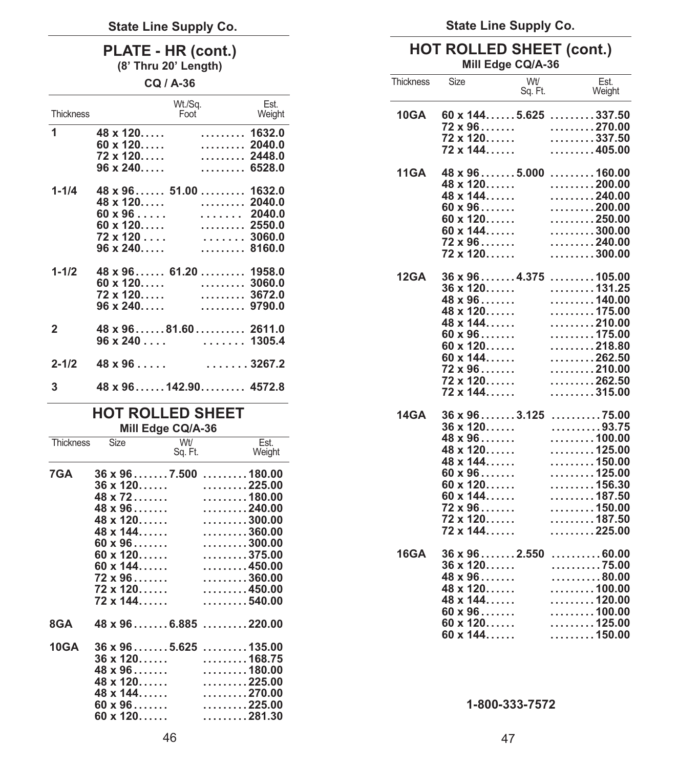## PLATE - HR (cont.)

**(8' Thru 20' Length)**

**CQ / A-36**

| Thickness | Size | Wt./Sq. Foot | Est. Weight |
|---|---|---|---|
| 1 | 48 x 120 | | 1632.0 |
| | 60 x 120 | | 2040.0 |
| | 72 x 120 | | 2448.0 |
| | 96 x 240 | | 6528.0 |
| 1-1/4 | 48 x 96 | 51.00 | 1632.0 |
| | 48 x 120 | | 2040.0 |
| | 60 x 96 | | 2040.0 |
| | 60 x 120 | | 2550.0 |
| | 72 x 120 | | 3060.0 |
| | 96 x 240 | | 8160.0 |
| 1-1/2 | 48 x 96 | 61.20 | 1958.0 |
| | 60 x 120 | | 3060.0 |
| | 72 x 120 | | 3672.0 |
| | 96 x 240 | | 9790.0 |
| 2 | 48 x 96 | 81.60 | 2611.0 |
| | 96 x 240 | | 1305.4 |
| 2-1/2 | 48 x 96 | | 3267.2 |
| 3 | 48 x 96 | 142.90 | 4572.8 |

## HOT ROLLED SHEET

**Mill Edge CQ/A-36**

| Thickness | Size | Wt/ Sq. Ft. | Est. Weight |
|---|---|---|---|
| 7GA | 36 x 96 | 7.500 | 180.00 |
| | 36 x 120 | | 225.00 |
| | 48 x 72 | | 180.00 |
| | 48 x 96 | | 240.00 |
| | 48 x 120 | | 300.00 |
| | 48 x 144 | | 360.00 |
| | 60 x 96 | | 300.00 |
| | 60 x 120 | | 375.00 |
| | 60 x 144 | | 450.00 |
| | 72 x 96 | | 360.00 |
| | 72 x 120 | | 450.00 |
| | 72 x 144 | | 540.00 |
| 8GA | 48 x 96 | 6.885 | 220.00 |
| 10GA | 36 x 96 | 5.625 | 135.00 |
| | 36 x 120 | | 168.75 |
| | 48 x 96 | | 180.00 |
| | 48 x 120 | | 225.00 |
| | 48 x 144 | | 270.00 |
| | 60 x 96 | | 225.00 |
| | 60 x 120 | | 281.30 |

## HOT ROLLED SHEET (cont.)

**Mill Edge CQ/A-36**

| Thickness | Size | Wt/ Sq. Ft. | Est. Weight |
|---|---|---|---|
| 10GA | 60 x 144 | 5.625 | 337.50 |
| | 72 x 96 | | 270.00 |
| | 72 x 120 | | 337.50 |
| | 72 x 144 | | 405.00 |
| 11GA | 48 x 96 | 5.000 | 160.00 |
| | 48 x 120 | | 200.00 |
| | 48 x 144 | | 240.00 |
| | 60 x 96 | | 200.00 |
| | 60 x 120 | | 250.00 |
| | 60 x 144 | | 300.00 |
| | 72 x 96 | | 240.00 |
| | 72 x 120 | | 300.00 |
| 12GA | 36 x 96 | 4.375 | 105.00 |
| | 36 x 120 | | 131.25 |
| | 48 x 96 | | 140.00 |
| | 48 x 120 | | 175.00 |
| | 48 x 144 | | 210.00 |
| | 60 x 96 | | 175.00 |
| | 60 x 120 | | 218.80 |
| | 60 x 144 | | 262.50 |
| | 72 x 96 | | 210.00 |
| | 72 x 120 | | 262.50 |
| | 72 x 144 | | 315.00 |
| 14GA | 36 x 96 | 3.125 | 75.00 |
| | 36 x 120 | | 93.75 |
| | 48 x 96 | | 100.00 |
| | 48 x 120 | | 125.00 |
| | 48 x 144 | | 150.00 |
| | 60 x 96 | | 125.00 |
| | 60 x 120 | | 156.30 |
| | 60 x 144 | | 187.50 |
| | 72 x 96 | | 150.00 |
| | 72 x 120 | | 187.50 |
| | 72 x 144 | | 225.00 |
| 16GA | 36 x 96 | 2.550 | 60.00 |
| | 36 x 120 | | 75.00 |
| | 48 x 96 | | 80.00 |
| | 48 x 120 | | 100.00 |
| | 48 x 144 | | 120.00 |
| | 60 x 96 | | 100.00 |
| | 60 x 120 | | 125.00 |
| | 60 x 144 | | 150.00 |

**1-800-333-7572**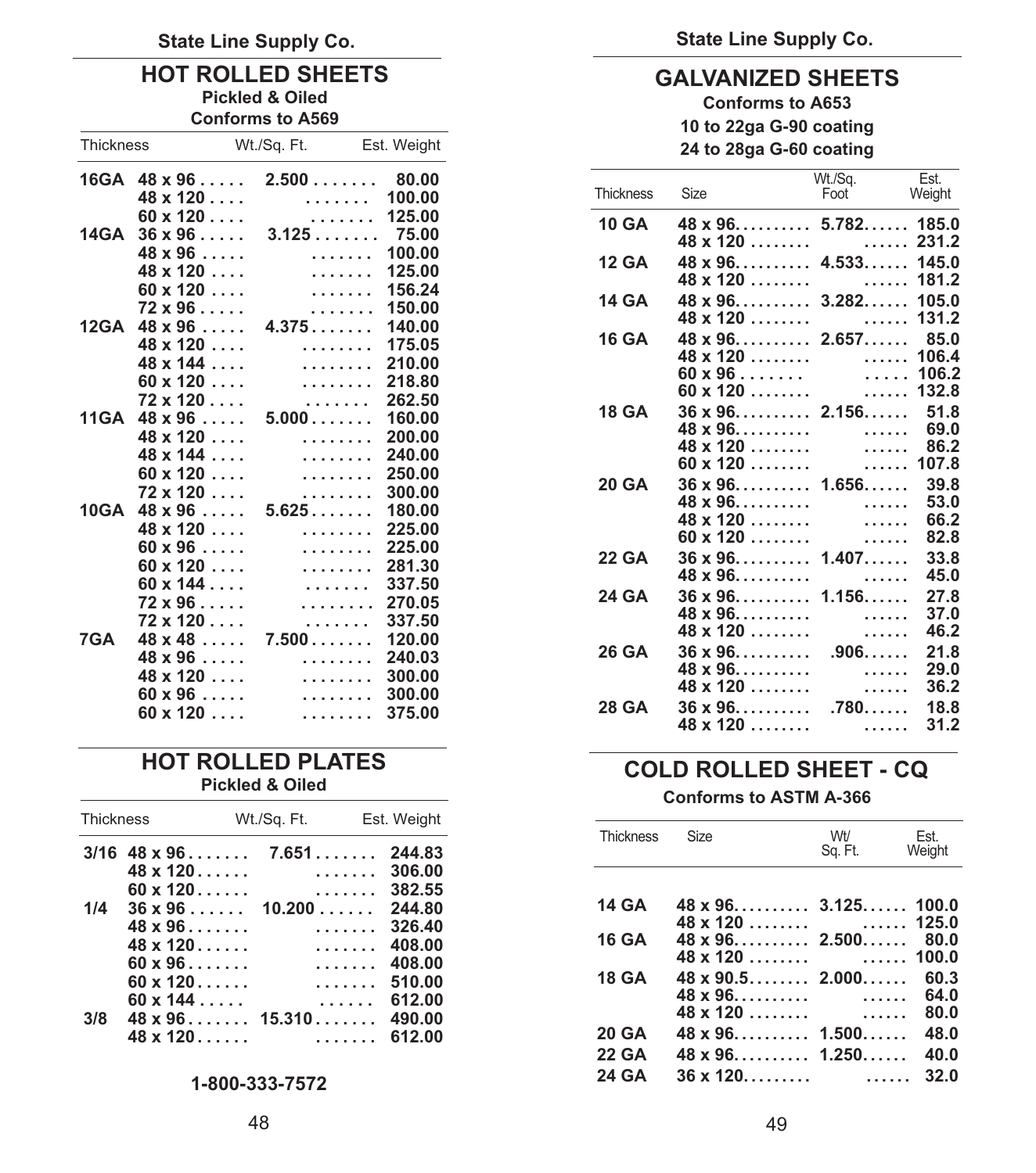# HOT ROLLED SHEETS

**Pickled & Oiled**

**Conforms to A569**

| Thickness | Size | Wt./Sq. Ft. | Est. Weight |
|---|---|---|---|
| 16GA | 48 x 96 | 2.500 | 80.00 |
| | 48 x 120 | | 100.00 |
| | 60 x 120 | | 125.00 |
| 14GA | 36 x 96 | 3.125 | 75.00 |
| | 48 x 96 | | 100.00 |
| | 48 x 120 | | 125.00 |
| | 60 x 120 | | 156.24 |
| | 72 x 96 | | 150.00 |
| 12GA | 48 x 96 | 4.375 | 140.00 |
| | 48 x 120 | | 175.05 |
| | 48 x 144 | | 210.00 |
| | 60 x 120 | | 218.80 |
| | 72 x 120 | | 262.50 |
| 11GA | 48 x 96 | 5.000 | 160.00 |
| | 48 x 120 | | 200.00 |
| | 48 x 144 | | 240.00 |
| | 60 x 120 | | 250.00 |
| | 72 x 120 | | 300.00 |
| 10GA | 48 x 96 | 5.625 | 180.00 |
| | 48 x 120 | | 225.00 |
| | 60 x 96 | | 225.00 |
| | 60 x 120 | | 281.30 |
| | 60 x 144 | | 337.50 |
| | 72 x 96 | | 270.05 |
| | 72 x 120 | | 337.50 |
| 7GA | 48 x 48 | 7.500 | 120.00 |
| | 48 x 96 | | 240.03 |
| | 48 x 120 | | 300.00 |
| | 60 x 96 | | 300.00 |
| | 60 x 120 | | 375.00 |

# HOT ROLLED PLATES

**Pickled & Oiled**

| Thickness | Size | Wt./Sq. Ft. | Est. Weight |
|---|---|---|---|
| 3/16 | 48 x 96 | 7.651 | 244.83 |
| | 48 x 120 | | 306.00 |
| | 60 x 120 | | 382.55 |
| 1/4 | 36 x 96 | 10.200 | 244.80 |
| | 48 x 96 | | 326.40 |
| | 48 x 120 | | 408.00 |
| | 60 x 96 | | 408.00 |
| | 60 x 120 | | 510.00 |
| | 60 x 144 | | 612.00 |
| 3/8 | 48 x 96 | 15.310 | 490.00 |
| | 48 x 120 | | 612.00 |

**1-800-333-7572**

# GALVANIZED SHEETS

**Conforms to A653**

**10 to 22ga G-90 coating**

**24 to 28ga G-60 coating**

| Thickness | Size | Wt./Sq. Foot | Est. Weight |
|---|---|---|---|
| 10 GA | 48 x 96 | 5.782 | 185.0 |
| | 48 x 120 | | 231.2 |
| 12 GA | 48 x 96 | 4.533 | 145.0 |
| | 48 x 120 | | 181.2 |
| 14 GA | 48 x 96 | 3.282 | 105.0 |
| | 48 x 120 | | 131.2 |
| 16 GA | 48 x 96 | 2.657 | 85.0 |
| | 48 x 120 | | 106.4 |
| | 60 x 96 | | 106.2 |
| | 60 x 120 | | 132.8 |
| 18 GA | 36 x 96 | 2.156 | 51.8 |
| | 48 x 96 | | 69.0 |
| | 48 x 120 | | 86.2 |
| | 60 x 120 | | 107.8 |
| 20 GA | 36 x 96 | 1.656 | 39.8 |
| | 48 x 96 | | 53.0 |
| | 48 x 120 | | 66.2 |
| | 60 x 120 | | 82.8 |
| 22 GA | 36 x 96 | 1.407 | 33.8 |
| | 48 x 96 | | 45.0 |
| 24 GA | 36 x 96 | 1.156 | 27.8 |
| | 48 x 96 | | 37.0 |
| | 48 x 120 | | 46.2 |
| 26 GA | 36 x 96 | .906 | 21.8 |
| | 48 x 96 | | 29.0 |
| | 48 x 120 | | 36.2 |
| 28 GA | 36 x 96 | .780 | 18.8 |
| | 48 x 120 | | 31.2 |

# COLD ROLLED SHEET - CQ

**Conforms to ASTM A-366**

| Thickness | Size | Wt/ Sq. Ft. | Est. Weight |
|---|---|---|---|
| 14 GA | 48 x 96 | 3.125 | 100.0 |
| | 48 x 120 | | 125.0 |
| 16 GA | 48 x 96 | 2.500 | 80.0 |
| | 48 x 120 | | 100.0 |
| 18 GA | 48 x 90.5 | 2.000 | 60.3 |
| | 48 x 96 | | 64.0 |
| | 48 x 120 | | 80.0 |
| 20 GA | 48 x 96 | 1.500 | 48.0 |
| 22 GA | 48 x 96 | 1.250 | 40.0 |
| 24 GA | 36 x 120 | | 32.0 |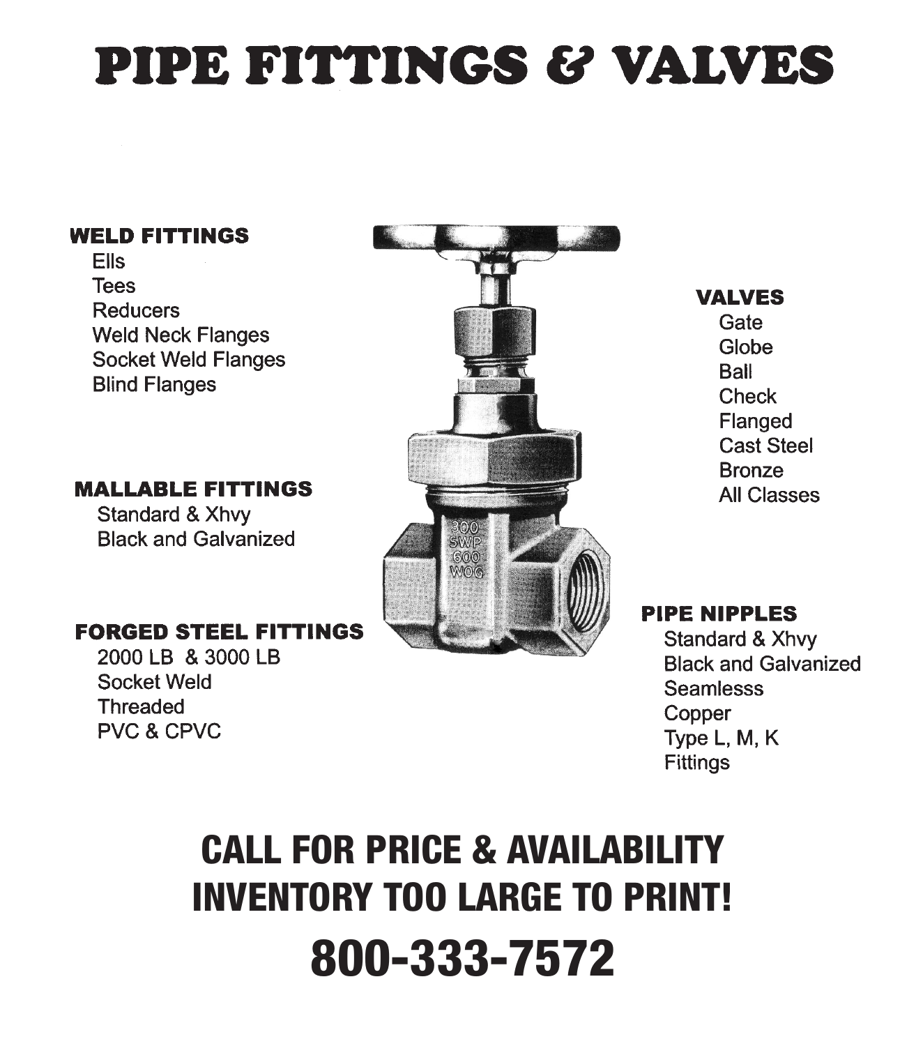# PIPE FITTINGS & VALVES

## WELD FITTINGS

- Ells
- Tees
- Reducers
- Weld Neck Flanges
- Socket Weld Flanges
- Blind Flanges

## MALLABLE FITTINGS

- Standard & Xhvy
- Black and Galvanized

## FORGED STEEL FITTINGS

- 2000 LB & 3000 LB
- Socket Weld
- Threaded
- PVC & CPVC

## VALVES

- Gate
- Globe
- Ball
- Check
- Flanged
- Cast Steel
- Bronze
- All Classes

## PIPE NIPPLES

- Standard & Xhvy
- Black and Galvanized
- Seamlesss
- Copper
- Type L, M, K
- Fittings

## CALL FOR PRICE & AVAILABILITY
## INVENTORY TOO LARGE TO PRINT!

# 800-333-7572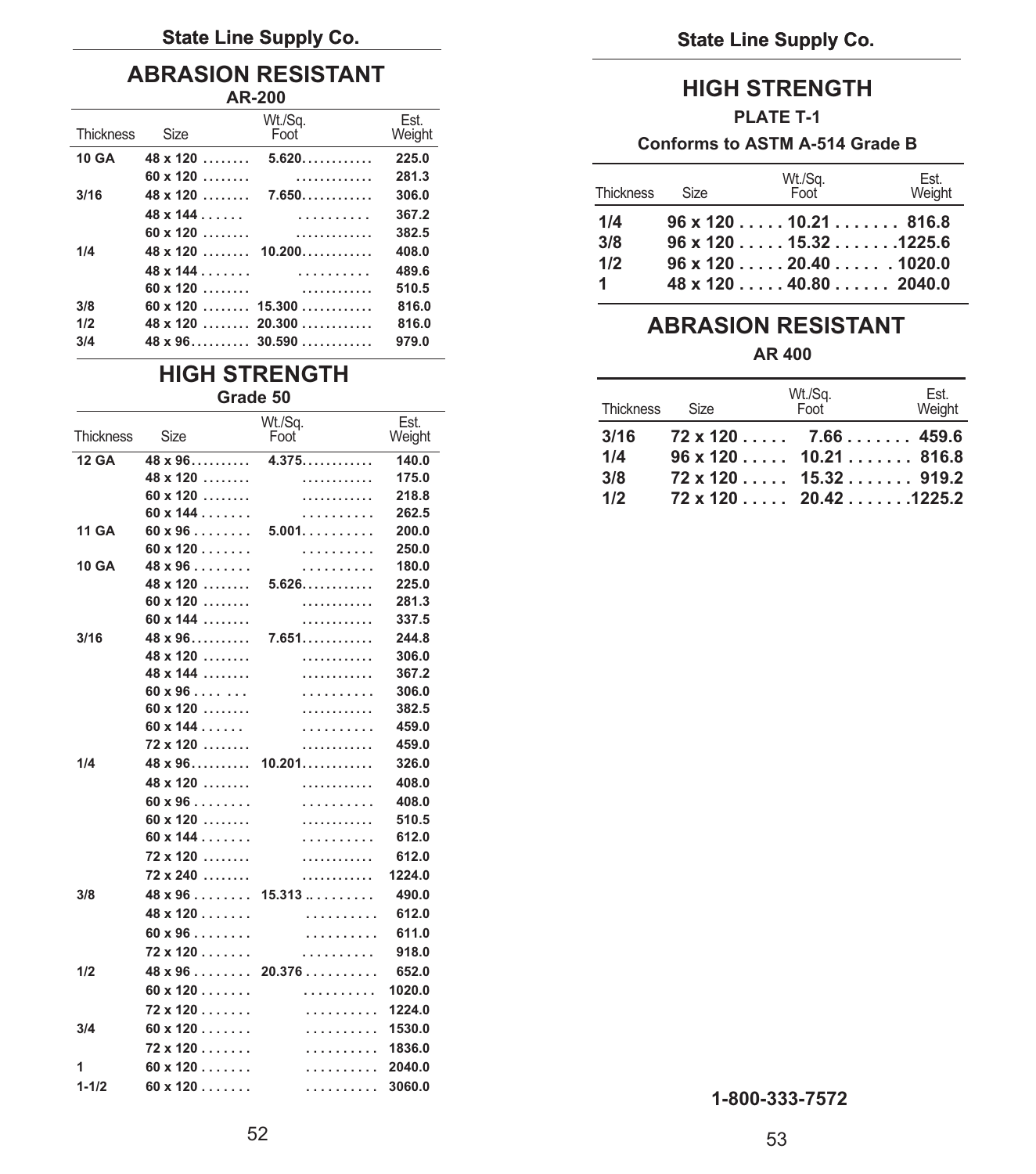## State Line Supply Co.

# ABRASION RESISTANT

### AR-200

| Thickness | Size | Wt./Sq. Foot | Est. Weight |
|---|---|---|---|
| 10 GA | 48 x 120 | 5.620 | 225.0 |
| | 60 x 120 | | 281.3 |
| 3/16 | 48 x 120 | 7.650 | 306.0 |
| | 48 x 144 | | 367.2 |
| | 60 x 120 | | 382.5 |
| 1/4 | 48 x 120 | 10.200 | 408.0 |
| | 48 x 144 | | 489.6 |
| | 60 x 120 | | 510.5 |
| 3/8 | 60 x 120 | 15.300 | 816.0 |
| 1/2 | 48 x 120 | 20.300 | 816.0 |
| 3/4 | 48 x 96 | 30.590 | 979.0 |

# HIGH STRENGTH

### Grade 50

| Thickness | Size | Wt./Sq. Foot | Est. Weight |
|---|---|---|---|
| 12 GA | 48 x 96 | 4.375 | 140.0 |
| | 48 x 120 | | 175.0 |
| | 60 x 120 | | 218.8 |
| | 60 x 144 | | 262.5 |
| 11 GA | 60 x 96 | 5.001 | 200.0 |
| | 60 x 120 | | 250.0 |
| 10 GA | 48 x 96 | | 180.0 |
| | 48 x 120 | 5.626 | 225.0 |
| | 60 x 120 | | 281.3 |
| | 60 x 144 | | 337.5 |
| 3/16 | 48 x 96 | 7.651 | 244.8 |
| | 48 x 120 | | 306.0 |
| | 48 x 144 | | 367.2 |
| | 60 x 96 | | 306.0 |
| | 60 x 120 | | 382.5 |
| | 60 x 144 | | 459.0 |
| | 72 x 120 | | 459.0 |
| 1/4 | 48 x 96 | 10.201 | 326.0 |
| | 48 x 120 | | 408.0 |
| | 60 x 96 | | 408.0 |
| | 60 x 120 | | 510.5 |
| | 60 x 144 | | 612.0 |
| | 72 x 120 | | 612.0 |
| | 72 x 240 | | 1224.0 |
| 3/8 | 48 x 96 | 15.313 | 490.0 |
| | 48 x 120 | | 612.0 |
| | 60 x 96 | | 611.0 |
| | 72 x 120 | | 918.0 |
| 1/2 | 48 x 96 | 20.376 | 652.0 |
| | 60 x 120 | | 1020.0 |
| | 72 x 120 | | 1224.0 |
| 3/4 | 60 x 120 | | 1530.0 |
| | 72 x 120 | | 1836.0 |
| 1 | 60 x 120 | | 2040.0 |
| 1-1/2 | 60 x 120 | | 3060.0 |

## State Line Supply Co.

# HIGH STRENGTH

### PLATE T-1

**Conforms to ASTM A-514 Grade B**

| Thickness | Size | Wt./Sq. Foot | Est. Weight |
|---|---|---|---|
| 1/4 | 96 x 120 | 10.21 | 816.8 |
| 3/8 | 96 x 120 | 15.32 | 1225.6 |
| 1/2 | 96 x 120 | 20.40 | 1020.0 |
| 1 | 48 x 120 | 40.80 | 2040.0 |

# ABRASION RESISTANT

### AR 400

| Thickness | Size | Wt./Sq. Foot | Est. Weight |
|---|---|---|---|
| 3/16 | 72 x 120 | 7.66 | 459.6 |
| 1/4 | 96 x 120 | 10.21 | 816.8 |
| 3/8 | 72 x 120 | 15.32 | 919.2 |
| 1/2 | 72 x 120 | 20.42 | 1225.2 |

**1-800-333-7572**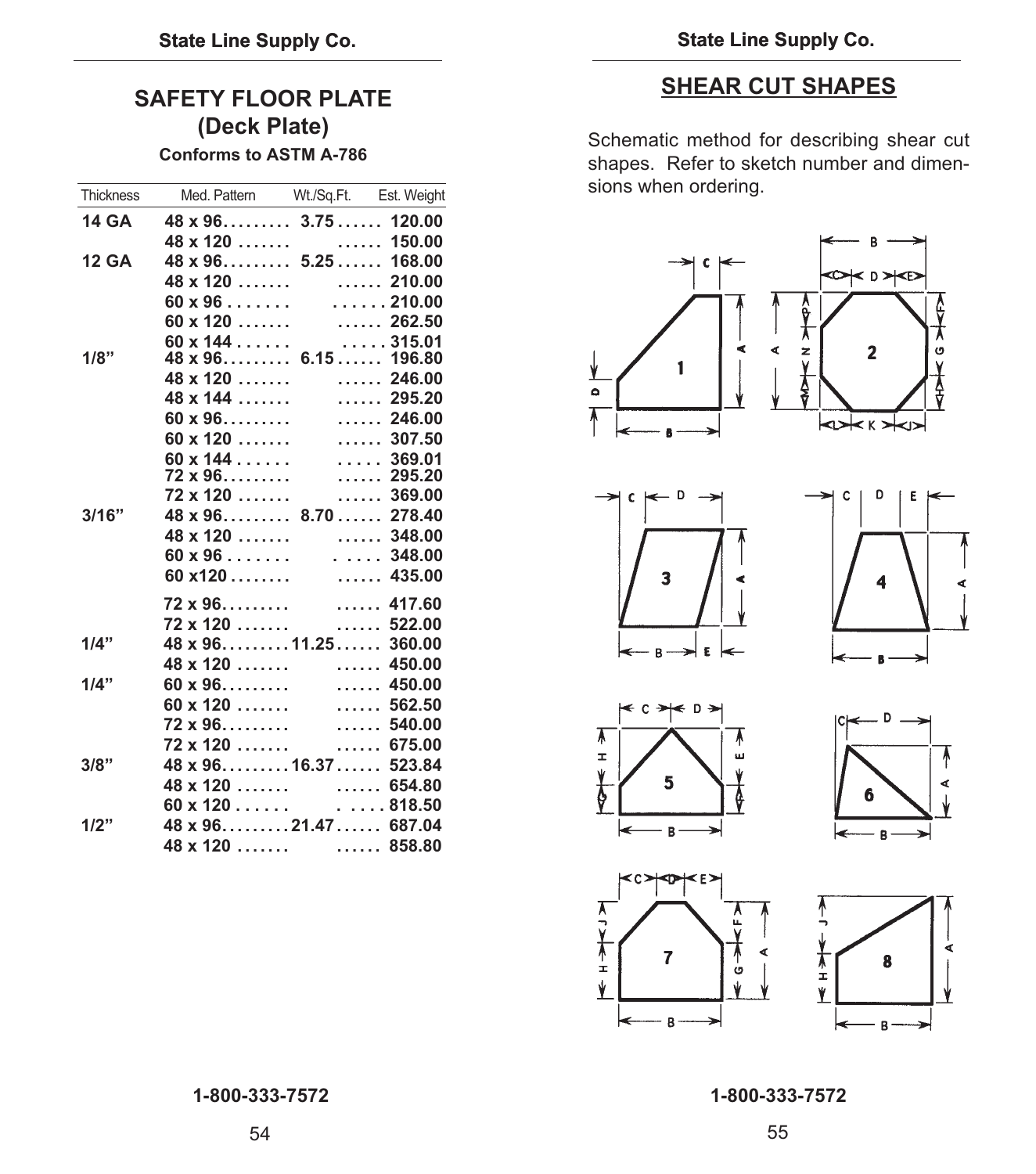## SAFETY FLOOR PLATE (Deck Plate)

**Conforms to ASTM A-786**

| Thickness | Med. Pattern | Wt./Sq.Ft. | Est. Weight |
|---|---|---|---|
| **14 GA** | **48 x 96** | **3.75** | **120.00** |
| | **48 x 120** | | **150.00** |
| **12 GA** | **48 x 96** | **5.25** | **168.00** |
| | **48 x 120** | | **210.00** |
| | **60 x 96** | | **210.00** |
| | **60 x 120** | | **262.50** |
| | **60 x 144** | | **315.01** |
| **1/8”** | **48 x 96** | **6.15** | **196.80** |
| | **48 x 120** | | **246.00** |
| | **48 x 144** | | **295.20** |
| | **60 x 96** | | **246.00** |
| | **60 x 120** | | **307.50** |
| | **60 x 144** | | **369.01** |
| | **72 x 96** | | **295.20** |
| | **72 x 120** | | **369.00** |
| **3/16”** | **48 x 96** | **8.70** | **278.40** |
| | **48 x 120** | | **348.00** |
| | **60 x 96** | | **348.00** |
| | **60 x120** | | **435.00** |
| | **72 x 96** | | **417.60** |
| | **72 x 120** | | **522.00** |
| **1/4”** | **48 x 96** | **11.25** | **360.00** |
| | **48 x 120** | | **450.00** |
| **1/4”** | **60 x 96** | | **450.00** |
| | **60 x 120** | | **562.50** |
| | **72 x 96** | | **540.00** |
| | **72 x 120** | | **675.00** |
| **3/8”** | **48 x 96** | **16.37** | **523.84** |
| | **48 x 120** | | **654.80** |
| | **60 x 120** | | **818.50** |
| **1/2”** | **48 x 96** | **21.47** | **687.04** |
| | **48 x 120** | | **858.80** |

## SHEAR CUT SHAPES

Schematic method for describing shear cut shapes. Refer to sketch number and dimensions when ordering.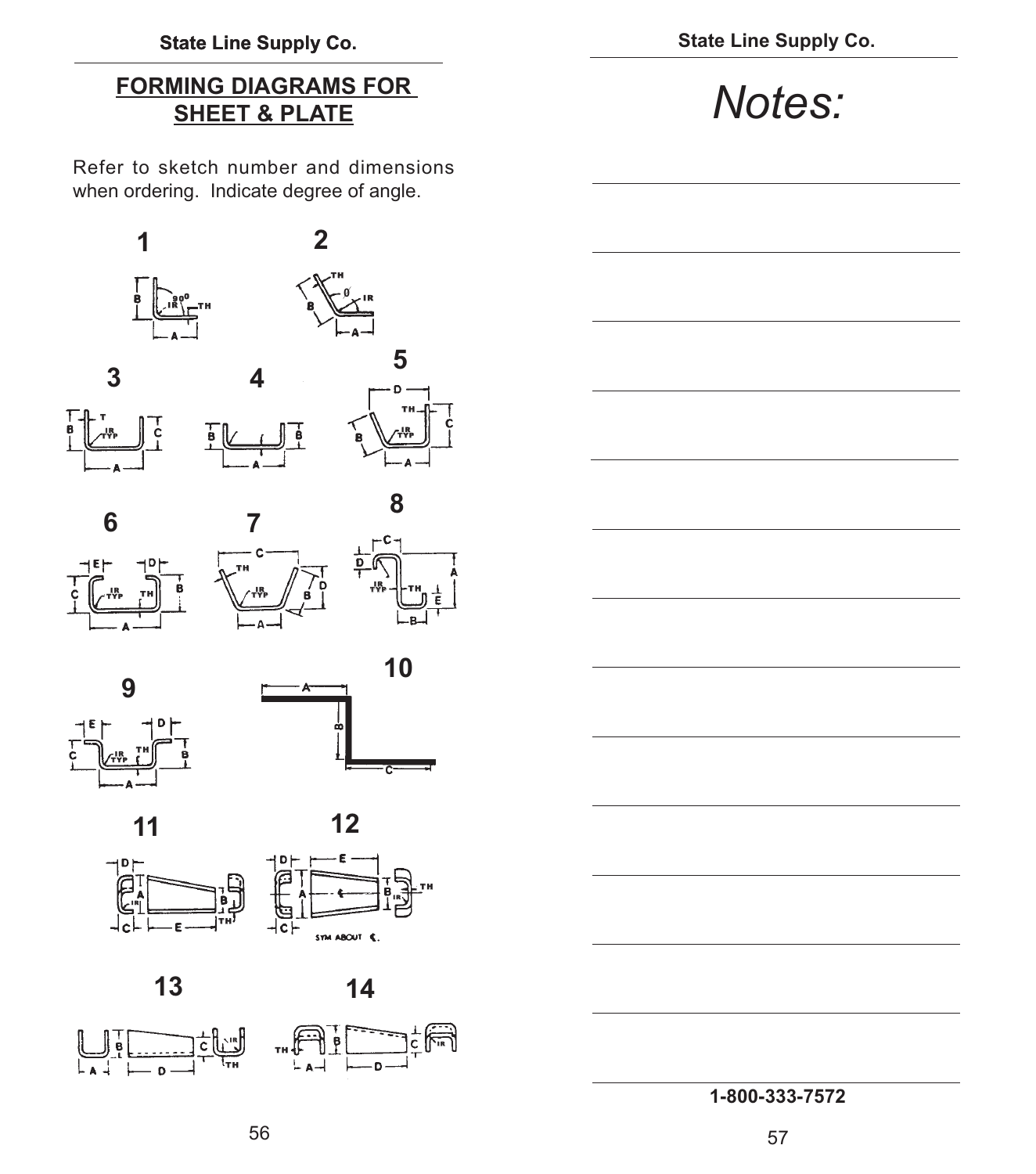# FORMING DIAGRAMS FOR SHEET & PLATE

Refer to sketch number and dimensions when ordering. Indicate degree of angle.

1

2

3

4

5

6

7

8

9

10

11

12

13

14

# *Notes:*

1-800-333-7572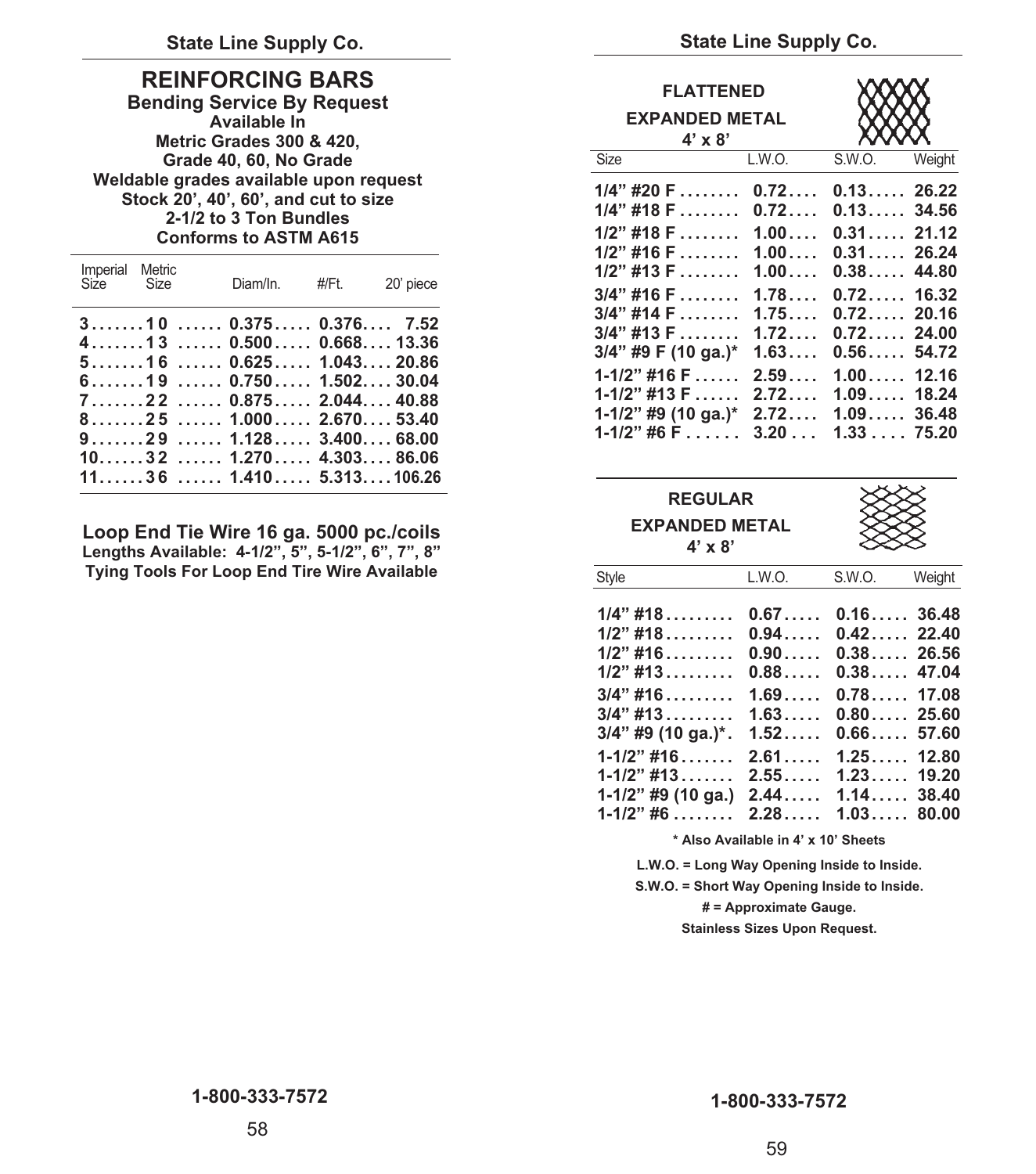## REINFORCING BARS

**Bending Service By Request**
**Available In**
**Metric Grades 300 & 420,**
**Grade 40, 60, No Grade**
**Weldable grades available upon request**
**Stock 20', 40', 60', and cut to size**
**2-1/2 to 3 Ton Bundles**
**Conforms to ASTM A615**

| Imperial Size | Metric Size | Diam/In. | #/Ft. | 20' piece |
|---|---|---|---|---|
| 3 | 10 | 0.375 | 0.376 | 7.52 |
| 4 | 13 | 0.500 | 0.668 | 13.36 |
| 5 | 16 | 0.625 | 1.043 | 20.86 |
| 6 | 19 | 0.750 | 1.502 | 30.04 |
| 7 | 22 | 0.875 | 2.044 | 40.88 |
| 8 | 25 | 1.000 | 2.670 | 53.40 |
| 9 | 29 | 1.128 | 3.400 | 68.00 |
| 10 | 32 | 1.270 | 4.303 | 86.06 |
| 11 | 36 | 1.410 | 5.313 | 106.26 |

**Loop End Tie Wire 16 ga. 5000 pc./coils**
**Lengths Available: 4-1/2", 5", 5-1/2", 6", 7", 8"**
**Tying Tools For Loop End Tire Wire Available**

## FLATTENED EXPANDED METAL
**4' x 8'**

| Size | L.W.O. | S.W.O. | Weight |
|---|---|---|---|
| 1/4" #20 F | 0.72 | 0.13 | 26.22 |
| 1/4" #18 F | 0.72 | 0.13 | 34.56 |
| 1/2" #18 F | 1.00 | 0.31 | 21.12 |
| 1/2" #16 F | 1.00 | 0.31 | 26.24 |
| 1/2" #13 F | 1.00 | 0.38 | 44.80 |
| 3/4" #16 F | 1.78 | 0.72 | 16.32 |
| 3/4" #14 F | 1.75 | 0.72 | 20.16 |
| 3/4" #13 F | 1.72 | 0.72 | 24.00 |
| 3/4" #9 F (10 ga.)* | 1.63 | 0.56 | 54.72 |
| 1-1/2" #16 F | 2.59 | 1.00 | 12.16 |
| 1-1/2" #13 F | 2.72 | 1.09 | 18.24 |
| 1-1/2" #9 (10 ga.)* | 2.72 | 1.09 | 36.48 |
| 1-1/2" #6 F | 3.20 | 1.33 | 75.20 |

## REGULAR EXPANDED METAL
**4' x 8'**

| Style | L.W.O. | S.W.O. | Weight |
|---|---|---|---|
| 1/4" #18 | 0.67 | 0.16 | 36.48 |
| 1/2" #18 | 0.94 | 0.42 | 22.40 |
| 1/2" #16 | 0.90 | 0.38 | 26.56 |
| 1/2" #13 | 0.88 | 0.38 | 47.04 |
| 3/4" #16 | 1.69 | 0.78 | 17.08 |
| 3/4" #13 | 1.63 | 0.80 | 25.60 |
| 3/4" #9 (10 ga.)* | 1.52 | 0.66 | 57.60 |
| 1-1/2" #16 | 2.61 | 1.25 | 12.80 |
| 1-1/2" #13 | 2.55 | 1.23 | 19.20 |
| 1-1/2" #9 (10 ga.) | 2.44 | 1.14 | 38.40 |
| 1-1/2" #6 | 2.28 | 1.03 | 80.00 |

* Also Available in 4' x 10' Sheets

L.W.O. = Long Way Opening Inside to Inside.
S.W.O. = Short Way Opening Inside to Inside.
# = Approximate Gauge.
Stainless Sizes Upon Request.

1-800-333-7572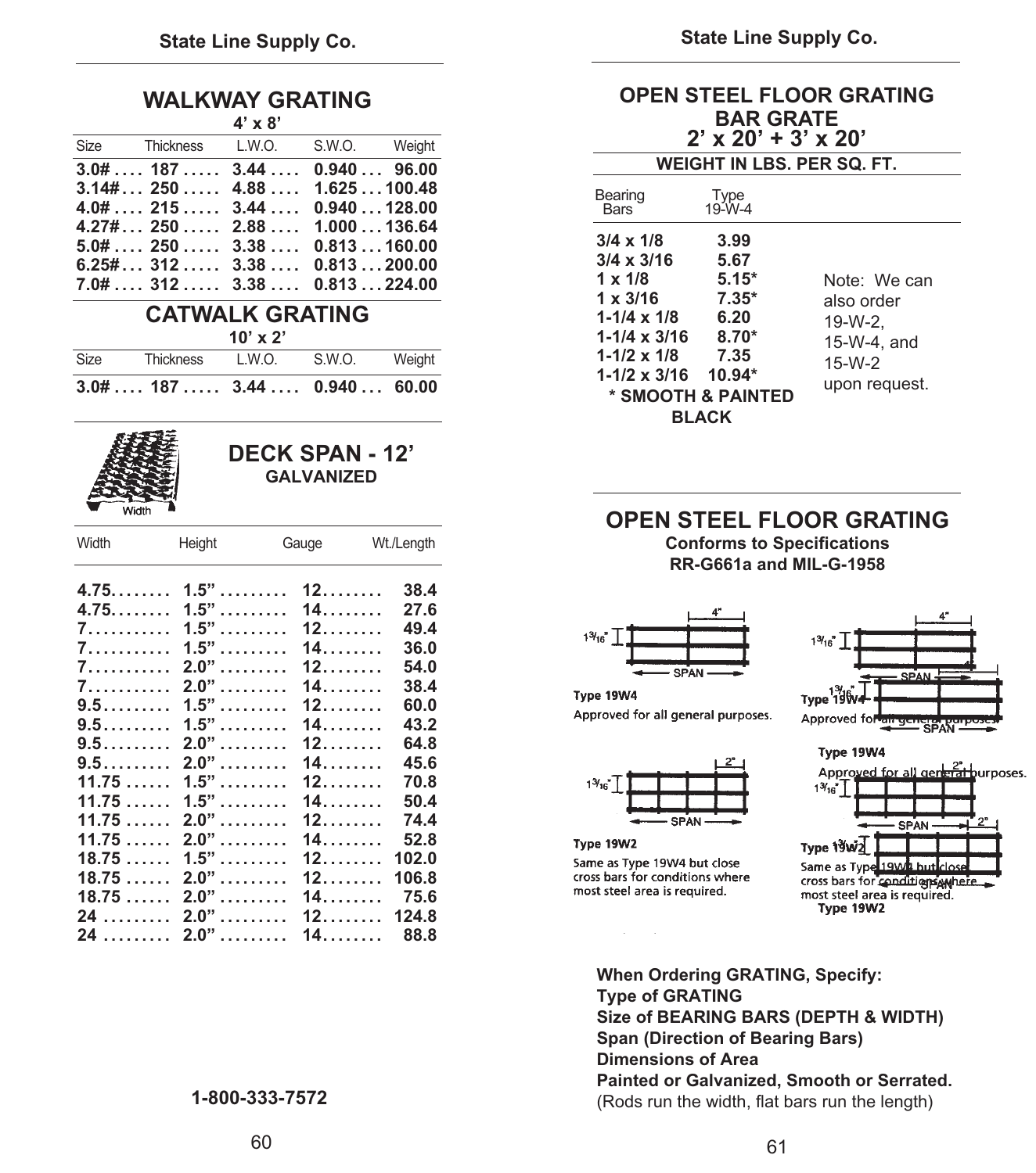## WALKWAY GRATING

4' x 8'

| Size | Thickness | L.W.O. | S.W.O. | Weight |
|---|---|---|---|---|
| 3.0# | 187 | 3.44 | 0.940 | 96.00 |
| 3.14# | 250 | 4.88 | 1.625 | 100.48 |
| 4.0# | 215 | 3.44 | 0.940 | 128.00 |
| 4.27# | 250 | 2.88 | 1.000 | 136.64 |
| 5.0# | 250 | 3.38 | 0.813 | 160.00 |
| 6.25# | 312 | 3.38 | 0.813 | 200.00 |
| 7.0# | 312 | 3.38 | 0.813 | 224.00 |

## CATWALK GRATING

10' x 2'

| Size | Thickness | L.W.O. | S.W.O. | Weight |
|---|---|---|---|---|
| 3.0# | 187 | 3.44 | 0.940 | 60.00 |

## DECK SPAN - 12'

**GALVANIZED**

Width

| Width | Height | Gauge | Wt./Length |
|---|---|---|---|
| 4.75 | 1.5" | 12 | 38.4 |
| 4.75 | 1.5" | 14 | 27.6 |
| 7 | 1.5" | 12 | 49.4 |
| 7 | 1.5" | 14 | 36.0 |
| 7 | 2.0" | 12 | 54.0 |
| 7 | 2.0" | 14 | 38.4 |
| 9.5 | 1.5" | 12 | 60.0 |
| 9.5 | 1.5" | 14 | 43.2 |
| 9.5 | 2.0" | 12 | 64.8 |
| 9.5 | 2.0" | 14 | 45.6 |
| 11.75 | 1.5" | 12 | 70.8 |
| 11.75 | 1.5" | 14 | 50.4 |
| 11.75 | 2.0" | 12 | 74.4 |
| 11.75 | 2.0" | 14 | 52.8 |
| 18.75 | 1.5" | 12 | 102.0 |
| 18.75 | 2.0" | 12 | 106.8 |
| 18.75 | 2.0" | 14 | 75.6 |
| 24 | 2.0" | 12 | 124.8 |
| 24 | 2.0" | 14 | 88.8 |

1-800-333-7572

## OPEN STEEL FLOOR GRATING BAR GRATE 2' x 20' + 3' x 20'

**WEIGHT IN LBS. PER SQ. FT.**

| Bearing Bars | Type 19-W-4 |
|---|---|
| 3/4 x 1/8 | 3.99 |
| 3/4 x 3/16 | 5.67 |
| 1 x 1/8 | 5.15* |
| 1 x 3/16 | 7.35* |
| 1-1/4 x 1/8 | 6.20 |
| 1-1/4 x 3/16 | 8.70* |
| 1-1/2 x 1/8 | 7.35 |
| 1-1/2 x 3/16 | 10.94* |

**\* SMOOTH & PAINTED BLACK**

Note: We can also order 19-W-2, 15-W-4, and 15-W-2 upon request.

## OPEN STEEL FLOOR GRATING

**Conforms to Specifications RR-G661a and MIL-G-1958**

4" — 1 3/16" — SPAN

**Type 19W4**

Approved for all general purposes.

2" — 1 3/16" — SPAN

**Type 19W2**

Same as Type 19W4 but close cross bars for conditions where most steel area is required.

**When Ordering GRATING, Specify:**
**Type of GRATING**
**Size of BEARING BARS (DEPTH & WIDTH)**
**Span (Direction of Bearing Bars)**
**Dimensions of Area**
**Painted or Galvanized, Smooth or Serrated.**
(Rods run the width, flat bars run the length)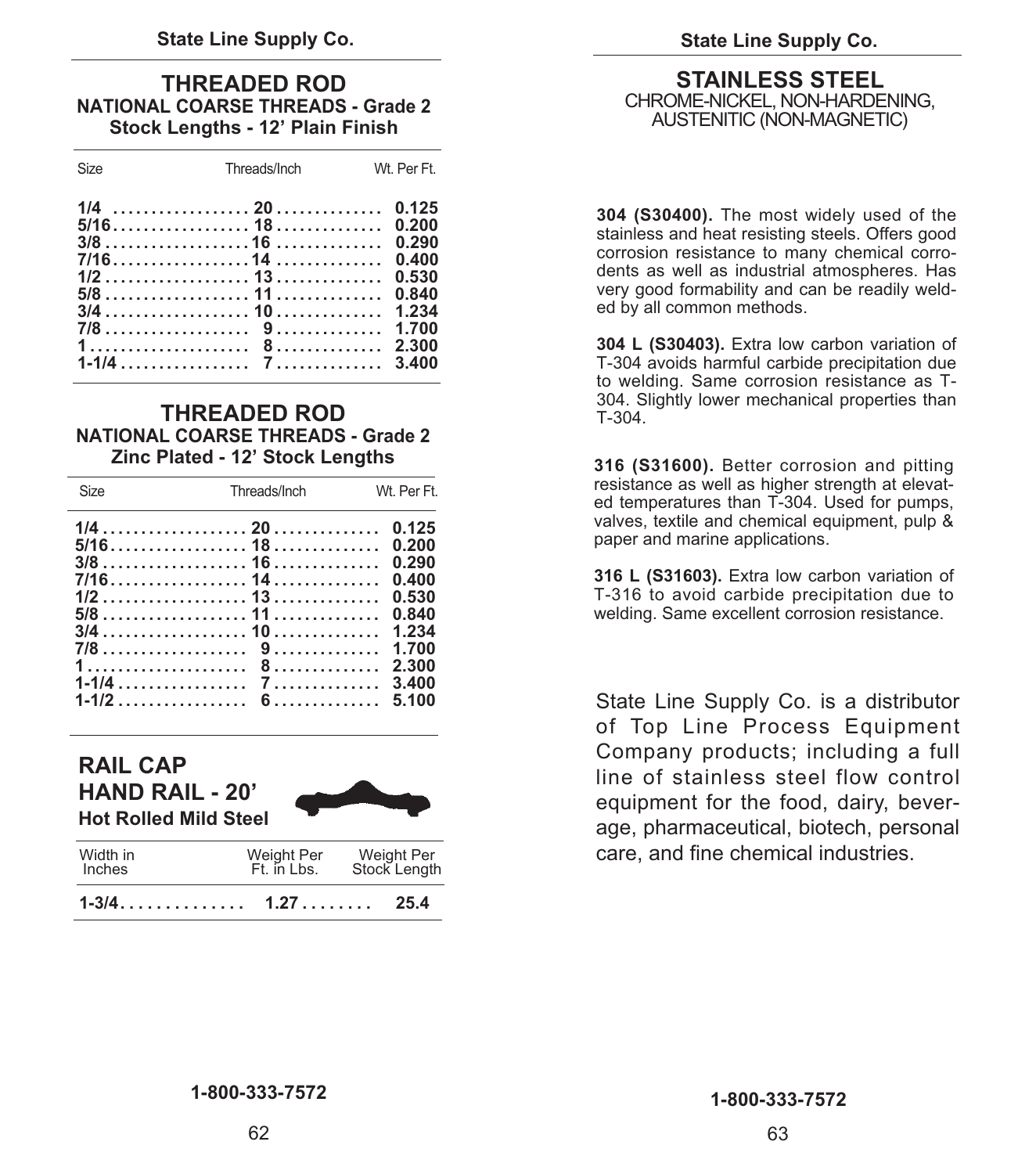## THREADED ROD

### NATIONAL COARSE THREADS - Grade 2
### Stock Lengths - 12' Plain Finish

| Size | Threads/Inch | Wt. Per Ft. |
|---|---|---|
| **1/4** | **20** | **0.125** |
| **5/16** | **18** | **0.200** |
| **3/8** | **16** | **0.290** |
| **7/16** | **14** | **0.400** |
| **1/2** | **13** | **0.530** |
| **5/8** | **11** | **0.840** |
| **3/4** | **10** | **1.234** |
| **7/8** | **9** | **1.700** |
| **1** | **8** | **2.300** |
| **1-1/4** | **7** | **3.400** |

## THREADED ROD

### NATIONAL COARSE THREADS - Grade 2
### Zinc Plated - 12' Stock Lengths

| Size | Threads/Inch | Wt. Per Ft. |
|---|---|---|
| **1/4** | **20** | **0.125** |
| **5/16** | **18** | **0.200** |
| **3/8** | **16** | **0.290** |
| **7/16** | **14** | **0.400** |
| **1/2** | **13** | **0.530** |
| **5/8** | **11** | **0.840** |
| **3/4** | **10** | **1.234** |
| **7/8** | **9** | **1.700** |
| **1** | **8** | **2.300** |
| **1-1/4** | **7** | **3.400** |
| **1-1/2** | **6** | **5.100** |

## RAIL CAP
## HAND RAIL - 20'
### Hot Rolled Mild Steel

| Width in Inches | Weight Per Ft. in Lbs. | Weight Per Stock Length |
|---|---|---|
| **1-3/4** | **1.27** | **25.4** |

1-800-333-7572

## STAINLESS STEEL

CHROME-NICKEL, NON-HARDENING, AUSTENITIC (NON-MAGNETIC)

**304 (S30400).** The most widely used of the stainless and heat resisting steels. Offers good corrosion resistance to many chemical corrodents as well as industrial atmospheres. Has very good formability and can be readily welded by all common methods.

**304 L (S30403).** Extra low carbon variation of T-304 avoids harmful carbide precipitation due to welding. Same corrosion resistance as T-304. Slightly lower mechanical properties than T-304.

**316 (S31600).** Better corrosion and pitting resistance as well as higher strength at elevated temperatures than T-304. Used for pumps, valves, textile and chemical equipment, pulp & paper and marine applications.

**316 L (S31603).** Extra low carbon variation of T-316 to avoid carbide precipitation due to welding. Same excellent corrosion resistance.

State Line Supply Co. is a distributor of Top Line Process Equipment Company products; including a full line of stainless steel flow control equipment for the food, dairy, beverage, pharmaceutical, biotech, personal care, and fine chemical industries.

1-800-333-7572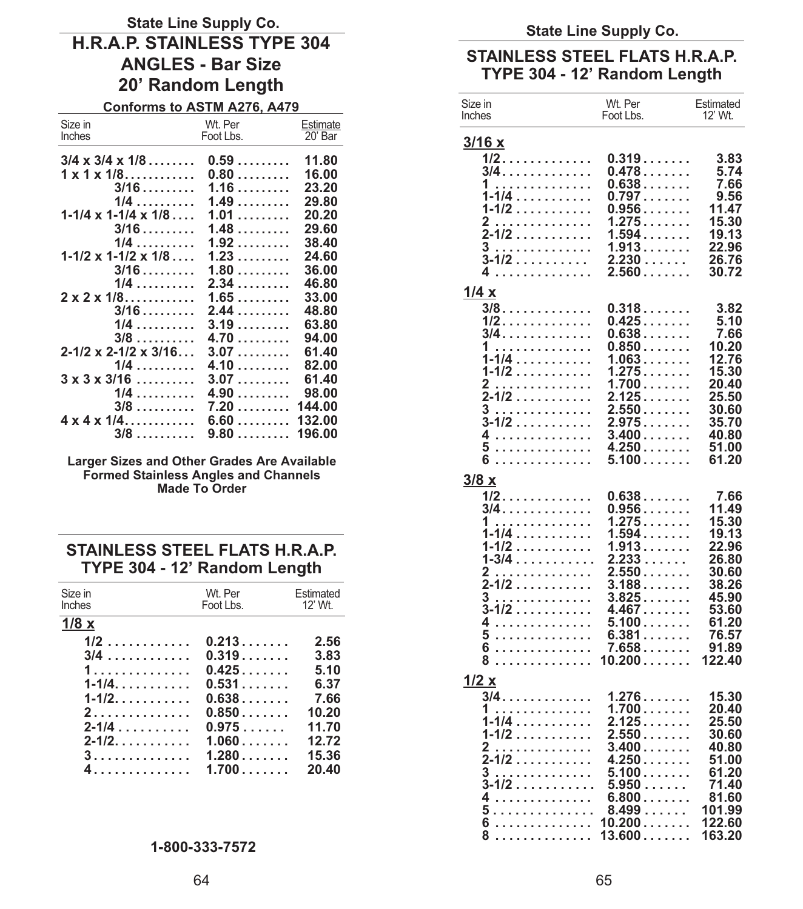State Line Supply Co.

## H.R.A.P. STAINLESS TYPE 304 ANGLES - Bar Size 20' Random Length

**Conforms to ASTM A276, A479**

| Size in Inches | Wt. Per Foot Lbs. | Estimate 20' Bar |
|---|---|---|
| 3/4 x 3/4 x 1/8 | 0.59 | 11.80 |
| 1 x 1 x 1/8 | 0.80 | 16.00 |
| 3/16 | 1.16 | 23.20 |
| 1/4 | 1.49 | 29.80 |
| 1-1/4 x 1-1/4 x 1/8 | 1.01 | 20.20 |
| 3/16 | 1.48 | 29.60 |
| 1/4 | 1.92 | 38.40 |
| 1-1/2 x 1-1/2 x 1/8 | 1.23 | 24.60 |
| 3/16 | 1.80 | 36.00 |
| 1/4 | 2.34 | 46.80 |
| 2 x 2 x 1/8 | 1.65 | 33.00 |
| 3/16 | 2.44 | 48.80 |
| 1/4 | 3.19 | 63.80 |
| 3/8 | 4.70 | 94.00 |
| 2-1/2 x 2-1/2 x 3/16 | 3.07 | 61.40 |
| 1/4 | 4.10 | 82.00 |
| 3 x 3 x 3/16 | 3.07 | 61.40 |
| 1/4 | 4.90 | 98.00 |
| 3/8 | 7.20 | 144.00 |
| 4 x 4 x 1/4 | 6.60 | 132.00 |
| 3/8 | 9.80 | 196.00 |

**Larger Sizes and Other Grades Are Available**
**Formed Stainless Angles and Channels Made To Order**

## STAINLESS STEEL FLATS H.R.A.P. TYPE 304 - 12' Random Length

| Size in Inches | Wt. Per Foot Lbs. | Estimated 12' Wt. |
|---|---|---|
| **1/8 x** | | |
| 1/2 | 0.213 | 2.56 |
| 3/4 | 0.319 | 3.83 |
| 1 | 0.425 | 5.10 |
| 1-1/4 | 0.531 | 6.37 |
| 1-1/2 | 0.638 | 7.66 |
| 2 | 0.850 | 10.20 |
| 2-1/4 | 0.975 | 11.70 |
| 2-1/2 | 1.060 | 12.72 |
| 3 | 1.280 | 15.36 |
| 4 | 1.700 | 20.40 |

**1-800-333-7572**

State Line Supply Co.

## STAINLESS STEEL FLATS H.R.A.P. TYPE 304 - 12' Random Length

| Size in Inches | Wt. Per Foot Lbs. | Estimated 12' Wt. |
|---|---|---|
| **3/16 x** | | |
| 1/2 | 0.319 | 3.83 |
| 3/4 | 0.478 | 5.74 |
| 1 | 0.638 | 7.66 |
| 1-1/4 | 0.797 | 9.56 |
| 1-1/2 | 0.956 | 11.47 |
| 2 | 1.275 | 15.30 |
| 2-1/2 | 1.594 | 19.13 |
| 3 | 1.913 | 22.96 |
| 3-1/2 | 2.230 | 26.76 |
| 4 | 2.560 | 30.72 |
| **1/4 x** | | |
| 3/8 | 0.318 | 3.82 |
| 1/2 | 0.425 | 5.10 |
| 3/4 | 0.638 | 7.66 |
| 1 | 0.850 | 10.20 |
| 1-1/4 | 1.063 | 12.76 |
| 1-1/2 | 1.275 | 15.30 |
| 2 | 1.700 | 20.40 |
| 2-1/2 | 2.125 | 25.50 |
| 3 | 2.550 | 30.60 |
| 3-1/2 | 2.975 | 35.70 |
| 4 | 3.400 | 40.80 |
| 5 | 4.250 | 51.00 |
| 6 | 5.100 | 61.20 |
| **3/8 x** | | |
| 1/2 | 0.638 | 7.66 |
| 3/4 | 0.956 | 11.49 |
| 1 | 1.275 | 15.30 |
| 1-1/4 | 1.594 | 19.13 |
| 1-1/2 | 1.913 | 22.96 |
| 1-3/4 | 2.233 | 26.80 |
| 2 | 2.550 | 30.60 |
| 2-1/2 | 3.188 | 38.26 |
| 3 | 3.825 | 45.90 |
| 3-1/2 | 4.467 | 53.60 |
| 4 | 5.100 | 61.20 |
| 5 | 6.381 | 76.57 |
| 6 | 7.658 | 91.89 |
| 8 | 10.200 | 122.40 |
| **1/2 x** | | |
| 3/4 | 1.276 | 15.30 |
| 1 | 1.700 | 20.40 |
| 1-1/4 | 2.125 | 25.50 |
| 1-1/2 | 2.550 | 30.60 |
| 2 | 3.400 | 40.80 |
| 2-1/2 | 4.250 | 51.00 |
| 3 | 5.100 | 61.20 |
| 3-1/2 | 5.950 | 71.40 |
| 4 | 6.800 | 81.60 |
| 5 | 8.499 | 101.99 |
| 6 | 10.200 | 122.60 |
| 8 | 13.600 | 163.20 |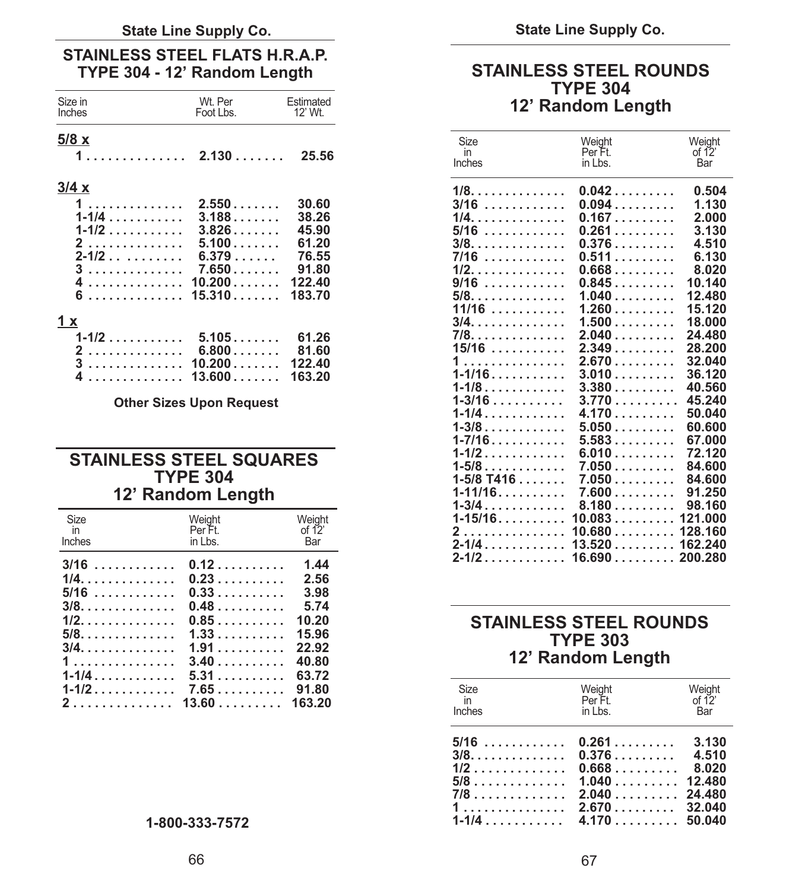## STAINLESS STEEL FLATS H.R.A.P. TYPE 304 - 12' Random Length

| Size in Inches | Wt. Per Foot Lbs. | Estimated 12' Wt. |
|---|---|---|
| **5/8 x** | | |
| 1 | 2.130 | 25.56 |
| **3/4 x** | | |
| 1 | 2.550 | 30.60 |
| 1-1/4 | 3.188 | 38.26 |
| 1-1/2 | 3.826 | 45.90 |
| 2 | 5.100 | 61.20 |
| 2-1/2 | 6.379 | 76.55 |
| 3 | 7.650 | 91.80 |
| 4 | 10.200 | 122.40 |
| 6 | 15.310 | 183.70 |
| **1 x** | | |
| 1-1/2 | 5.105 | 61.26 |
| 2 | 6.800 | 81.60 |
| 3 | 10.200 | 122.40 |
| 4 | 13.600 | 163.20 |

**Other Sizes Upon Request**

## STAINLESS STEEL SQUARES TYPE 304 12' Random Length

| Size in Inches | Weight Per Ft. in Lbs. | Weight of 12' Bar |
|---|---|---|
| 3/16 | 0.12 | 1.44 |
| 1/4 | 0.23 | 2.56 |
| 5/16 | 0.33 | 3.98 |
| 3/8 | 0.48 | 5.74 |
| 1/2 | 0.85 | 10.20 |
| 5/8 | 1.33 | 15.96 |
| 3/4 | 1.91 | 22.92 |
| 1 | 3.40 | 40.80 |
| 1-1/4 | 5.31 | 63.72 |
| 1-1/2 | 7.65 | 91.80 |
| 2 | 13.60 | 163.20 |

**1-800-333-7572**

## STAINLESS STEEL ROUNDS TYPE 304 12' Random Length

| Size in Inches | Weight Per Ft. in Lbs. | Weight of 12' Bar |
|---|---|---|
| 1/8 | 0.042 | 0.504 |
| 3/16 | 0.094 | 1.130 |
| 1/4 | 0.167 | 2.000 |
| 5/16 | 0.261 | 3.130 |
| 3/8 | 0.376 | 4.510 |
| 7/16 | 0.511 | 6.130 |
| 1/2 | 0.668 | 8.020 |
| 9/16 | 0.845 | 10.140 |
| 5/8 | 1.040 | 12.480 |
| 11/16 | 1.260 | 15.120 |
| 3/4 | 1.500 | 18.000 |
| 7/8 | 2.040 | 24.480 |
| 15/16 | 2.349 | 28.200 |
| 1 | 2.670 | 32.040 |
| 1-1/16 | 3.010 | 36.120 |
| 1-1/8 | 3.380 | 40.560 |
| 1-3/16 | 3.770 | 45.240 |
| 1-1/4 | 4.170 | 50.040 |
| 1-3/8 | 5.050 | 60.600 |
| 1-7/16 | 5.583 | 67.000 |
| 1-1/2 | 6.010 | 72.120 |
| 1-5/8 | 7.050 | 84.600 |
| 1-5/8 T416 | 7.050 | 84.600 |
| 1-11/16 | 7.600 | 91.250 |
| 1-3/4 | 8.180 | 98.160 |
| 1-15/16 | 10.083 | 121.000 |
| 2 | 10.680 | 128.160 |
| 2-1/4 | 13.520 | 162.240 |
| 2-1/2 | 16.690 | 200.280 |

## STAINLESS STEEL ROUNDS TYPE 303 12' Random Length

| Size in Inches | Weight Per Ft. in Lbs. | Weight of 12' Bar |
|---|---|---|
| 5/16 | 0.261 | 3.130 |
| 3/8 | 0.376 | 4.510 |
| 1/2 | 0.668 | 8.020 |
| 5/8 | 1.040 | 12.480 |
| 7/8 | 2.040 | 24.480 |
| 1 | 2.670 | 32.040 |
| 1-1/4 | 4.170 | 50.040 |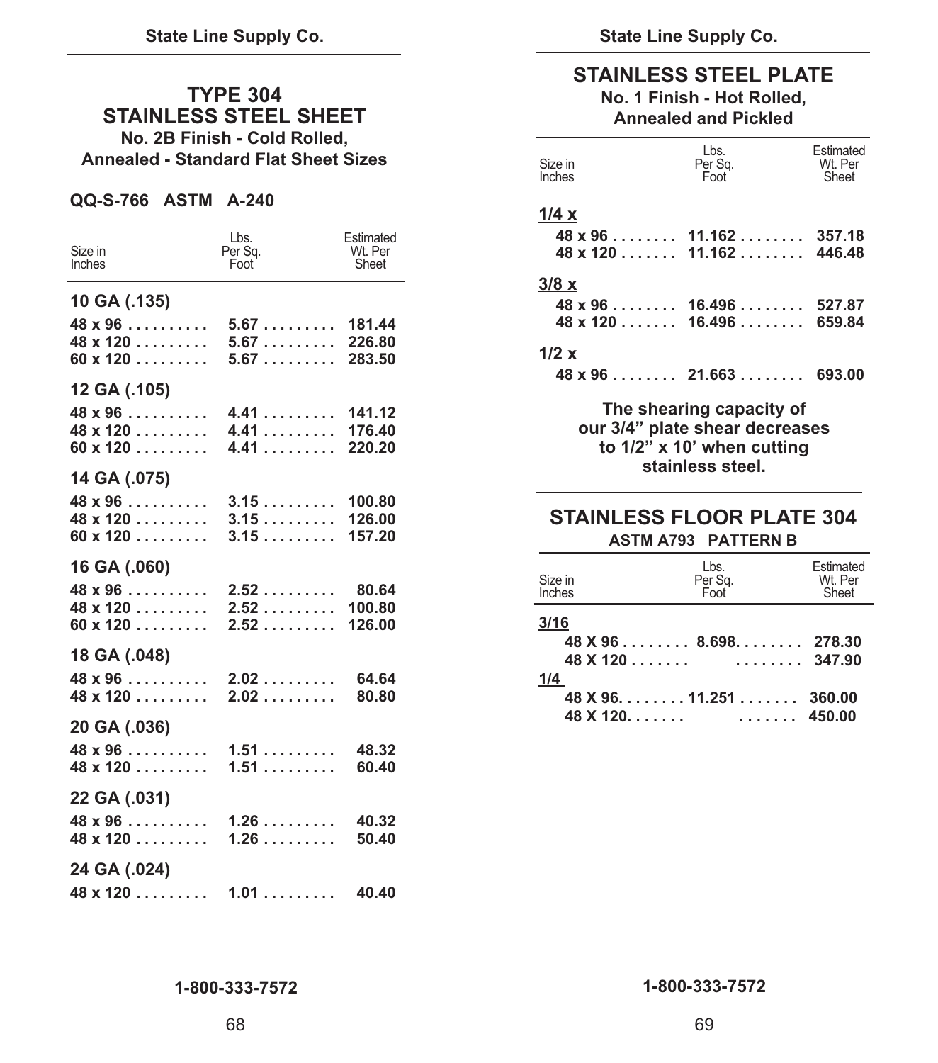# TYPE 304 STAINLESS STEEL SHEET

**No. 2B Finish - Cold Rolled, Annealed - Standard Flat Sheet Sizes**

**QQ-S-766 ASTM A-240**

| Size in Inches | Lbs. Per Sq. Foot | Estimated Wt. Per Sheet |
|---|---|---|
| **10 GA (.135)** | | |
| 48 x 96 | 5.67 | 181.44 |
| 48 x 120 | 5.67 | 226.80 |
| 60 x 120 | 5.67 | 283.50 |
| **12 GA (.105)** | | |
| 48 x 96 | 4.41 | 141.12 |
| 48 x 120 | 4.41 | 176.40 |
| 60 x 120 | 4.41 | 220.20 |
| **14 GA (.075)** | | |
| 48 x 96 | 3.15 | 100.80 |
| 48 x 120 | 3.15 | 126.00 |
| 60 x 120 | 3.15 | 157.20 |
| **16 GA (.060)** | | |
| 48 x 96 | 2.52 | 80.64 |
| 48 x 120 | 2.52 | 100.80 |
| 60 x 120 | 2.52 | 126.00 |
| **18 GA (.048)** | | |
| 48 x 96 | 2.02 | 64.64 |
| 48 x 120 | 2.02 | 80.80 |
| **20 GA (.036)** | | |
| 48 x 96 | 1.51 | 48.32 |
| 48 x 120 | 1.51 | 60.40 |
| **22 GA (.031)** | | |
| 48 x 96 | 1.26 | 40.32 |
| 48 x 120 | 1.26 | 50.40 |
| **24 GA (.024)** | | |
| 48 x 120 | 1.01 | 40.40 |

# STAINLESS STEEL PLATE

**No. 1 Finish - Hot Rolled, Annealed and Pickled**

| Size in Inches | Lbs. Per Sq. Foot | Estimated Wt. Per Sheet |
|---|---|---|
| **1/4 x** | | |
| 48 x 96 | 11.162 | 357.18 |
| 48 x 120 | 11.162 | 446.48 |
| **3/8 x** | | |
| 48 x 96 | 16.496 | 527.87 |
| 48 x 120 | 16.496 | 659.84 |
| **1/2 x** | | |
| 48 x 96 | 21.663 | 693.00 |

**The shearing capacity of our 3/4" plate shear decreases to 1/2" x 10' when cutting stainless steel.**

# STAINLESS FLOOR PLATE 304

**ASTM A793 PATTERN B**

| Size in Inches | Lbs. Per Sq. Foot | Estimated Wt. Per Sheet |
|---|---|---|
| **3/16** | | |
| 48 X 96 | 8.698 | 278.30 |
| 48 X 120 | | 347.90 |
| **1/4** | | |
| 48 X 96 | 11.251 | 360.00 |
| 48 X 120 | | 450.00 |

1-800-333-7572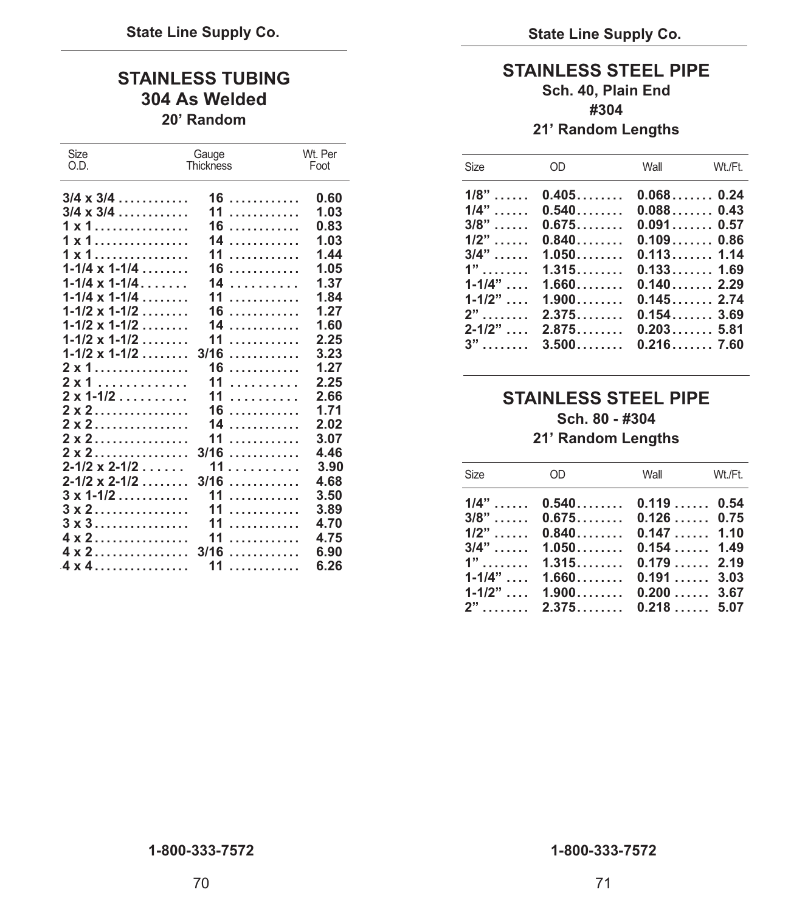## STAINLESS TUBING
### 304 As Welded
**20' Random**

| Size O.D. | Gauge Thickness | Wt. Per Foot |
|---|---|---|
| 3/4 x 3/4 | 16 | 0.60 |
| 3/4 x 3/4 | 11 | 1.03 |
| 1 x 1 | 16 | 0.83 |
| 1 x 1 | 14 | 1.03 |
| 1 x 1 | 11 | 1.44 |
| 1-1/4 x 1-1/4 | 16 | 1.05 |
| 1-1/4 x 1-1/4 | 14 | 1.37 |
| 1-1/4 x 1-1/4 | 11 | 1.84 |
| 1-1/2 x 1-1/2 | 16 | 1.27 |
| 1-1/2 x 1-1/2 | 14 | 1.60 |
| 1-1/2 x 1-1/2 | 11 | 2.25 |
| 1-1/2 x 1-1/2 | 3/16 | 3.23 |
| 2 x 1 | 16 | 1.27 |
| 2 x 1 | 11 | 2.25 |
| 2 x 1-1/2 | 11 | 2.66 |
| 2 x 2 | 16 | 1.71 |
| 2 x 2 | 14 | 2.02 |
| 2 x 2 | 11 | 3.07 |
| 2 x 2 | 3/16 | 4.46 |
| 2-1/2 x 2-1/2 | 11 | 3.90 |
| 2-1/2 x 2-1/2 | 3/16 | 4.68 |
| 3 x 1-1/2 | 11 | 3.50 |
| 3 x 2 | 11 | 3.89 |
| 3 x 3 | 11 | 4.70 |
| 4 x 2 | 11 | 4.75 |
| 4 x 2 | 3/16 | 6.90 |
| 4 x 4 | 11 | 6.26 |

## STAINLESS STEEL PIPE
**Sch. 40, Plain End**
**#304**
**21' Random Lengths**

| Size | OD | Wall | Wt./Ft. |
|---|---|---|---|
| 1/8" | 0.405 | 0.068 | 0.24 |
| 1/4" | 0.540 | 0.088 | 0.43 |
| 3/8" | 0.675 | 0.091 | 0.57 |
| 1/2" | 0.840 | 0.109 | 0.86 |
| 3/4" | 1.050 | 0.113 | 1.14 |
| 1" | 1.315 | 0.133 | 1.69 |
| 1-1/4" | 1.660 | 0.140 | 2.29 |
| 1-1/2" | 1.900 | 0.145 | 2.74 |
| 2" | 2.375 | 0.154 | 3.69 |
| 2-1/2" | 2.875 | 0.203 | 5.81 |
| 3" | 3.500 | 0.216 | 7.60 |

## STAINLESS STEEL PIPE
**Sch. 80 - #304**
**21' Random Lengths**

| Size | OD | Wall | Wt./Ft. |
|---|---|---|---|
| 1/4" | 0.540 | 0.119 | 0.54 |
| 3/8" | 0.675 | 0.126 | 0.75 |
| 1/2" | 0.840 | 0.147 | 1.10 |
| 3/4" | 1.050 | 0.154 | 1.49 |
| 1" | 1.315 | 0.179 | 2.19 |
| 1-1/4" | 1.660 | 0.191 | 3.03 |
| 1-1/2" | 1.900 | 0.200 | 3.67 |
| 2" | 2.375 | 0.218 | 5.07 |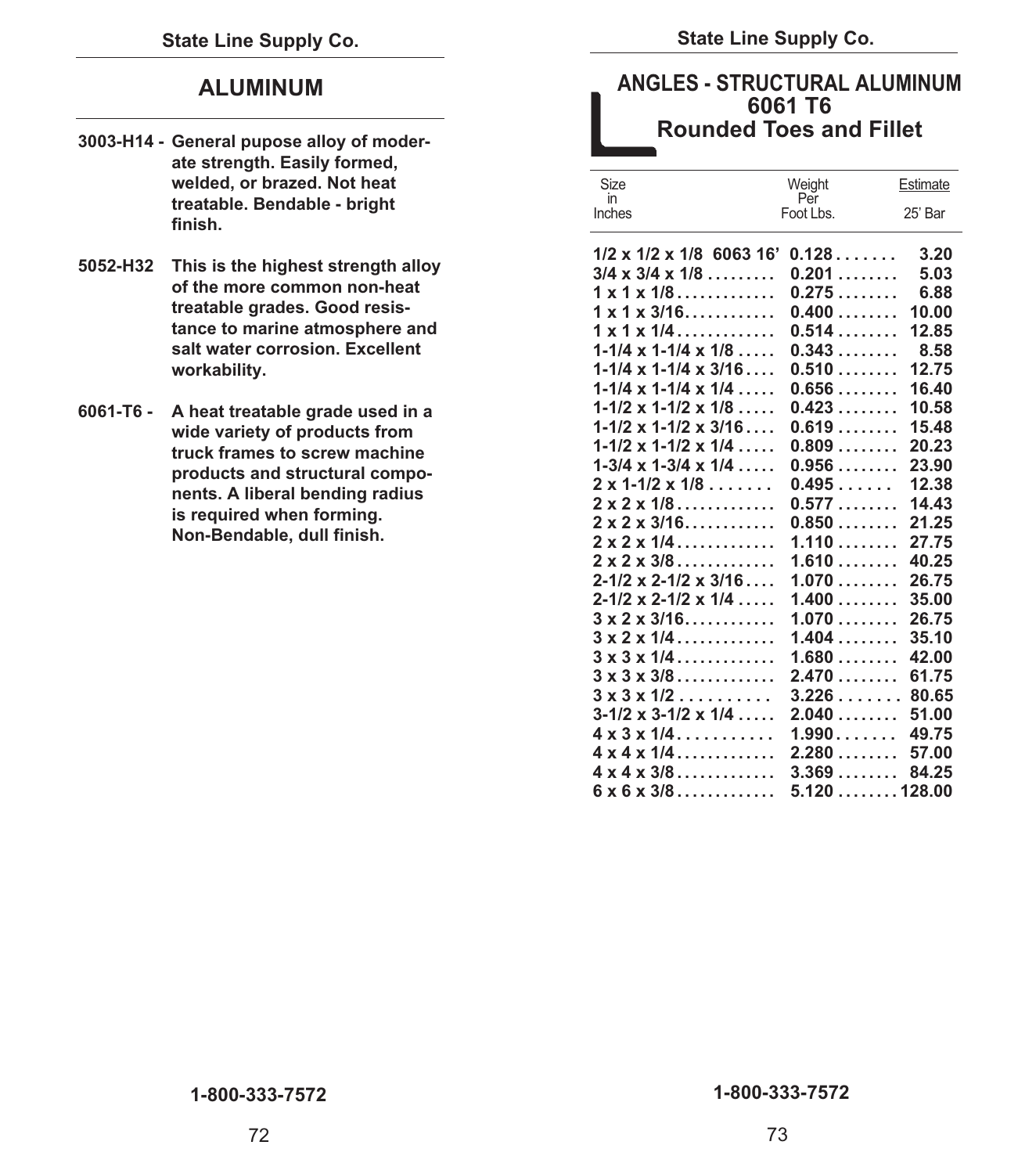# ALUMINUM

**3003-H14 -** General pupose alloy of moderate strength. Easily formed, welded, or brazed. Not heat treatable. Bendable - bright finish.

**5052-H32** This is the highest strength alloy of the more common non-heat treatable grades. Good resistance to marine atmosphere and salt water corrosion. Excellent workability.

**6061-T6 -** A heat treatable grade used in a wide variety of products from truck frames to screw machine products and structural components. A liberal bending radius is required when forming. Non-Bendable, dull finish.

# ANGLES - STRUCTURAL ALUMINUM 6061 T6
## Rounded Toes and Fillet

| Size in Inches | Weight Per Foot Lbs. | Estimate 25' Bar |
|---|---|---|
| 1/2 x 1/2 x 1/8 6063 16' | 0.128 | 3.20 |
| 3/4 x 3/4 x 1/8 | 0.201 | 5.03 |
| 1 x 1 x 1/8 | 0.275 | 6.88 |
| 1 x 1 x 3/16 | 0.400 | 10.00 |
| 1 x 1 x 1/4 | 0.514 | 12.85 |
| 1-1/4 x 1-1/4 x 1/8 | 0.343 | 8.58 |
| 1-1/4 x 1-1/4 x 3/16 | 0.510 | 12.75 |
| 1-1/4 x 1-1/4 x 1/4 | 0.656 | 16.40 |
| 1-1/2 x 1-1/2 x 1/8 | 0.423 | 10.58 |
| 1-1/2 x 1-1/2 x 3/16 | 0.619 | 15.48 |
| 1-1/2 x 1-1/2 x 1/4 | 0.809 | 20.23 |
| 1-3/4 x 1-3/4 x 1/4 | 0.956 | 23.90 |
| 2 x 1-1/2 x 1/8 | 0.495 | 12.38 |
| 2 x 2 x 1/8 | 0.577 | 14.43 |
| 2 x 2 x 3/16 | 0.850 | 21.25 |
| 2 x 2 x 1/4 | 1.110 | 27.75 |
| 2 x 2 x 3/8 | 1.610 | 40.25 |
| 2-1/2 x 2-1/2 x 3/16 | 1.070 | 26.75 |
| 2-1/2 x 2-1/2 x 1/4 | 1.400 | 35.00 |
| 3 x 2 x 3/16 | 1.070 | 26.75 |
| 3 x 2 x 1/4 | 1.404 | 35.10 |
| 3 x 3 x 1/4 | 1.680 | 42.00 |
| 3 x 3 x 3/8 | 2.470 | 61.75 |
| 3 x 3 x 1/2 | 3.226 | 80.65 |
| 3-1/2 x 3-1/2 x 1/4 | 2.040 | 51.00 |
| 4 x 3 x 1/4 | 1.990 | 49.75 |
| 4 x 4 x 1/4 | 2.280 | 57.00 |
| 4 x 4 x 3/8 | 3.369 | 84.25 |
| 6 x 6 x 3/8 | 5.120 | 128.00 |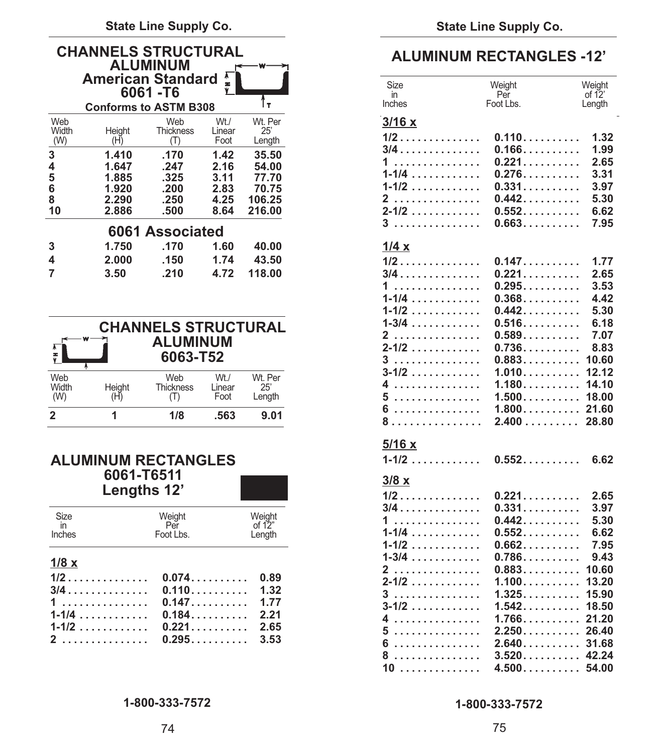## CHANNELS STRUCTURAL ALUMINUM American Standard 6061 -T6

**Conforms to ASTM B308**

| Web Width (W) | Height (H) | Web Thickness (T) | Wt./ Linear Foot | Wt. Per 25' Length |
|---|---|---|---|---|
| 3 | 1.410 | .170 | 1.42 | 35.50 |
| 4 | 1.647 | .247 | 2.16 | 54.00 |
| 5 | 1.885 | .325 | 3.11 | 77.70 |
| 6 | 1.920 | .200 | 2.83 | 70.75 |
| 8 | 2.290 | .250 | 4.25 | 106.25 |
| 10 | 2.886 | .500 | 8.64 | 216.00 |
| **6061 Associated** | | | | |
| 3 | 1.750 | .170 | 1.60 | 40.00 |
| 4 | 2.000 | .150 | 1.74 | 43.50 |
| 7 | 3.50 | .210 | 4.72 | 118.00 |

## CHANNELS STRUCTURAL ALUMINUM 6063-T52

| Web Width (W) | Height (H) | Web Thickness (T) | Wt./ Linear Foot | Wt. Per 25' Length |
|---|---|---|---|---|
| 2 | 1 | 1/8 | .563 | 9.01 |

## ALUMINUM RECTANGLES 6061-T6511 Lengths 12'

| Size in Inches | Weight Per Foot Lbs. | Weight of 12" Length |
|---|---|---|
| **1/8 x** | | |
| 1/2 | 0.074 | 0.89 |
| 3/4 | 0.110 | 1.32 |
| 1 | 0.147 | 1.77 |
| 1-1/4 | 0.184 | 2.21 |
| 1-1/2 | 0.221 | 2.65 |
| 2 | 0.295 | 3.53 |

## ALUMINUM RECTANGLES -12'

| Size in Inches | Weight Per Foot Lbs. | Weight of 12' Length |
|---|---|---|
| **3/16 x** | | |
| 1/2 | 0.110 | 1.32 |
| 3/4 | 0.166 | 1.99 |
| 1 | 0.221 | 2.65 |
| 1-1/4 | 0.276 | 3.31 |
| 1-1/2 | 0.331 | 3.97 |
| 2 | 0.442 | 5.30 |
| 2-1/2 | 0.552 | 6.62 |
| 3 | 0.663 | 7.95 |
| **1/4 x** | | |
| 1/2 | 0.147 | 1.77 |
| 3/4 | 0.221 | 2.65 |
| 1 | 0.295 | 3.53 |
| 1-1/4 | 0.368 | 4.42 |
| 1-1/2 | 0.442 | 5.30 |
| 1-3/4 | 0.516 | 6.18 |
| 2 | 0.589 | 7.07 |
| 2-1/2 | 0.736 | 8.83 |
| 3 | 0.883 | 10.60 |
| 3-1/2 | 1.010 | 12.12 |
| 4 | 1.180 | 14.10 |
| 5 | 1.500 | 18.00 |
| 6 | 1.800 | 21.60 |
| 8 | 2.400 | 28.80 |
| **5/16 x** | | |
| 1-1/2 | 0.552 | 6.62 |
| **3/8 x** | | |
| 1/2 | 0.221 | 2.65 |
| 3/4 | 0.331 | 3.97 |
| 1 | 0.442 | 5.30 |
| 1-1/4 | 0.552 | 6.62 |
| 1-1/2 | 0.662 | 7.95 |
| 1-3/4 | 0.786 | 9.43 |
| 2 | 0.883 | 10.60 |
| 2-1/2 | 1.100 | 13.20 |
| 3 | 1.325 | 15.90 |
| 3-1/2 | 1.542 | 18.50 |
| 4 | 1.766 | 21.20 |
| 5 | 2.250 | 26.40 |
| 6 | 2.640 | 31.68 |
| 8 | 3.520 | 42.24 |
| 10 | 4.500 | 54.00 |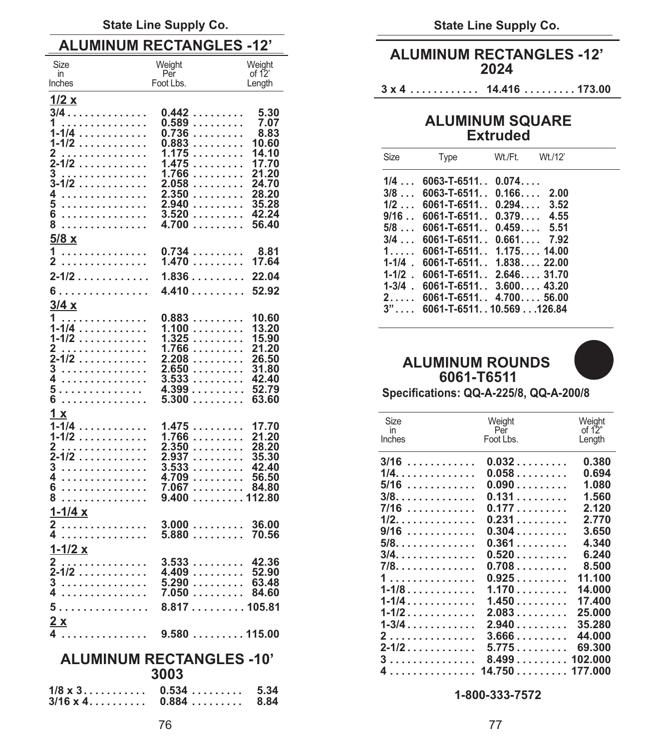## ALUMINUM RECTANGLES -12'

| Size in Inches | Weight Per Foot Lbs. | Weight of 12' Length |
|---|---|---|
| **1/2 x** | | |
| 3/4 | 0.442 | 5.30 |
| 1 | 0.589 | 7.07 |
| 1-1/4 | 0.736 | 8.83 |
| 1-1/2 | 0.883 | 10.60 |
| 2 | 1.175 | 14.10 |
| 2-1/2 | 1.475 | 17.70 |
| 3 | 1.766 | 21.20 |
| 3-1/2 | 2.058 | 24.70 |
| 4 | 2.350 | 28.20 |
| 5 | 2.940 | 35.28 |
| 6 | 3.520 | 42.24 |
| 8 | 4.700 | 56.40 |
| **5/8 x** | | |
| 1 | 0.734 | 8.81 |
| 2 | 1.470 | 17.64 |
| 2-1/2 | 1.836 | 22.04 |
| 6 | 4.410 | 52.92 |
| **3/4 x** | | |
| 1 | 0.883 | 10.60 |
| 1-1/4 | 1.100 | 13.20 |
| 1-1/2 | 1.325 | 15.90 |
| 2 | 1.766 | 21.20 |
| 2-1/2 | 2.208 | 26.50 |
| 3 | 2.650 | 31.80 |
| 4 | 3.533 | 42.40 |
| 5 | 4.399 | 52.79 |
| 6 | 5.300 | 63.60 |
| **1 x** | | |
| 1-1/4 | 1.475 | 17.70 |
| 1-1/2 | 1.766 | 21.20 |
| 2 | 2.350 | 28.20 |
| 2-1/2 | 2.937 | 35.30 |
| 3 | 3.533 | 42.40 |
| 4 | 4.709 | 56.50 |
| 6 | 7.067 | 84.80 |
| 8 | 9.400 | 112.80 |
| **1-1/4 x** | | |
| 2 | 3.000 | 36.00 |
| 4 | 5.880 | 70.56 |
| **1-1/2 x** | | |
| 2 | 3.533 | 42.36 |
| 2-1/2 | 4.409 | 52.90 |
| 3 | 5.290 | 63.48 |
| 4 | 7.050 | 84.60 |
| 5 | 8.817 | 105.81 |
| **2 x** | | |
| 4 | 9.580 | 115.00 |

## ALUMINUM RECTANGLES -10' 3003

| Size | Weight Per Foot | Weight of 10' Length |
|---|---|---|
| 1/8 x 3 | 0.534 | 5.34 |
| 3/16 x 4 | 0.884 | 8.84 |

## ALUMINUM RECTANGLES -12' 2024

| Size | Weight Per Foot | Weight of 12' Length |
|---|---|---|
| 3 x 4 | 14.416 | 173.00 |

## ALUMINUM SQUARE Extruded

| Size | Type | Wt./Ft. | Wt./12' |
|---|---|---|---|
| 1/4 | 6063-T-6511 | 0.074 | |
| 3/8 | 6063-T-6511 | 0.166 | 2.00 |
| 1/2 | 6061-T-6511 | 0.294 | 3.52 |
| 9/16 | 6061-T-6511 | 0.379 | 4.55 |
| 5/8 | 6061-T-6511 | 0.459 | 5.51 |
| 3/4 | 6061-T-6511 | 0.661 | 7.92 |
| 1 | 6061-T-6511 | 1.175 | 14.00 |
| 1-1/4 | 6061-T-6511 | 1.838 | 22.00 |
| 1-1/2 | 6061-T-6511 | 2.646 | 31.70 |
| 1-3/4 | 6061-T-6511 | 3.600 | 43.20 |
| 2 | 6061-T-6511 | 4.700 | 56.00 |
| 3" | 6061-T-6511 | 10.569 | 126.84 |

## ALUMINUM ROUNDS 6061-T6511

**Specifications: QQ-A-225/8, QQ-A-200/8**

| Size in Inches | Weight Per Foot Lbs. | Weight of 12" Length |
|---|---|---|
| 3/16 | 0.032 | 0.380 |
| 1/4 | 0.058 | 0.694 |
| 5/16 | 0.090 | 1.080 |
| 3/8 | 0.131 | 1.560 |
| 7/16 | 0.177 | 2.120 |
| 1/2 | 0.231 | 2.770 |
| 9/16 | 0.304 | 3.650 |
| 5/8 | 0.361 | 4.340 |
| 3/4 | 0.520 | 6.240 |
| 7/8 | 0.708 | 8.500 |
| 1 | 0.925 | 11.100 |
| 1-1/8 | 1.170 | 14.000 |
| 1-1/4 | 1.450 | 17.400 |
| 1-1/2 | 2.083 | 25.000 |
| 1-3/4 | 2.940 | 35.280 |
| 2 | 3.666 | 44.000 |
| 2-1/2 | 5.775 | 69.300 |
| 3 | 8.499 | 102.000 |
| 4 | 14.750 | 177.000 |

1-800-333-7572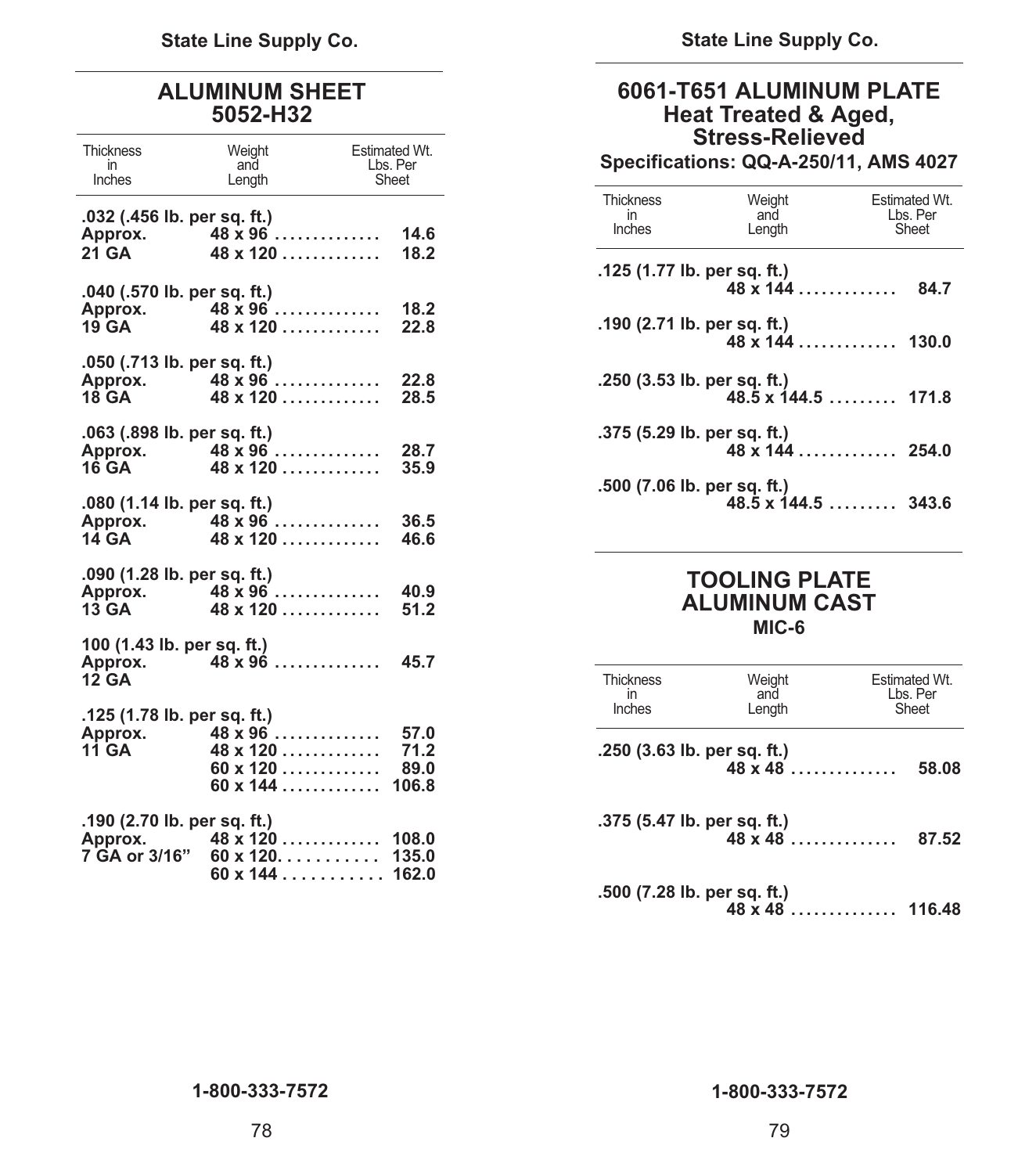## ALUMINUM SHEET 5052-H32

| Thickness in Inches | Weight and Length | Estimated Wt. Lbs. Per Sheet |
|---|---|---|
| **.032 (.456 lb. per sq. ft.)** | | |
| **Approx.** | **48 x 96** | **14.6** |
| **21 GA** | **48 x 120** | **18.2** |
| **.040 (.570 lb. per sq. ft.)** | | |
| **Approx.** | **48 x 96** | **18.2** |
| **19 GA** | **48 x 120** | **22.8** |
| **.050 (.713 lb. per sq. ft.)** | | |
| **Approx.** | **48 x 96** | **22.8** |
| **18 GA** | **48 x 120** | **28.5** |
| **.063 (.898 lb. per sq. ft.)** | | |
| **Approx.** | **48 x 96** | **28.7** |
| **16 GA** | **48 x 120** | **35.9** |
| **.080 (1.14 lb. per sq. ft.)** | | |
| **Approx.** | **48 x 96** | **36.5** |
| **14 GA** | **48 x 120** | **46.6** |
| **.090 (1.28 lb. per sq. ft.)** | | |
| **Approx.** | **48 x 96** | **40.9** |
| **13 GA** | **48 x 120** | **51.2** |
| **100 (1.43 lb. per sq. ft.)** | | |
| **Approx.** | **48 x 96** | **45.7** |
| **12 GA** | | |
| **.125 (1.78 lb. per sq. ft.)** | | |
| **Approx.** | **48 x 96** | **57.0** |
| **11 GA** | **48 x 120** | **71.2** |
| | **60 x 120** | **89.0** |
| | **60 x 144** | **106.8** |
| **.190 (2.70 lb. per sq. ft.)** | | |
| **Approx.** | **48 x 120** | **108.0** |
| **7 GA or 3/16”** | **60 x 120.** | **135.0** |
| | **60 x 144** | **162.0** |

## 6061-T651 ALUMINUM PLATE Heat Treated & Aged, Stress-Relieved

**Specifications: QQ-A-250/11, AMS 4027**

| Thickness in Inches | Weight and Length | Estimated Wt. Lbs. Per Sheet |
|---|---|---|
| **.125 (1.77 lb. per sq. ft.)** | **48 x 144** | **84.7** |
| **.190 (2.71 lb. per sq. ft.)** | **48 x 144** | **130.0** |
| **.250 (3.53 lb. per sq. ft.)** | **48.5 x 144.5** | **171.8** |
| **.375 (5.29 lb. per sq. ft.)** | **48 x 144** | **254.0** |
| **.500 (7.06 lb. per sq. ft.)** | **48.5 x 144.5** | **343.6** |

## TOOLING PLATE ALUMINUM CAST

**MIC-6**

| Thickness in Inches | Weight and Length | Estimated Wt. Lbs. Per Sheet |
|---|---|---|
| **.250 (3.63 lb. per sq. ft.)** | **48 x 48** | **58.08** |
| **.375 (5.47 lb. per sq. ft.)** | **48 x 48** | **87.52** |
| **.500 (7.28 lb. per sq. ft.)** | **48 x 48** | **116.48** |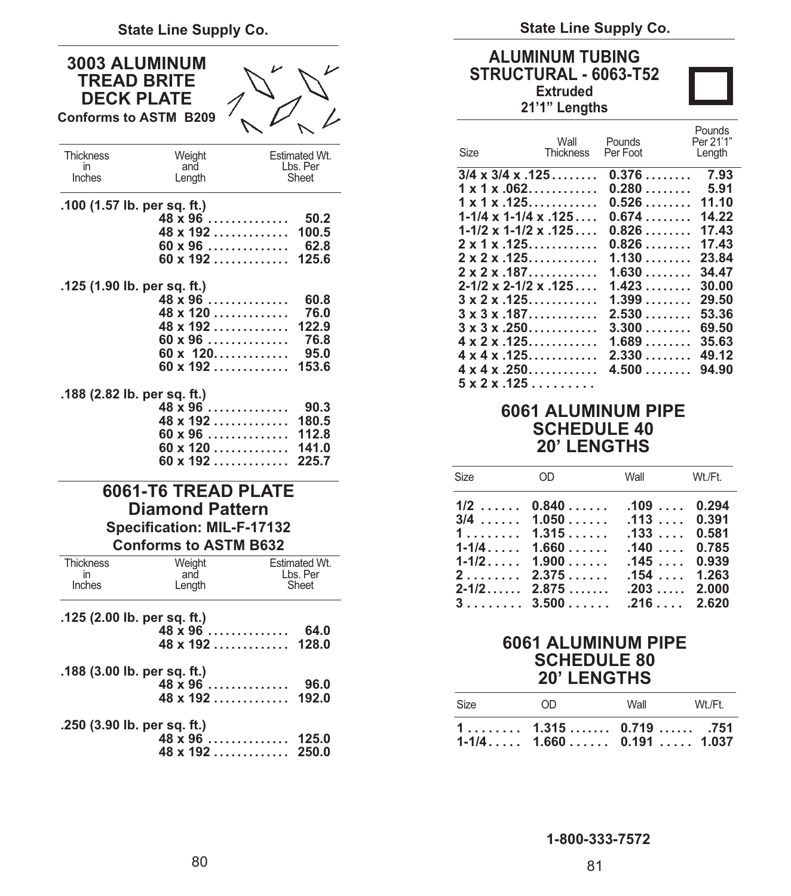## 3003 ALUMINUM TREAD BRITE DECK PLATE

**Conforms to ASTM B209**

| Thickness in Inches | Weight and Length | Estimated Wt. Lbs. Per Sheet |
|---|---|---|
| **.100 (1.57 lb. per sq. ft.)** | | |
| | 48 x 96 | 50.2 |
| | 48 x 192 | 100.5 |
| | 60 x 96 | 62.8 |
| | 60 x 192 | 125.6 |
| **.125 (1.90 lb. per sq. ft.)** | | |
| | 48 x 96 | 60.8 |
| | 48 x 120 | 76.0 |
| | 48 x 192 | 122.9 |
| | 60 x 96 | 76.8 |
| | 60 x 120 | 95.0 |
| | 60 x 192 | 153.6 |
| **.188 (2.82 lb. per sq. ft.)** | | |
| | 48 x 96 | 90.3 |
| | 48 x 192 | 180.5 |
| | 60 x 96 | 112.8 |
| | 60 x 120 | 141.0 |
| | 60 x 192 | 225.7 |

## 6061-T6 TREAD PLATE

### Diamond Pattern

**Specification: MIL-F-17132**

**Conforms to ASTM B632**

| Thickness in Inches | Weight and Length | Estimated Wt. Lbs. Per Sheet |
|---|---|---|
| **.125 (2.00 lb. per sq. ft.)** | | |
| | 48 x 96 | 64.0 |
| | 48 x 192 | 128.0 |
| **.188 (3.00 lb. per sq. ft.)** | | |
| | 48 x 96 | 96.0 |
| | 48 x 192 | 192.0 |
| **.250 (3.90 lb. per sq. ft.)** | | |
| | 48 x 96 | 125.0 |
| | 48 x 192 | 250.0 |

## ALUMINUM TUBING STRUCTURAL - 6063-T52

**Extruded**

**21'1" Lengths**

| Size x Wall Thickness | Pounds Per Foot | Pounds Per 21'1" Length |
|---|---|---|
| 3/4 x 3/4 x .125 | 0.376 | 7.93 |
| 1 x 1 x .062 | 0.280 | 5.91 |
| 1 x 1 x .125 | 0.526 | 11.10 |
| 1-1/4 x 1-1/4 x .125 | 0.674 | 14.22 |
| 1-1/2 x 1-1/2 x .125 | 0.826 | 17.43 |
| 2 x 1 x .125 | 0.826 | 17.43 |
| 2 x 2 x .125 | 1.130 | 23.84 |
| 2 x 2 x .187 | 1.630 | 34.47 |
| 2-1/2 x 2-1/2 x .125 | 1.423 | 30.00 |
| 3 x 2 x .125 | 1.399 | 29.50 |
| 3 x 3 x .187 | 2.530 | 53.36 |
| 3 x 3 x .250 | 3.300 | 69.50 |
| 4 x 2 x .125 | 1.689 | 35.63 |
| 4 x 4 x .125 | 2.330 | 49.12 |
| 4 x 4 x .250 | 4.500 | 94.90 |
| 5 x 2 x .125 | | |

## 6061 ALUMINUM PIPE SCHEDULE 40 20' LENGTHS

| Size | OD | Wall | Wt./Ft. |
|---|---|---|---|
| 1/2 | 0.840 | .109 | 0.294 |
| 3/4 | 1.050 | .113 | 0.391 |
| 1 | 1.315 | .133 | 0.581 |
| 1-1/4 | 1.660 | .140 | 0.785 |
| 1-1/2 | 1.900 | .145 | 0.939 |
| 2 | 2.375 | .154 | 1.263 |
| 2-1/2 | 2.875 | .203 | 2.000 |
| 3 | 3.500 | .216 | 2.620 |

## 6061 ALUMINUM PIPE SCHEDULE 80 20' LENGTHS

| Size | OD | Wall | Wt./Ft. |
|---|---|---|---|
| 1 | 1.315 | 0.719 | .751 |
| 1-1/4 | 1.660 | 0.191 | 1.037 |

1-800-333-7572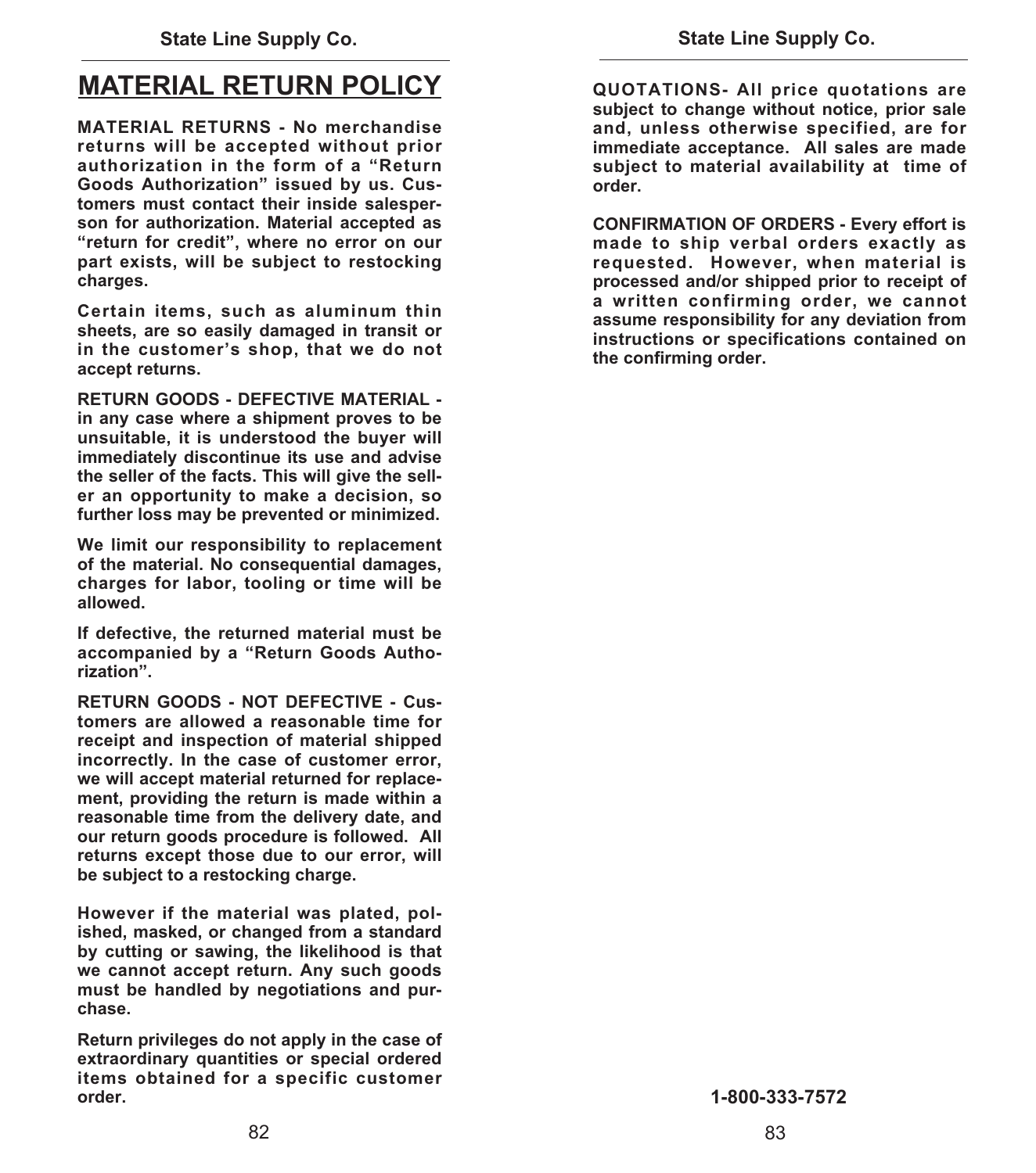# MATERIAL RETURN POLICY

**MATERIAL RETURNS - No merchandise returns will be accepted without prior authorization in the form of a "Return Goods Authorization" issued by us. Customers must contact their inside salesperson for authorization. Material accepted as "return for credit", where no error on our part exists, will be subject to restocking charges.**

**Certain items, such as aluminum thin sheets, are so easily damaged in transit or in the customer's shop, that we do not accept returns.**

**RETURN GOODS - DEFECTIVE MATERIAL - in any case where a shipment proves to be unsuitable, it is understood the buyer will immediately discontinue its use and advise the seller of the facts. This will give the seller an opportunity to make a decision, so further loss may be prevented or minimized.**

**We limit our responsibility to replacement of the material. No consequential damages, charges for labor, tooling or time will be allowed.**

**If defective, the returned material must be accompanied by a "Return Goods Authorization".**

**RETURN GOODS - NOT DEFECTIVE - Customers are allowed a reasonable time for receipt and inspection of material shipped incorrectly. In the case of customer error, we will accept material returned for replacement, providing the return is made within a reasonable time from the delivery date, and our return goods procedure is followed. All returns except those due to our error, will be subject to a restocking charge.**

**However if the material was plated, polished, masked, or changed from a standard by cutting or sawing, the likelihood is that we cannot accept return. Any such goods must be handled by negotiations and purchase.**

**Return privileges do not apply in the case of extraordinary quantities or special ordered items obtained for a specific customer order.**

**QUOTATIONS- All price quotations are subject to change without notice, prior sale and, unless otherwise specified, are for immediate acceptance. All sales are made subject to material availability at time of order.**

**CONFIRMATION OF ORDERS - Every effort is made to ship verbal orders exactly as requested. However, when material is processed and/or shipped prior to receipt of a written confirming order, we cannot assume responsibility for any deviation from instructions or specifications contained on the confirming order.**

**1-800-333-7572**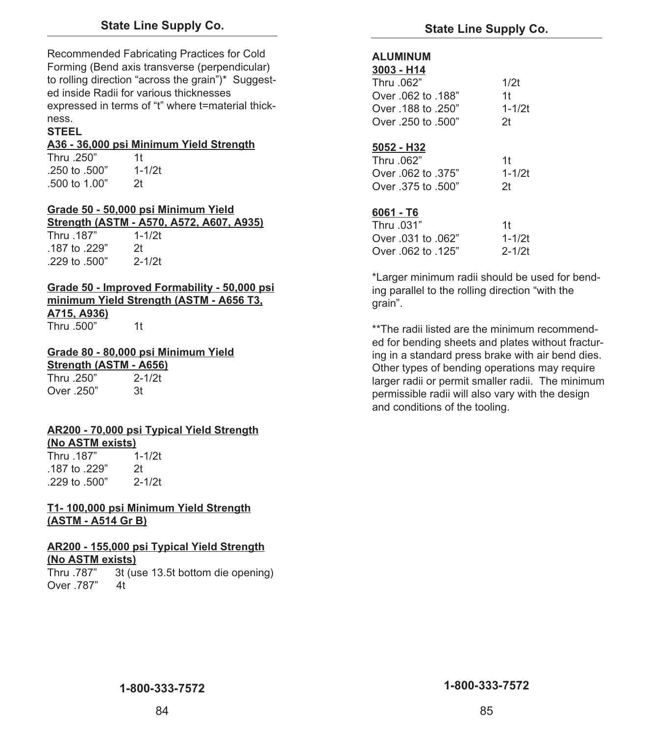Recommended Fabricating Practices for Cold Forming (Bend axis transverse (perpendicular) to rolling direction "across the grain")* Suggested inside Radii for various thicknesses expressed in terms of "t" where t=material thickness.

## STEEL

**A36 - 36,000 psi Minimum Yield Strength**

| Thickness | Radius |
|---|---|
| Thru .250" | 1t |
| .250 to .500" | 1-1/2t |
| .500 to 1.00" | 2t |

**Grade 50 - 50,000 psi Minimum Yield Strength (ASTM - A570, A572, A607, A935)**

| Thickness | Radius |
|---|---|
| Thru .187" | 1-1/2t |
| .187 to .229" | 2t |
| .229 to .500" | 2-1/2t |

**Grade 50 - Improved Formability - 50,000 psi minimum Yield Strength (ASTM - A656 T3, A715, A936)**

| Thickness | Radius |
|---|---|
| Thru .500" | 1t |

**Grade 80 - 80,000 psi Minimum Yield Strength (ASTM - A656)**

| Thickness | Radius |
|---|---|
| Thru .250" | 2-1/2t |
| Over .250" | 3t |

**AR200 - 70,000 psi Typical Yield Strength (No ASTM exists)**

| Thickness | Radius |
|---|---|
| Thru .187" | 1-1/2t |
| .187 to .229" | 2t |
| .229 to .500" | 2-1/2t |

**T1- 100,000 psi Minimum Yield Strength (ASTM - A514 Gr B)**

**AR200 - 155,000 psi Typical Yield Strength (No ASTM exists)**

| Thickness | Radius |
|---|---|
| Thru .787" | 3t (use 13.5t bottom die opening) |
| Over .787" | 4t |

## ALUMINUM

**3003 - H14**

| Thickness | Radius |
|---|---|
| Thru .062" | 1/2t |
| Over .062 to .188" | 1t |
| Over .188 to .250" | 1-1/2t |
| Over .250 to .500" | 2t |

**5052 - H32**

| Thickness | Radius |
|---|---|
| Thru .062" | 1t |
| Over .062 to .375" | 1-1/2t |
| Over .375 to .500" | 2t |

**6061 - T6**

| Thickness | Radius |
|---|---|
| Thru .031" | 1t |
| Over .031 to .062" | 1-1/2t |
| Over .062 to .125" | 2-1/2t |

*Larger minimum radii should be used for bending parallel to the rolling direction "with the grain".

**The radii listed are the minimum recommended for bending sheets and plates without fracturing in a standard press brake with air bend dies. Other types of bending operations may require larger radii or permit smaller radii. The minimum permissible radii will also vary with the design and conditions of the tooling.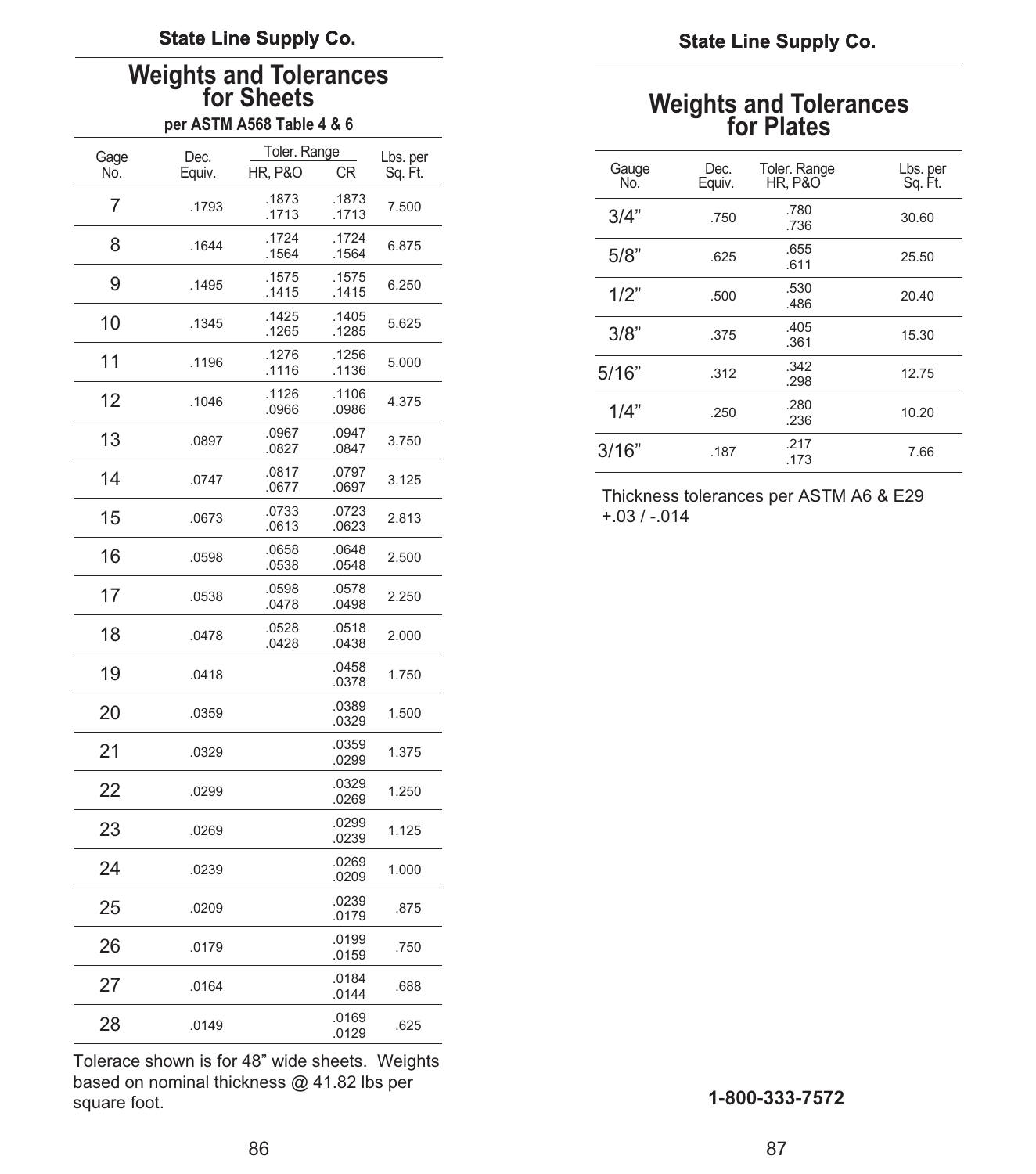## Weights and Tolerances for Sheets

**per ASTM A568 Table 4 & 6**

| Gage No. | Dec. Equiv. | Toler. Range | | Lbs. per Sq. Ft. |
|---|---|---|---|---|
| | | HR, P&O | CR | |
| 7 | .1793 | .1873 .1713 | .1873 .1713 | 7.500 |
| 8 | .1644 | .1724 .1564 | .1724 .1564 | 6.875 |
| 9 | .1495 | .1575 .1415 | .1575 .1415 | 6.250 |
| 10 | .1345 | .1425 .1265 | .1405 .1285 | 5.625 |
| 11 | .1196 | .1276 .1116 | .1256 .1136 | 5.000 |
| 12 | .1046 | .1126 .0966 | .1106 .0986 | 4.375 |
| 13 | .0897 | .0967 .0827 | .0947 .0847 | 3.750 |
| 14 | .0747 | .0817 .0677 | .0797 .0697 | 3.125 |
| 15 | .0673 | .0733 .0613 | .0723 .0623 | 2.813 |
| 16 | .0598 | .0658 .0538 | .0648 .0548 | 2.500 |
| 17 | .0538 | .0598 .0478 | .0578 .0498 | 2.250 |
| 18 | .0478 | .0528 .0428 | .0518 .0438 | 2.000 |
| 19 | .0418 | | .0458 .0378 | 1.750 |
| 20 | .0359 | | .0389 .0329 | 1.500 |
| 21 | .0329 | | .0359 .0299 | 1.375 |
| 22 | .0299 | | .0329 .0269 | 1.250 |
| 23 | .0269 | | .0299 .0239 | 1.125 |
| 24 | .0239 | | .0269 .0209 | 1.000 |
| 25 | .0209 | | .0239 .0179 | .875 |
| 26 | .0179 | | .0199 .0159 | .750 |
| 27 | .0164 | | .0184 .0144 | .688 |
| 28 | .0149 | | .0169 .0129 | .625 |

Tolerace shown is for 48" wide sheets. Weights based on nominal thickness @ 41.82 lbs per square foot.

## Weights and Tolerances for Plates

| Gauge No. | Dec. Equiv. | Toler. Range HR, P&O | Lbs. per Sq. Ft. |
|---|---|---|---|
| 3/4" | .750 | .780 .736 | 30.60 |
| 5/8" | .625 | .655 .611 | 25.50 |
| 1/2" | .500 | .530 .486 | 20.40 |
| 3/8" | .375 | .405 .361 | 15.30 |
| 5/16" | .312 | .342 .298 | 12.75 |
| 1/4" | .250 | .280 .236 | 10.20 |
| 3/16" | .187 | .217 .173 | 7.66 |

Thickness tolerances per ASTM A6 & E29
+.03 / -.014

**1-800-333-7572**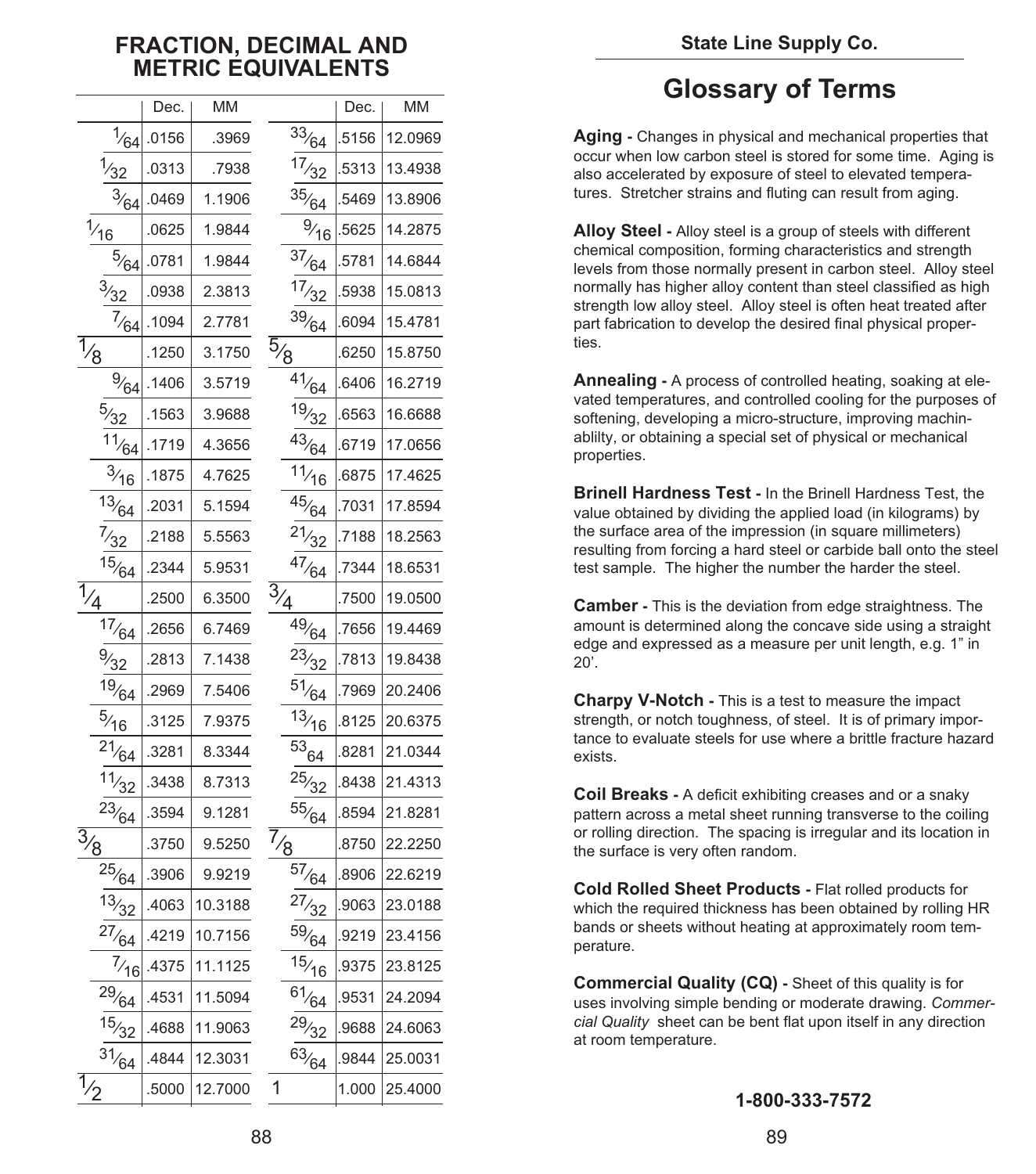## FRACTION, DECIMAL AND METRIC EQUIVALENTS

| | Dec. | MM | | Dec. | MM |
|---|---|---|---|---|---|
| 1/64 | .0156 | .3969 | 33/64 | .5156 | 12.0969 |
| 1/32 | .0313 | .7938 | 17/32 | .5313 | 13.4938 |
| 3/64 | .0469 | 1.1906 | 35/64 | .5469 | 13.8906 |
| 1/16 | .0625 | 1.9844 | 9/16 | .5625 | 14.2875 |
| 5/64 | .0781 | 1.9844 | 37/64 | .5781 | 14.6844 |
| 3/32 | .0938 | 2.3813 | 17/32 | .5938 | 15.0813 |
| 7/64 | .1094 | 2.7781 | 39/64 | .6094 | 15.4781 |
| 1/8 | .1250 | 3.1750 | 5/8 | .6250 | 15.8750 |
| 9/64 | .1406 | 3.5719 | 41/64 | .6406 | 16.2719 |
| 5/32 | .1563 | 3.9688 | 19/32 | .6563 | 16.6688 |
| 11/64 | .1719 | 4.3656 | 43/64 | .6719 | 17.0656 |
| 3/16 | .1875 | 4.7625 | 11/16 | .6875 | 17.4625 |
| 13/64 | .2031 | 5.1594 | 45/64 | .7031 | 17.8594 |
| 7/32 | .2188 | 5.5563 | 21/32 | .7188 | 18.2563 |
| 15/64 | .2344 | 5.9531 | 47/64 | .7344 | 18.6531 |
| 1/4 | .2500 | 6.3500 | 3/4 | .7500 | 19.0500 |
| 17/64 | .2656 | 6.7469 | 49/64 | .7656 | 19.4469 |
| 9/32 | .2813 | 7.1438 | 23/32 | .7813 | 19.8438 |
| 19/64 | .2969 | 7.5406 | 51/64 | .7969 | 20.2406 |
| 5/16 | .3125 | 7.9375 | 13/16 | .8125 | 20.6375 |
| 21/64 | .3281 | 8.3344 | 53 64 | .8281 | 21.0344 |
| 11/32 | .3438 | 8.7313 | 25/32 | .8438 | 21.4313 |
| 23/64 | .3594 | 9.1281 | 55/64 | .8594 | 21.8281 |
| 3/8 | .3750 | 9.5250 | 7/8 | .8750 | 22.2250 |
| 25/64 | .3906 | 9.9219 | 57/64 | .8906 | 22.6219 |
| 13/32 | .4063 | 10.3188 | 27/32 | .9063 | 23.0188 |
| 27/64 | .4219 | 10.7156 | 59/64 | .9219 | 23.4156 |
| 7/16 | .4375 | 11.1125 | 15/16 | .9375 | 23.8125 |
| 29/64 | .4531 | 11.5094 | 61/64 | .9531 | 24.2094 |
| 15/32 | .4688 | 11.9063 | 29/32 | .9688 | 24.6063 |
| 31/64 | .4844 | 12.3031 | 63/64 | .9844 | 25.0031 |
| 1/2 | .5000 | 12.7000 | 1 | 1.000 | 25.4000 |

# Glossary of Terms

**Aging -** Changes in physical and mechanical properties that occur when low carbon steel is stored for some time. Aging is also accelerated by exposure of steel to elevated temperatures. Stretcher strains and fluting can result from aging.

**Alloy Steel -** Alloy steel is a group of steels with different chemical composition, forming characteristics and strength levels from those normally present in carbon steel. Alloy steel normally has higher alloy content than steel classified as high strength low alloy steel. Alloy steel is often heat treated after part fabrication to develop the desired final physical properties.

**Annealing -** A process of controlled heating, soaking at elevated temperatures, and controlled cooling for the purposes of softening, developing a micro-structure, improving machinablilty, or obtaining a special set of physical or mechanical properties.

**Brinell Hardness Test -** In the Brinell Hardness Test, the value obtained by dividing the applied load (in kilograms) by the surface area of the impression (in square millimeters) resulting from forcing a hard steel or carbide ball onto the steel test sample. The higher the number the harder the steel.

**Camber -** This is the deviation from edge straightness. The amount is determined along the concave side using a straight edge and expressed as a measure per unit length, e.g. 1" in 20'.

**Charpy V-Notch -** This is a test to measure the impact strength, or notch toughness, of steel. It is of primary importance to evaluate steels for use where a brittle fracture hazard exists.

**Coil Breaks -** A deficit exhibiting creases and or a snaky pattern across a metal sheet running transverse to the coiling or rolling direction. The spacing is irregular and its location in the surface is very often random.

**Cold Rolled Sheet Products -** Flat rolled products for which the required thickness has been obtained by rolling HR bands or sheets without heating at approximately room temperature.

**Commercial Quality (CQ) -** Sheet of this quality is for uses involving simple bending or moderate drawing. *Commercial Quality* sheet can be bent flat upon itself in any direction at room temperature.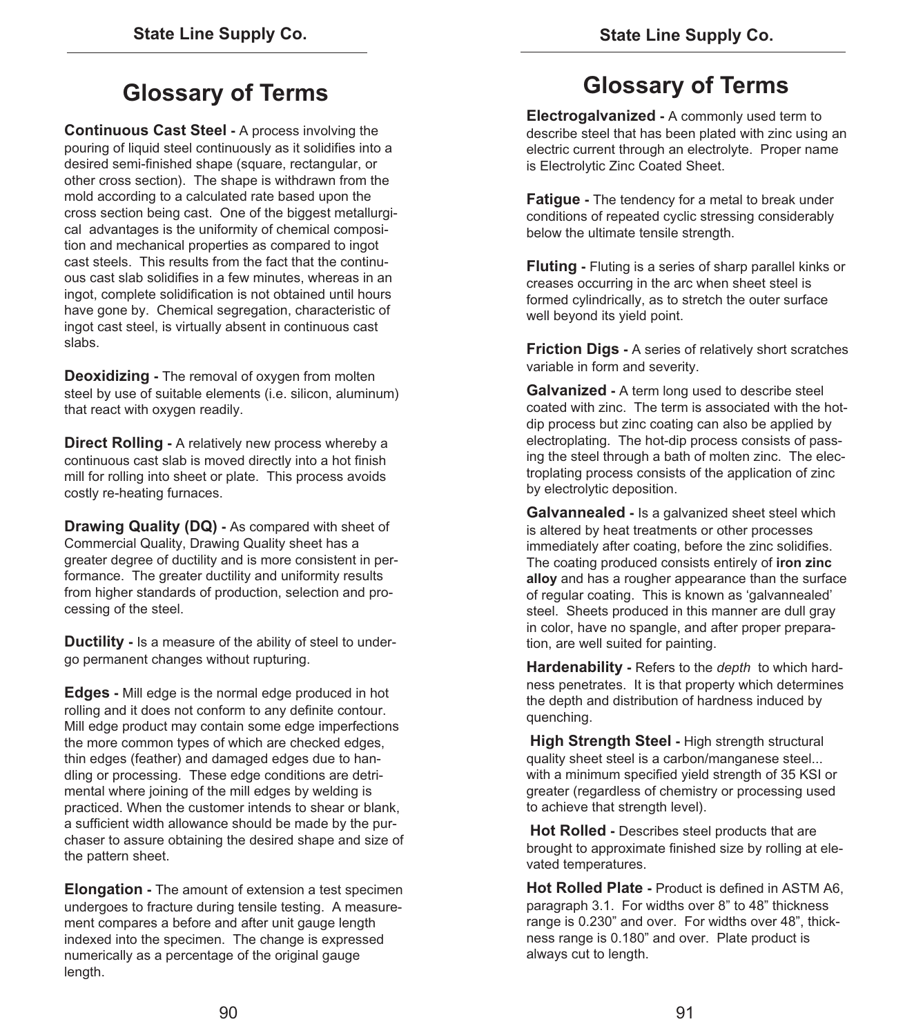# Glossary of Terms

**Continuous Cast Steel -** A process involving the pouring of liquid steel continuously as it solidifies into a desired semi-finished shape (square, rectangular, or other cross section). The shape is withdrawn from the mold according to a calculated rate based upon the cross section being cast. One of the biggest metallurgical advantages is the uniformity of chemical composition and mechanical properties as compared to ingot cast steels. This results from the fact that the continuous cast slab solidifies in a few minutes, whereas in an ingot, complete solidification is not obtained until hours have gone by. Chemical segregation, characteristic of ingot cast steel, is virtually absent in continuous cast slabs.

**Deoxidizing -** The removal of oxygen from molten steel by use of suitable elements (i.e. silicon, aluminum) that react with oxygen readily.

**Direct Rolling -** A relatively new process whereby a continuous cast slab is moved directly into a hot finish mill for rolling into sheet or plate. This process avoids costly re-heating furnaces.

**Drawing Quality (DQ) -** As compared with sheet of Commercial Quality, Drawing Quality sheet has a greater degree of ductility and is more consistent in performance. The greater ductility and uniformity results from higher standards of production, selection and processing of the steel.

**Ductility -** Is a measure of the ability of steel to undergo permanent changes without rupturing.

**Edges -** Mill edge is the normal edge produced in hot rolling and it does not conform to any definite contour. Mill edge product may contain some edge imperfections the more common types of which are checked edges, thin edges (feather) and damaged edges due to handling or processing. These edge conditions are detrimental where joining of the mill edges by welding is practiced. When the customer intends to shear or blank, a sufficient width allowance should be made by the purchaser to assure obtaining the desired shape and size of the pattern sheet.

**Elongation -** The amount of extension a test specimen undergoes to fracture during tensile testing. A measurement compares a before and after unit gauge length indexed into the specimen. The change is expressed numerically as a percentage of the original gauge length.

# Glossary of Terms

**Electrogalvanized -** A commonly used term to describe steel that has been plated with zinc using an electric current through an electrolyte. Proper name is Electrolytic Zinc Coated Sheet.

**Fatigue -** The tendency for a metal to break under conditions of repeated cyclic stressing considerably below the ultimate tensile strength.

**Fluting -** Fluting is a series of sharp parallel kinks or creases occurring in the arc when sheet steel is formed cylindrically, as to stretch the outer surface well beyond its yield point.

**Friction Digs -** A series of relatively short scratches variable in form and severity.

**Galvanized -** A term long used to describe steel coated with zinc. The term is associated with the hot-dip process but zinc coating can also be applied by electroplating. The hot-dip process consists of passing the steel through a bath of molten zinc. The electroplating process consists of the application of zinc by electrolytic deposition.

**Galvannealed -** Is a galvanized sheet steel which is altered by heat treatments or other processes immediately after coating, before the zinc solidifies. The coating produced consists entirely of **iron zinc alloy** and has a rougher appearance than the surface of regular coating. This is known as 'galvannealed' steel. Sheets produced in this manner are dull gray in color, have no spangle, and after proper preparation, are well suited for painting.

**Hardenability -** Refers to the *depth* to which hardness penetrates. It is that property which determines the depth and distribution of hardness induced by quenching.

**High Strength Steel -** High strength structural quality sheet steel is a carbon/manganese steel... with a minimum specified yield strength of 35 KSI or greater (regardless of chemistry or processing used to achieve that strength level).

**Hot Rolled -** Describes steel products that are brought to approximate finished size by rolling at elevated temperatures.

**Hot Rolled Plate -** Product is defined in ASTM A6, paragraph 3.1. For widths over 8" to 48" thickness range is 0.230" and over. For widths over 48", thickness range is 0.180" and over. Plate product is always cut to length.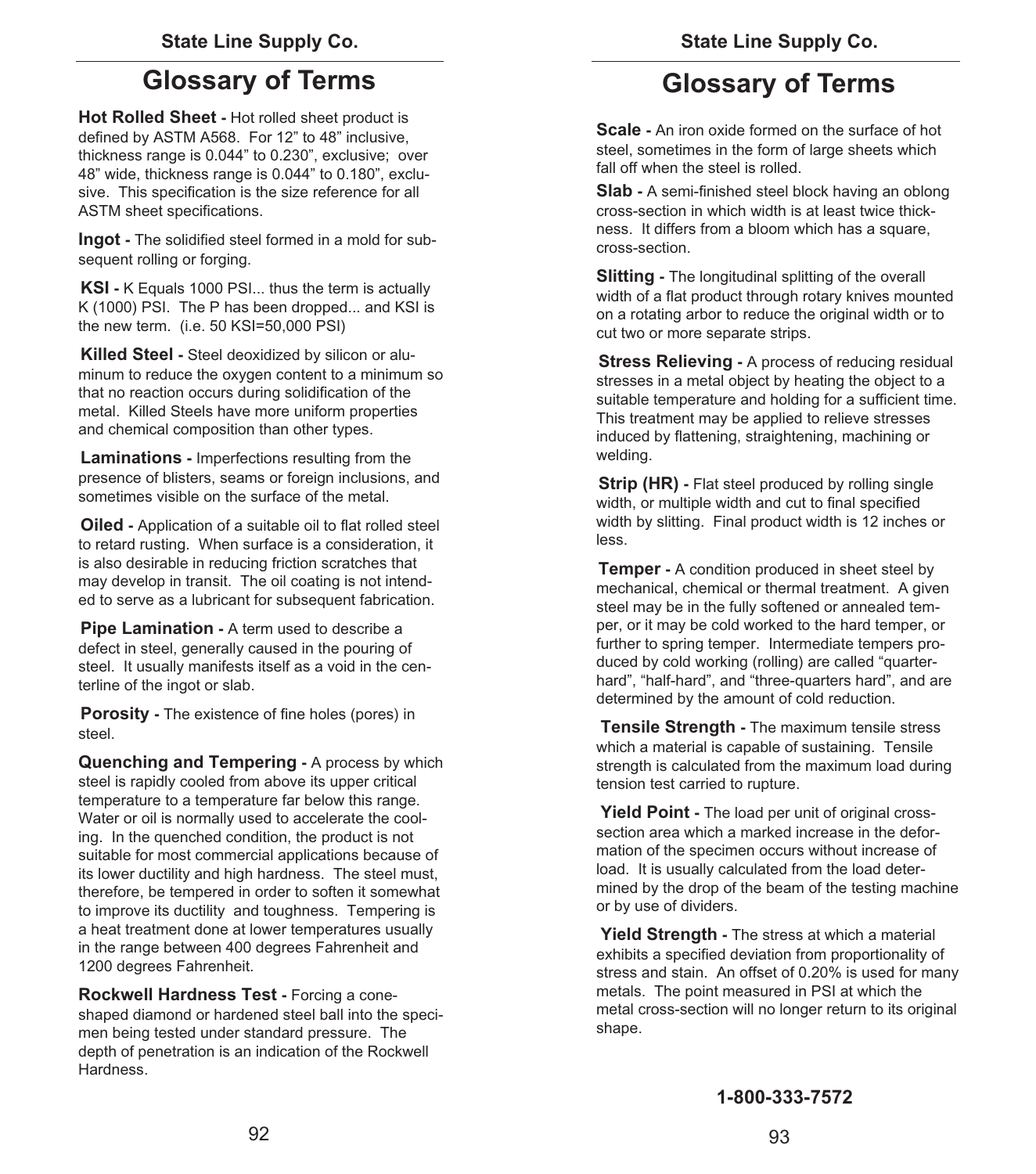# Glossary of Terms

**Hot Rolled Sheet -** Hot rolled sheet product is defined by ASTM A568. For 12" to 48" inclusive, thickness range is 0.044" to 0.230", exclusive; over 48" wide, thickness range is 0.044" to 0.180", exclusive. This specification is the size reference for all ASTM sheet specifications.

**Ingot -** The solidified steel formed in a mold for subsequent rolling or forging.

**KSI -** K Equals 1000 PSI... thus the term is actually K (1000) PSI. The P has been dropped... and KSI is the new term. (i.e. 50 KSI=50,000 PSI)

**Killed Steel -** Steel deoxidized by silicon or aluminum to reduce the oxygen content to a minimum so that no reaction occurs during solidification of the metal. Killed Steels have more uniform properties and chemical composition than other types.

**Laminations -** Imperfections resulting from the presence of blisters, seams or foreign inclusions, and sometimes visible on the surface of the metal.

**Oiled -** Application of a suitable oil to flat rolled steel to retard rusting. When surface is a consideration, it is also desirable in reducing friction scratches that may develop in transit. The oil coating is not intended to serve as a lubricant for subsequent fabrication.

**Pipe Lamination -** A term used to describe a defect in steel, generally caused in the pouring of steel. It usually manifests itself as a void in the centerline of the ingot or slab.

**Porosity -** The existence of fine holes (pores) in steel.

**Quenching and Tempering -** A process by which steel is rapidly cooled from above its upper critical temperature to a temperature far below this range. Water or oil is normally used to accelerate the cooling. In the quenched condition, the product is not suitable for most commercial applications because of its lower ductility and high hardness. The steel must, therefore, be tempered in order to soften it somewhat to improve its ductility and toughness. Tempering is a heat treatment done at lower temperatures usually in the range between 400 degrees Fahrenheit and 1200 degrees Fahrenheit.

**Rockwell Hardness Test -** Forcing a cone-shaped diamond or hardened steel ball into the specimen being tested under standard pressure. The depth of penetration is an indication of the Rockwell Hardness.

**Scale -** An iron oxide formed on the surface of hot steel, sometimes in the form of large sheets which fall off when the steel is rolled.

**Slab -** A semi-finished steel block having an oblong cross-section in which width is at least twice thickness. It differs from a bloom which has a square, cross-section.

**Slitting -** The longitudinal splitting of the overall width of a flat product through rotary knives mounted on a rotating arbor to reduce the original width or to cut two or more separate strips.

**Stress Relieving -** A process of reducing residual stresses in a metal object by heating the object to a suitable temperature and holding for a sufficient time. This treatment may be applied to relieve stresses induced by flattening, straightening, machining or welding.

**Strip (HR) -** Flat steel produced by rolling single width, or multiple width and cut to final specified width by slitting. Final product width is 12 inches or less.

**Temper -** A condition produced in sheet steel by mechanical, chemical or thermal treatment. A given steel may be in the fully softened or annealed temper, or it may be cold worked to the hard temper, or further to spring temper. Intermediate tempers produced by cold working (rolling) are called "quarter-hard", "half-hard", and "three-quarters hard", and are determined by the amount of cold reduction.

**Tensile Strength -** The maximum tensile stress which a material is capable of sustaining. Tensile strength is calculated from the maximum load during tension test carried to rupture.

**Yield Point -** The load per unit of original cross-section area which a marked increase in the deformation of the specimen occurs without increase of load. It is usually calculated from the load determined by the drop of the beam of the testing machine or by use of dividers.

**Yield Strength -** The stress at which a material exhibits a specified deviation from proportionality of stress and stain. An offset of 0.20% is used for many metals. The point measured in PSI at which the metal cross-section will no longer return to its original shape.

**1-800-333-7572**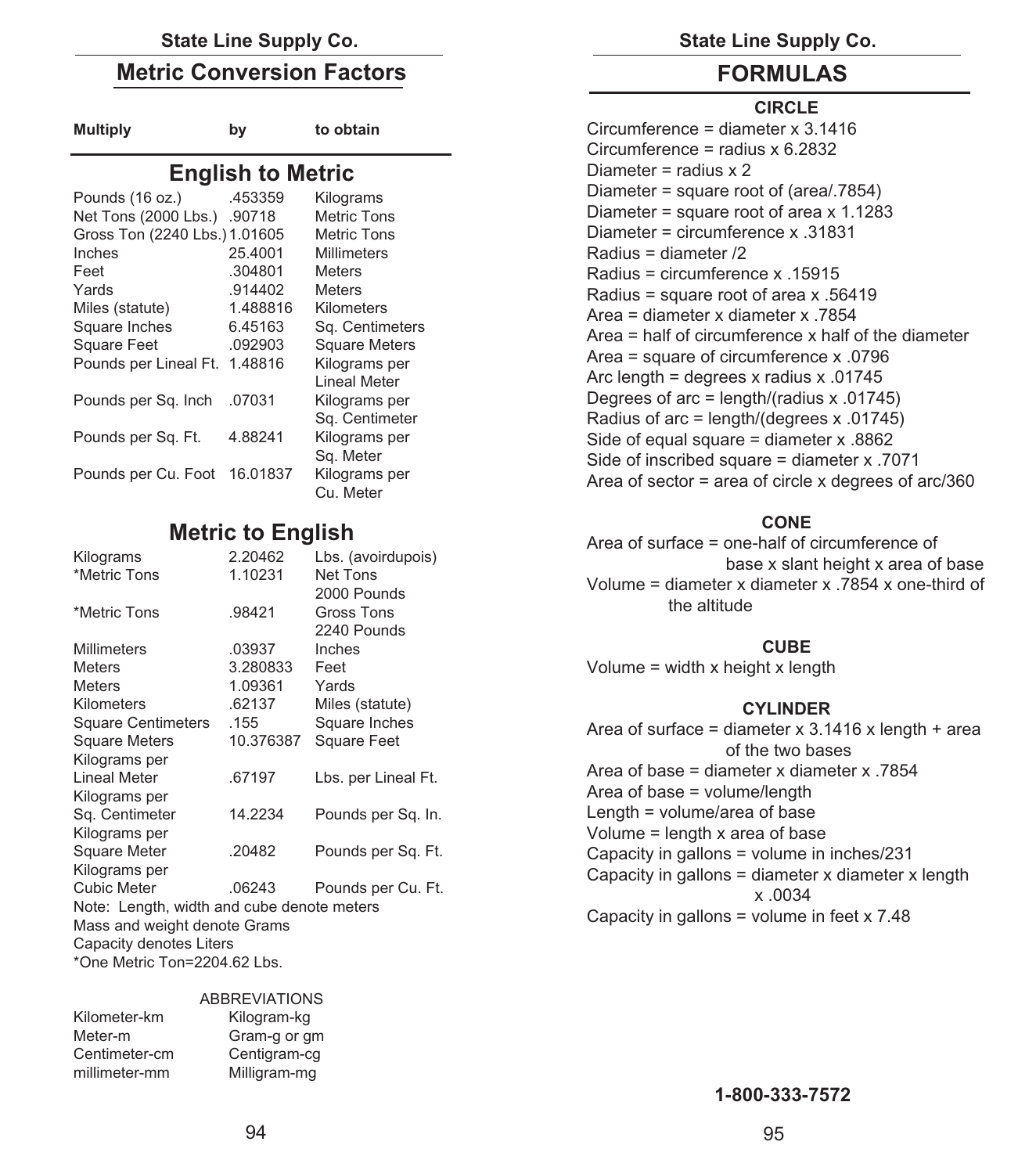## Metric Conversion Factors

| Multiply | by | to obtain |
|---|---|---|
| **English to Metric** | | |
| Pounds (16 oz.) | .453359 | Kilograms |
| Net Tons (2000 Lbs.) | .90718 | Metric Tons |
| Gross Ton (2240 Lbs.) | 1.01605 | Metric Tons |
| Inches | 25.4001 | Millimeters |
| Feet | .304801 | Meters |
| Yards | .914402 | Meters |
| Miles (statute) | 1.488816 | Kilometers |
| Square Inches | 6.45163 | Sq. Centimeters |
| Square Feet | .092903 | Square Meters |
| Pounds per Lineal Ft. | 1.48816 | Kilograms per Lineal Meter |
| Pounds per Sq. Inch | .07031 | Kilograms per Sq. Centimeter |
| Pounds per Sq. Ft. | 4.88241 | Kilograms per Sq. Meter |
| Pounds per Cu. Foot | 16.01837 | Kilograms per Cu. Meter |
| **Metric to English** | | |
| Kilograms | 2.20462 | Lbs. (avoirdupois) |
| *Metric Tons | 1.10231 | Net Tons 2000 Pounds |
| *Metric Tons | .98421 | Gross Tons 2240 Pounds |
| Millimeters | .03937 | Inches |
| Meters | 3.280833 | Feet |
| Meters | 1.09361 | Yards |
| Kilometers | .62137 | Miles (statute) |
| Square Centimeters | .155 | Square Inches |
| Square Meters | 10.376387 | Square Feet |
| Kilograms per Lineal Meter | .67197 | Lbs. per Lineal Ft. |
| Kilograms per Sq. Centimeter | 14.2234 | Pounds per Sq. In. |
| Kilograms per Square Meter | .20482 | Pounds per Sq. Ft. |
| Kilograms per Cubic Meter | .06243 | Pounds per Cu. Ft. |

Note: Length, width and cube denote meters
Mass and weight denote Grams
Capacity denotes Liters
*One Metric Ton=2204.62 Lbs.

ABBREVIATIONS

| | |
|---|---|
| Kilometer-km | Kilogram-kg |
| Meter-m | Gram-g or gm |
| Centimeter-cm | Centigram-cg |
| millimeter-mm | Milligram-mg |

## FORMULAS

### CIRCLE

Circumference = diameter x 3.1416
Circumference = radius x 6.2832
Diameter = radius x 2
Diameter = square root of (area/.7854)
Diameter = square root of area x 1.1283
Diameter = circumference x .31831
Radius = diameter /2
Radius = circumference x .15915
Radius = square root of area x .56419
Area = diameter x diameter x .7854
Area = half of circumference x half of the diameter
Area = square of circumference x .0796
Arc length = degrees x radius x .01745
Degrees of arc = length/(radius x .01745)
Radius of arc = length/(degrees x .01745)
Side of equal square = diameter x .8862
Side of inscribed square = diameter x .7071
Area of sector = area of circle x degrees of arc/360

### CONE

Area of surface = one-half of circumference of base x slant height x area of base
Volume = diameter x diameter x .7854 x one-third of the altitude

### CUBE

Volume = width x height x length

### CYLINDER

Area of surface = diameter x 3.1416 x length + area of the two bases
Area of base = diameter x diameter x .7854
Area of base = volume/length
Length = volume/area of base
Volume = length x area of base
Capacity in gallons = volume in inches/231
Capacity in gallons = diameter x diameter x length x .0034
Capacity in gallons = volume in feet x 7.48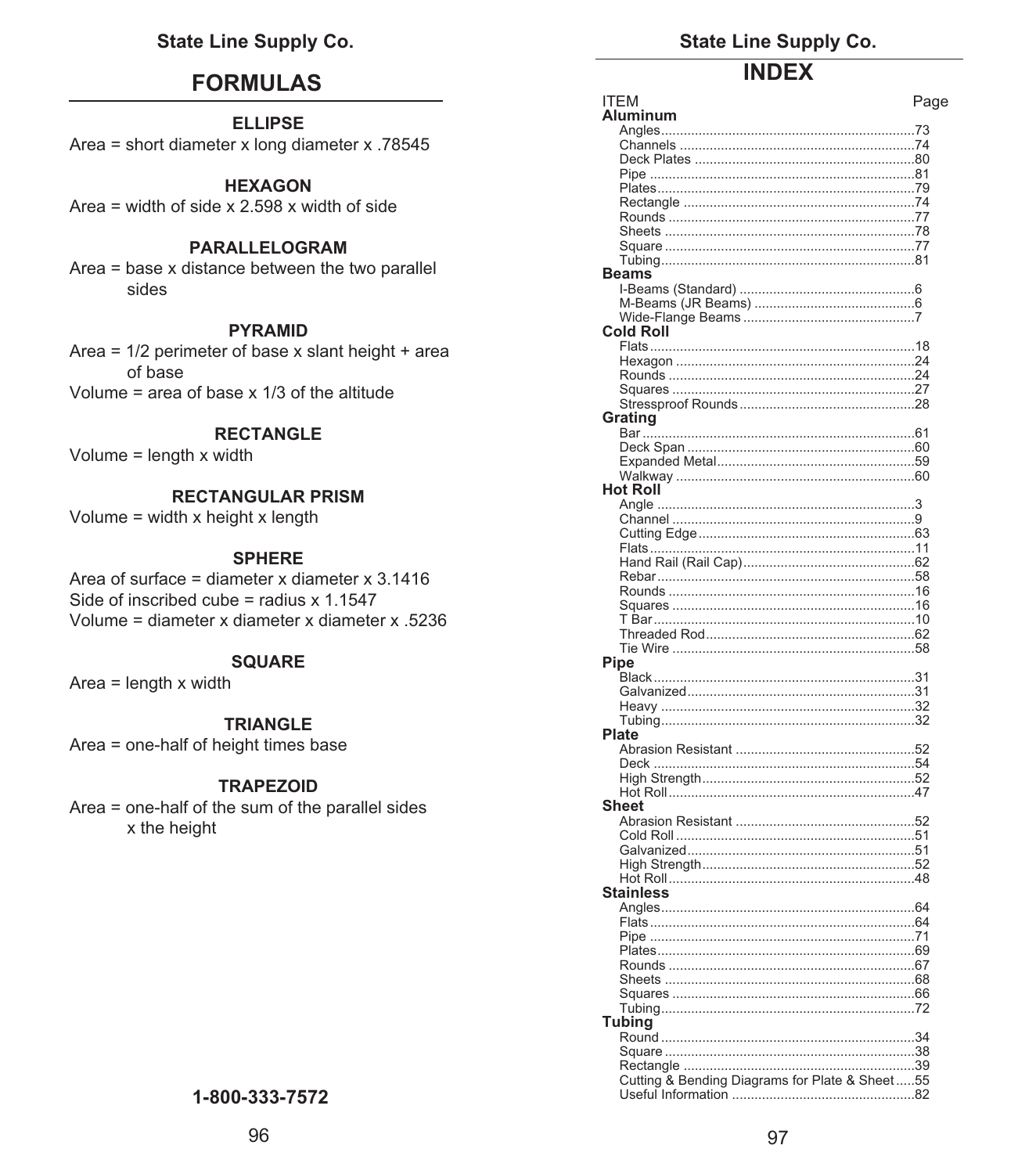# FORMULAS

### ELLIPSE

Area = short diameter x long diameter x .78545

### HEXAGON

Area = width of side x 2.598 x width of side

### PARALLELOGRAM

Area = base x distance between the two parallel sides

### PYRAMID

Area = 1/2 perimeter of base x slant height + area of base

Volume = area of base x 1/3 of the altitude

### RECTANGLE

Volume = length x width

### RECTANGULAR PRISM

Volume = width x height x length

### SPHERE

Area of surface = diameter x diameter x 3.1416

Side of inscribed cube = radius x 1.1547

Volume = diameter x diameter x diameter x .5236

### SQUARE

Area = length x width

### TRIANGLE

Area = one-half of height times base

### TRAPEZOID

Area = one-half of the sum of the parallel sides x the height

**1-800-333-7572**

# INDEX

| ITEM | Page |
|---|---|
| **Aluminum** | |
| Angles | 73 |
| Channels | 74 |
| Deck Plates | 80 |
| Pipe | 81 |
| Plates | 79 |
| Rectangle | 74 |
| Rounds | 77 |
| Sheets | 78 |
| Square | 77 |
| Tubing | 81 |
| **Beams** | |
| I-Beams (Standard) | 6 |
| M-Beams (JR Beams) | 6 |
| Wide-Flange Beams | 7 |
| **Cold Roll** | |
| Flats | 18 |
| Hexagon | 24 |
| Rounds | 24 |
| Squares | 27 |
| Stressproof Rounds | 28 |
| **Grating** | |
| Bar | 61 |
| Deck Span | 60 |
| Expanded Metal | 59 |
| Walkway | 60 |
| **Hot Roll** | |
| Angle | 3 |
| Channel | 9 |
| Cutting Edge | 63 |
| Flats | 11 |
| Hand Rail (Rail Cap) | 62 |
| Rebar | 58 |
| Rounds | 16 |
| Squares | 16 |
| T Bar | 10 |
| Threaded Rod | 62 |
| Tie Wire | 58 |
| **Pipe** | |
| Black | 31 |
| Galvanized | 31 |
| Heavy | 32 |
| Tubing | 32 |
| **Plate** | |
| Abrasion Resistant | 52 |
| Deck | 54 |
| High Strength | 52 |
| Hot Roll | 47 |
| **Sheet** | |
| Abrasion Resistant | 52 |
| Cold Roll | 51 |
| Galvanized | 51 |
| High Strength | 52 |
| Hot Roll | 48 |
| **Stainless** | |
| Angles | 64 |
| Flats | 64 |
| Pipe | 71 |
| Plates | 69 |
| Rounds | 67 |
| Sheets | 68 |
| Squares | 66 |
| Tubing | 72 |
| **Tubing** | |
| Round | 34 |
| Square | 38 |
| Rectangle | 39 |
| Cutting & Bending Diagrams for Plate & Sheet | 55 |
| Useful Information | 82 |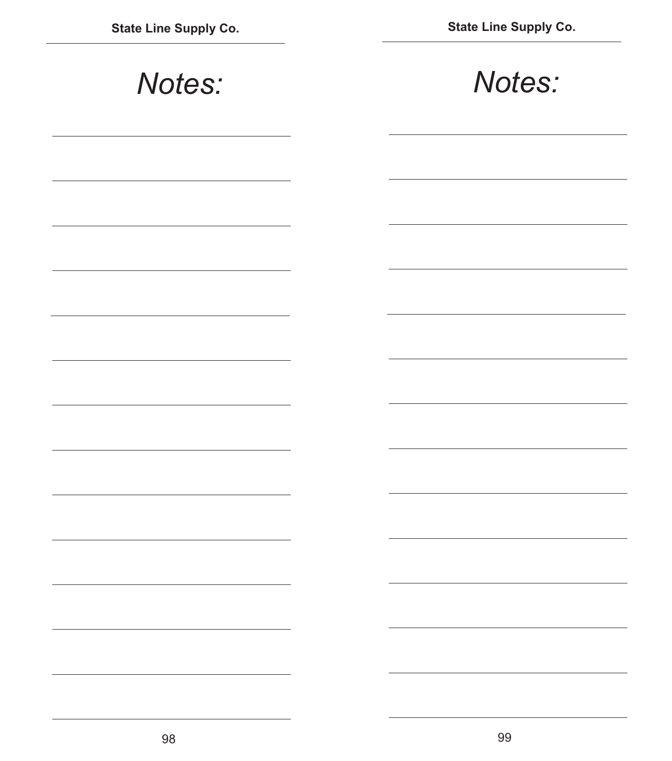# Notes:

# Notes: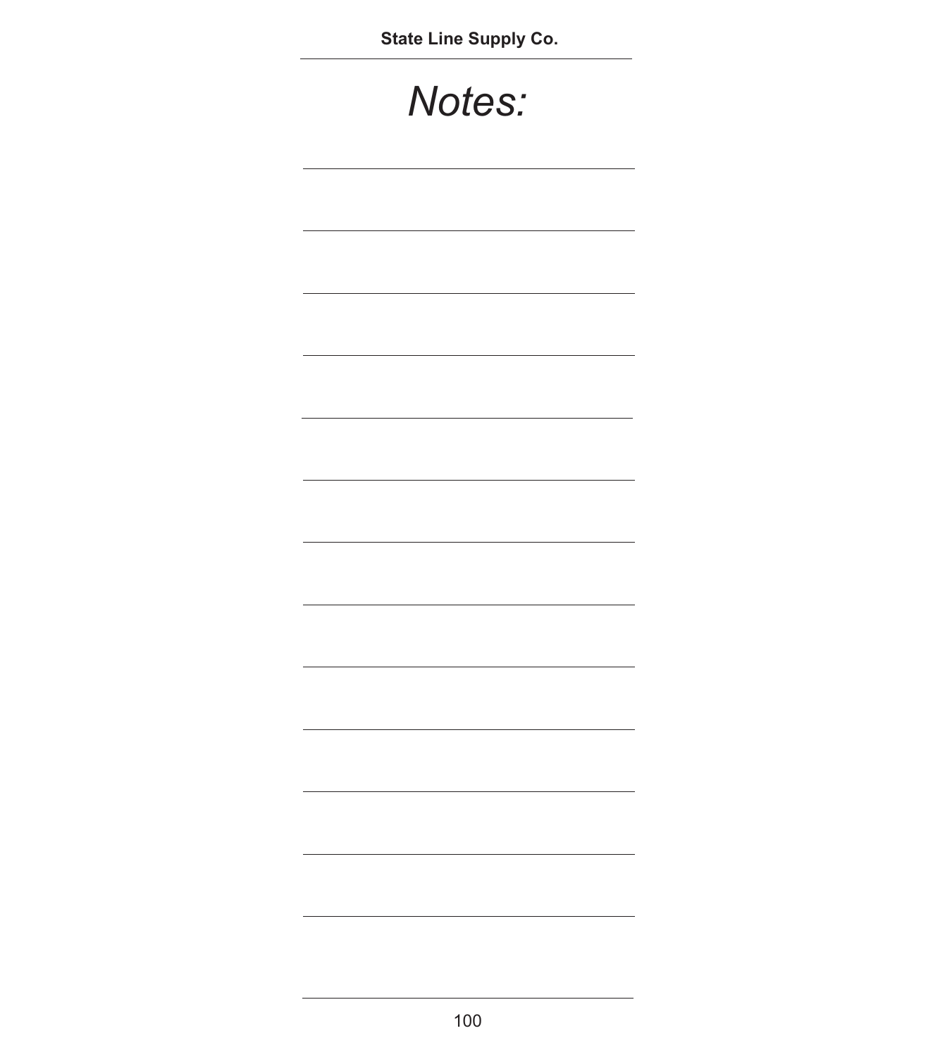# *Notes:*